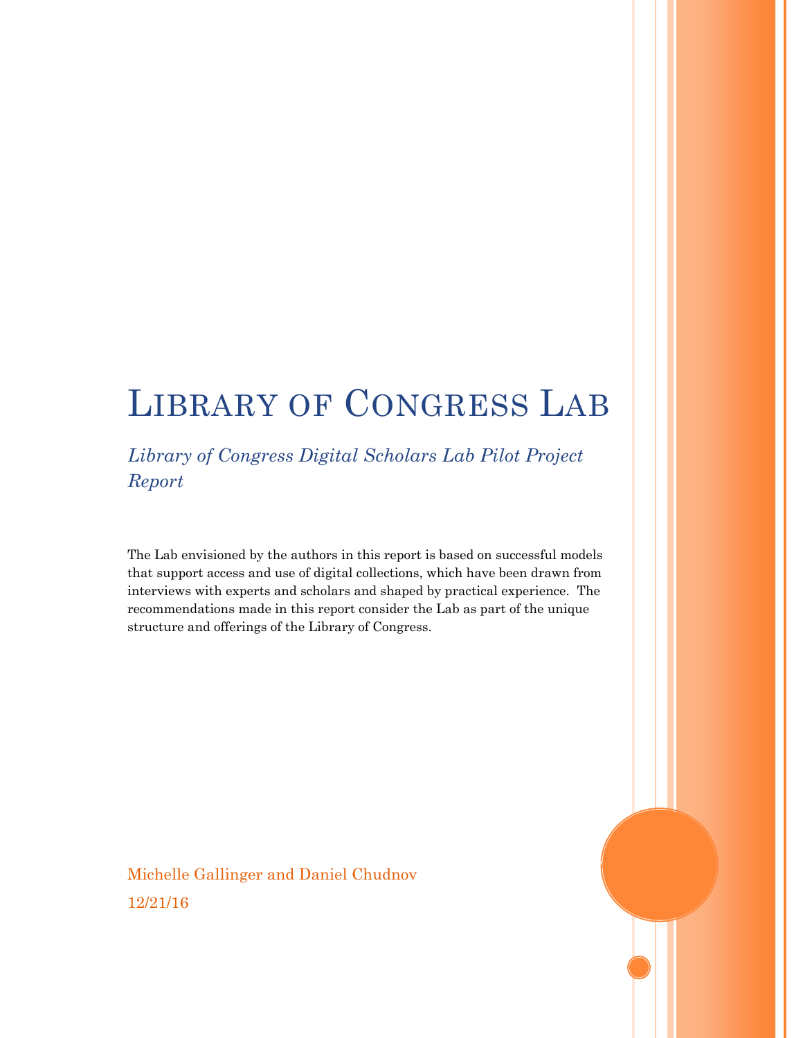# Library of Congress Lab

*Library of Congress Digital Scholars Lab Pilot Project Report*

The Lab envisioned by the authors in this report is based on successful models that support access and use of digital collections, which have been drawn from interviews with experts and scholars and shaped by practical experience. The recommendations made in this report consider the Lab as part of the unique structure and offerings of the Library of Congress.

Michelle Gallinger and Daniel Chudnov

12/21/16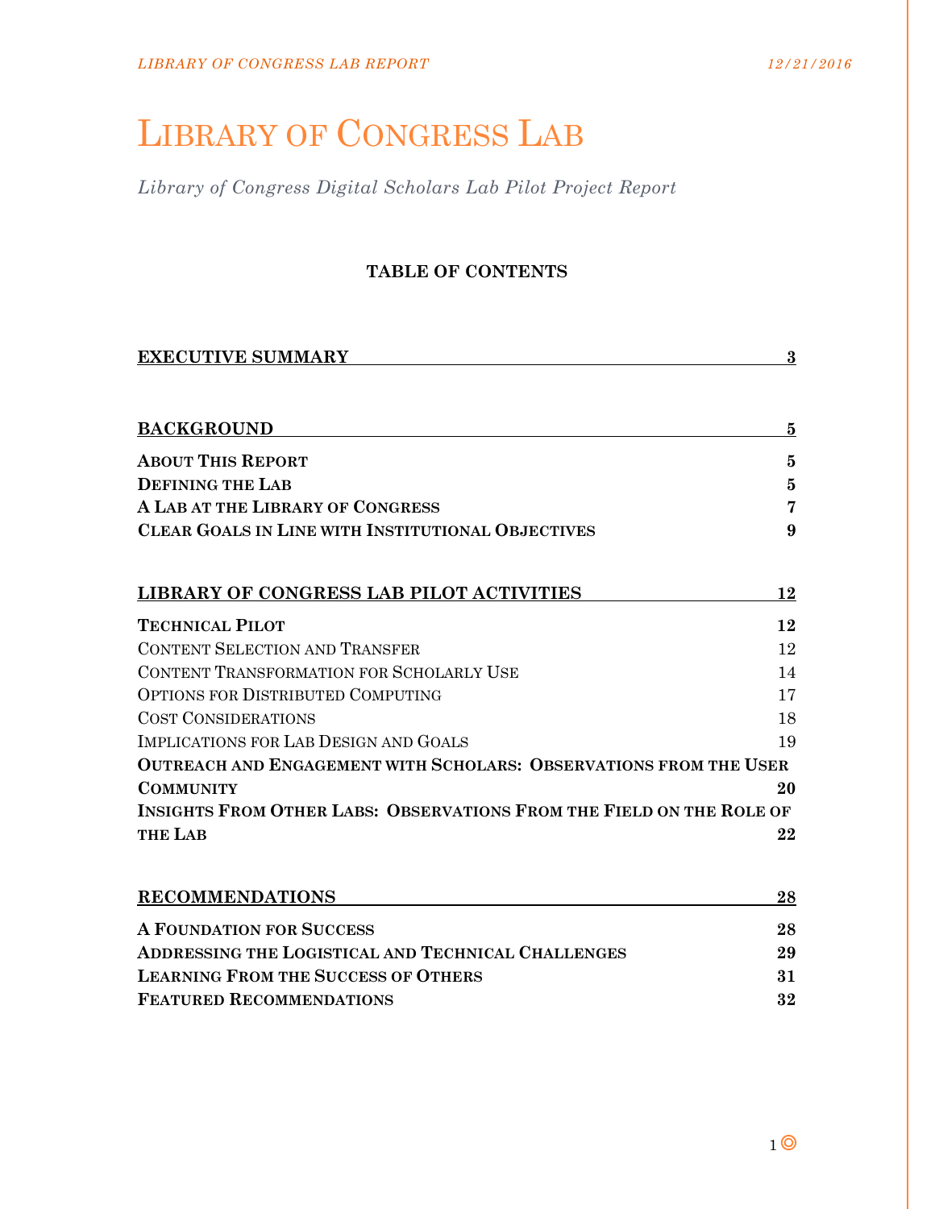# Library of Congress Lab

*Library of Congress Digital Scholars Lab Pilot Project Report*

**TABLE OF CONTENTS**

| | |
|---|---|
| **EXECUTIVE SUMMARY** | **3** |
| **BACKGROUND** | **5** |
| **About This Report** | **5** |
| **Defining the Lab** | **5** |
| **A Lab at the Library of Congress** | **7** |
| **Clear Goals in Line with Institutional Objectives** | **9** |
| **LIBRARY OF CONGRESS LAB PILOT ACTIVITIES** | **12** |
| **Technical Pilot** | **12** |
| Content Selection and Transfer | 12 |
| Content Transformation for Scholarly Use | 14 |
| Options for Distributed Computing | 17 |
| Cost Considerations | 18 |
| Implications for Lab Design and Goals | 19 |
| **Outreach and Engagement with Scholars: Observations from the User Community** | **20** |
| **Insights From Other Labs: Observations From the Field on the Role of the Lab** | **22** |
| **RECOMMENDATIONS** | **28** |
| **A Foundation for Success** | **28** |
| **Addressing the Logistical and Technical Challenges** | **29** |
| **Learning From the Success of Others** | **31** |
| **Featured Recommendations** | **32** |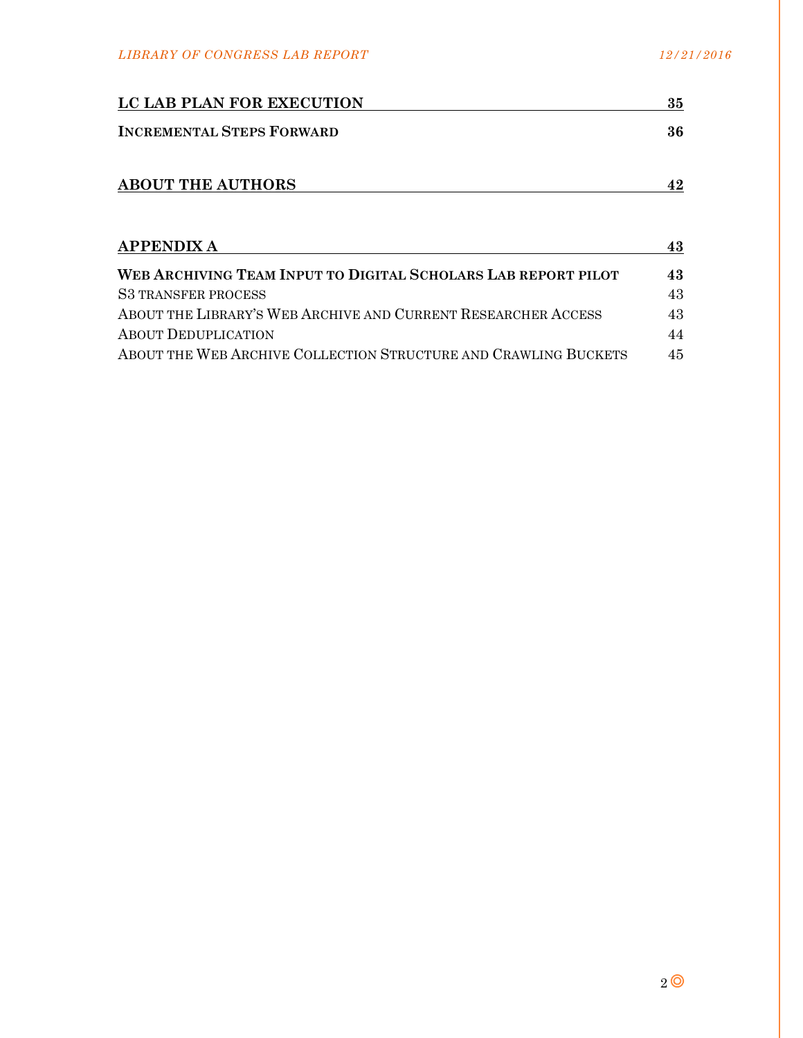| | |
| --- | --- |
| **LC LAB PLAN FOR EXECUTION** | **35** |
| **INCREMENTAL STEPS FORWARD** | **36** |
| **ABOUT THE AUTHORS** | **42** |
| **APPENDIX A** | **43** |
| **WEB ARCHIVING TEAM INPUT TO DIGITAL SCHOLARS LAB REPORT PILOT** | **43** |
| S3 TRANSFER PROCESS | 43 |
| ABOUT THE LIBRARY'S WEB ARCHIVE AND CURRENT RESEARCHER ACCESS | 43 |
| ABOUT DEDUPLICATION | 44 |
| ABOUT THE WEB ARCHIVE COLLECTION STRUCTURE AND CRAWLING BUCKETS | 45 |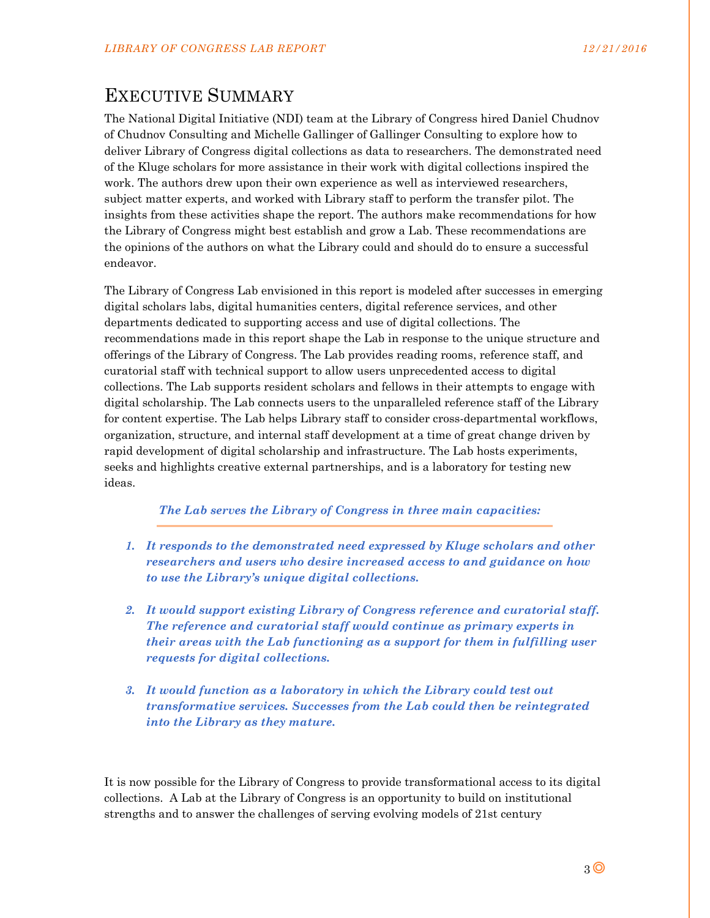# Executive Summary

The National Digital Initiative (NDI) team at the Library of Congress hired Daniel Chudnov of Chudnov Consulting and Michelle Gallinger of Gallinger Consulting to explore how to deliver Library of Congress digital collections as data to researchers. The demonstrated need of the Kluge scholars for more assistance in their work with digital collections inspired the work. The authors drew upon their own experience as well as interviewed researchers, subject matter experts, and worked with Library staff to perform the transfer pilot. The insights from these activities shape the report. The authors make recommendations for how the Library of Congress might best establish and grow a Lab. These recommendations are the opinions of the authors on what the Library could and should do to ensure a successful endeavor.

The Library of Congress Lab envisioned in this report is modeled after successes in emerging digital scholars labs, digital humanities centers, digital reference services, and other departments dedicated to supporting access and use of digital collections. The recommendations made in this report shape the Lab in response to the unique structure and offerings of the Library of Congress. The Lab provides reading rooms, reference staff, and curatorial staff with technical support to allow users unprecedented access to digital collections. The Lab supports resident scholars and fellows in their attempts to engage with digital scholarship. The Lab connects users to the unparalleled reference staff of the Library for content expertise. The Lab helps Library staff to consider cross-departmental workflows, organization, structure, and internal staff development at a time of great change driven by rapid development of digital scholarship and infrastructure. The Lab hosts experiments, seeks and highlights creative external partnerships, and is a laboratory for testing new ideas.

***The Lab serves the Library of Congress in three main capacities:***

1. ***It responds to the demonstrated need expressed by Kluge scholars and other researchers and users who desire increased access to and guidance on how to use the Library's unique digital collections.***

2. ***It would support existing Library of Congress reference and curatorial staff. The reference and curatorial staff would continue as primary experts in their areas with the Lab functioning as a support for them in fulfilling user requests for digital collections.***

3. ***It would function as a laboratory in which the Library could test out transformative services. Successes from the Lab could then be reintegrated into the Library as they mature.***

It is now possible for the Library of Congress to provide transformational access to its digital collections. A Lab at the Library of Congress is an opportunity to build on institutional strengths and to answer the challenges of serving evolving models of 21st century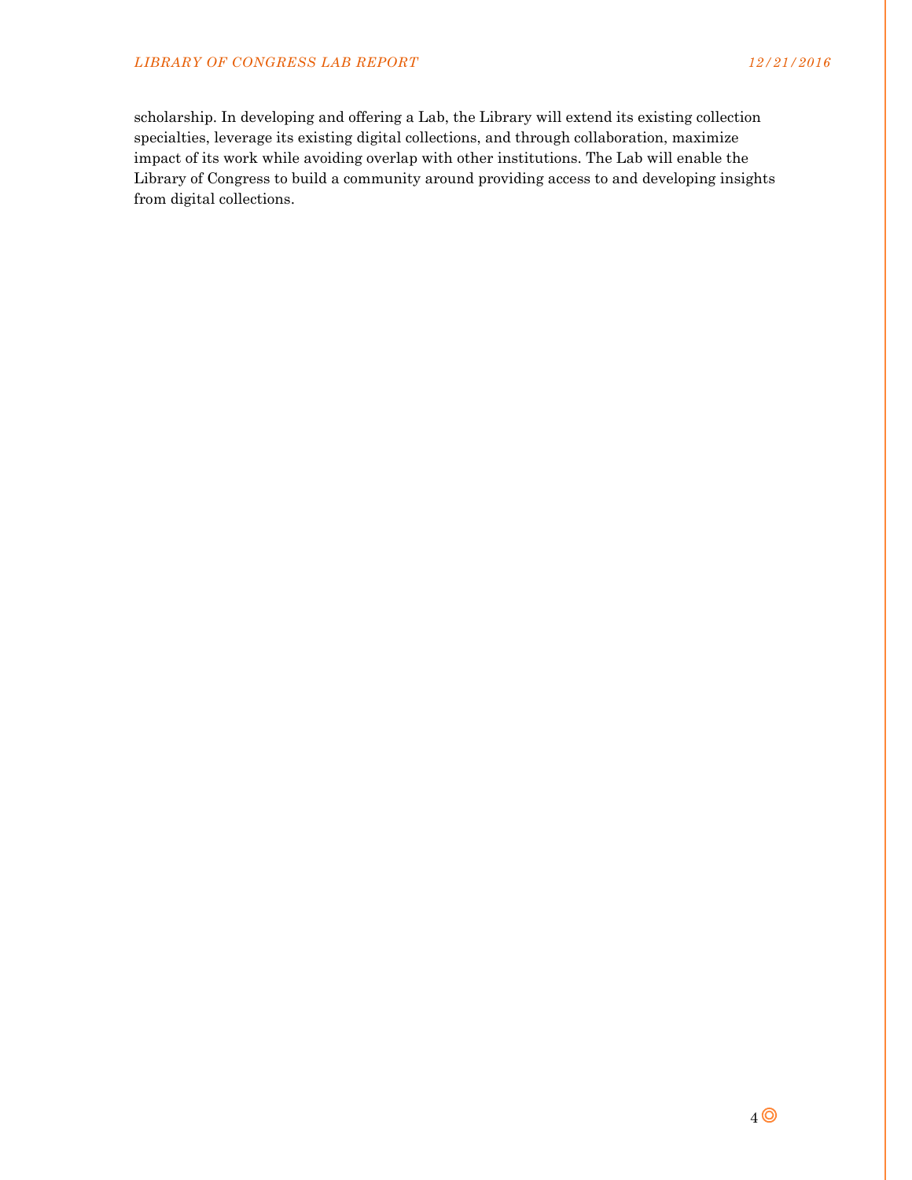scholarship. In developing and offering a Lab, the Library will extend its existing collection specialties, leverage its existing digital collections, and through collaboration, maximize impact of its work while avoiding overlap with other institutions. The Lab will enable the Library of Congress to build a community around providing access to and developing insights from digital collections.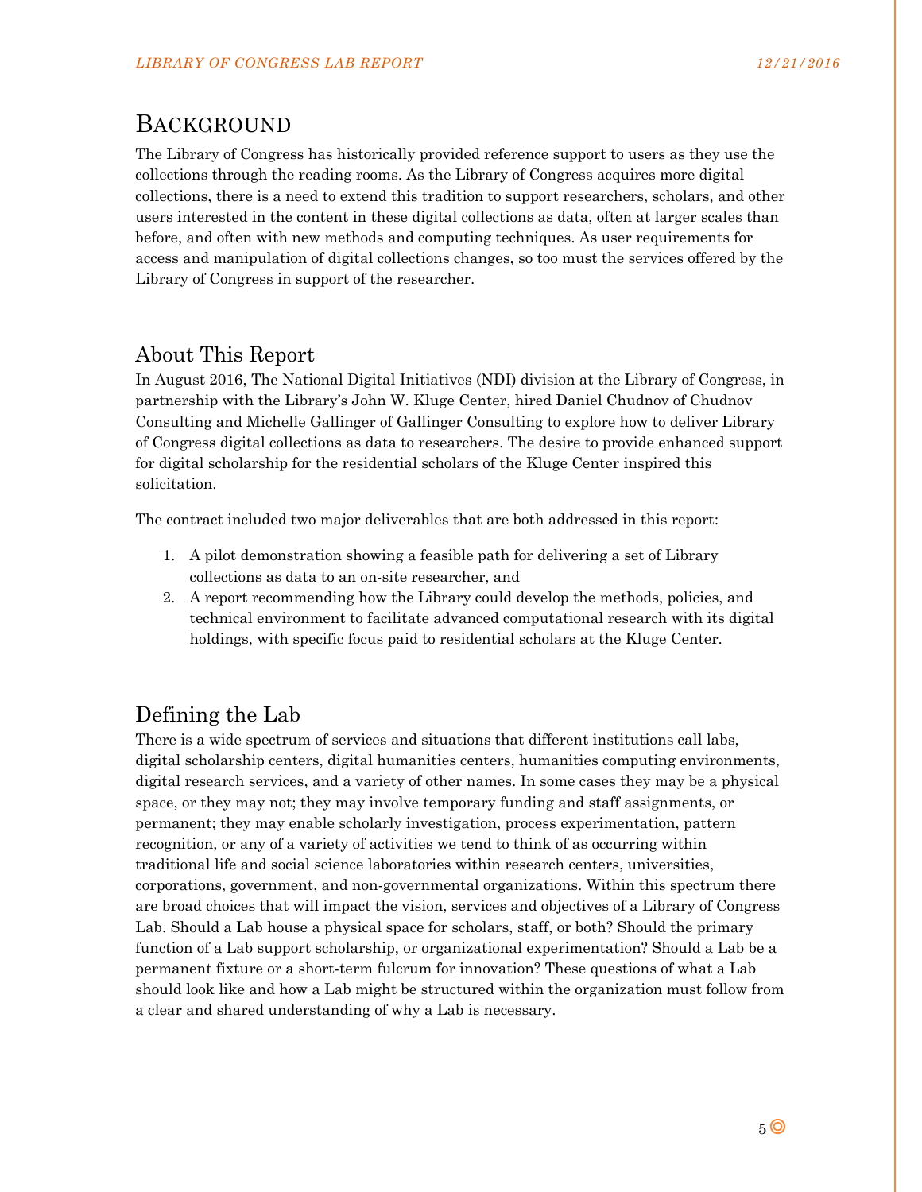# Background

The Library of Congress has historically provided reference support to users as they use the collections through the reading rooms. As the Library of Congress acquires more digital collections, there is a need to extend this tradition to support researchers, scholars, and other users interested in the content in these digital collections as data, often at larger scales than before, and often with new methods and computing techniques. As user requirements for access and manipulation of digital collections changes, so too must the services offered by the Library of Congress in support of the researcher.

## About This Report

In August 2016, The National Digital Initiatives (NDI) division at the Library of Congress, in partnership with the Library's John W. Kluge Center, hired Daniel Chudnov of Chudnov Consulting and Michelle Gallinger of Gallinger Consulting to explore how to deliver Library of Congress digital collections as data to researchers. The desire to provide enhanced support for digital scholarship for the residential scholars of the Kluge Center inspired this solicitation.

The contract included two major deliverables that are both addressed in this report:

1. A pilot demonstration showing a feasible path for delivering a set of Library collections as data to an on-site researcher, and
2. A report recommending how the Library could develop the methods, policies, and technical environment to facilitate advanced computational research with its digital holdings, with specific focus paid to residential scholars at the Kluge Center.

## Defining the Lab

There is a wide spectrum of services and situations that different institutions call labs, digital scholarship centers, digital humanities centers, humanities computing environments, digital research services, and a variety of other names. In some cases they may be a physical space, or they may not; they may involve temporary funding and staff assignments, or permanent; they may enable scholarly investigation, process experimentation, pattern recognition, or any of a variety of activities we tend to think of as occurring within traditional life and social science laboratories within research centers, universities, corporations, government, and non-governmental organizations. Within this spectrum there are broad choices that will impact the vision, services and objectives of a Library of Congress Lab. Should a Lab house a physical space for scholars, staff, or both? Should the primary function of a Lab support scholarship, or organizational experimentation? Should a Lab be a permanent fixture or a short-term fulcrum for innovation? These questions of what a Lab should look like and how a Lab might be structured within the organization must follow from a clear and shared understanding of why a Lab is necessary.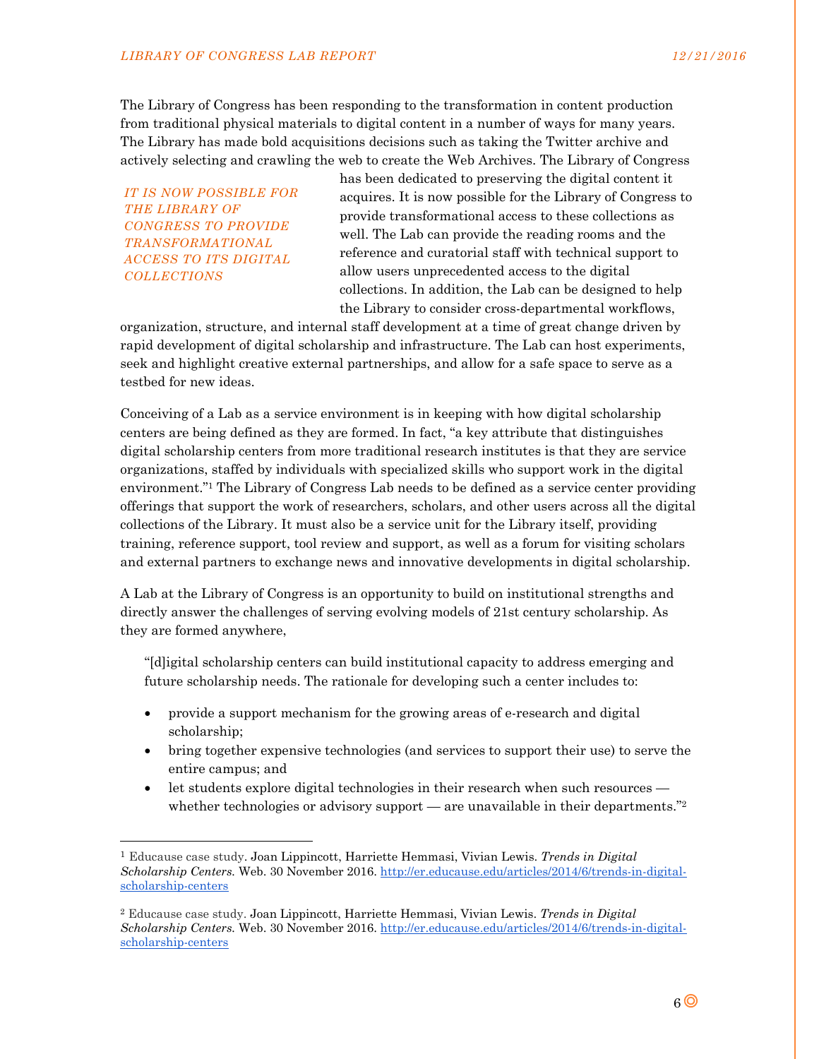The Library of Congress has been responding to the transformation in content production from traditional physical materials to digital content in a number of ways for many years. The Library has made bold acquisitions decisions such as taking the Twitter archive and actively selecting and crawling the web to create the Web Archives. The Library of Congress has been dedicated to preserving the digital content it acquires. It is now possible for the Library of Congress to provide transformational access to these collections as well. The Lab can provide the reading rooms and the reference and curatorial staff with technical support to allow users unprecedented access to the digital collections. In addition, the Lab can be designed to help the Library to consider cross-departmental workflows, organization, structure, and internal staff development at a time of great change driven by rapid development of digital scholarship and infrastructure. The Lab can host experiments, seek and highlight creative external partnerships, and allow for a safe space to serve as a testbed for new ideas.

*IT IS NOW POSSIBLE FOR THE LIBRARY OF CONGRESS TO PROVIDE TRANSFORMATIONAL ACCESS TO ITS DIGITAL COLLECTIONS*

Conceiving of a Lab as a service environment is in keeping with how digital scholarship centers are being defined as they are formed. In fact, "a key attribute that distinguishes digital scholarship centers from more traditional research institutes is that they are service organizations, staffed by individuals with specialized skills who support work in the digital environment."[1] The Library of Congress Lab needs to be defined as a service center providing offerings that support the work of researchers, scholars, and other users across all the digital collections of the Library. It must also be a service unit for the Library itself, providing training, reference support, tool review and support, as well as a forum for visiting scholars and external partners to exchange news and innovative developments in digital scholarship.

A Lab at the Library of Congress is an opportunity to build on institutional strengths and directly answer the challenges of serving evolving models of 21st century scholarship. As they are formed anywhere,

> "[d]igital scholarship centers can build institutional capacity to address emerging and future scholarship needs. The rationale for developing such a center includes to:
>
> - provide a support mechanism for the growing areas of e-research and digital scholarship;
> - bring together expensive technologies (and services to support their use) to serve the entire campus; and
> - let students explore digital technologies in their research when such resources — whether technologies or advisory support — are unavailable in their departments."[2]

---

[1] Educause case study. Joan Lippincott, Harriette Hemmasi, Vivian Lewis. *Trends in Digital Scholarship Centers.* Web. 30 November 2016. http://er.educause.edu/articles/2014/6/trends-in-digital-scholarship-centers

[2] Educause case study. Joan Lippincott, Harriette Hemmasi, Vivian Lewis. *Trends in Digital Scholarship Centers.* Web. 30 November 2016. http://er.educause.edu/articles/2014/6/trends-in-digital-scholarship-centers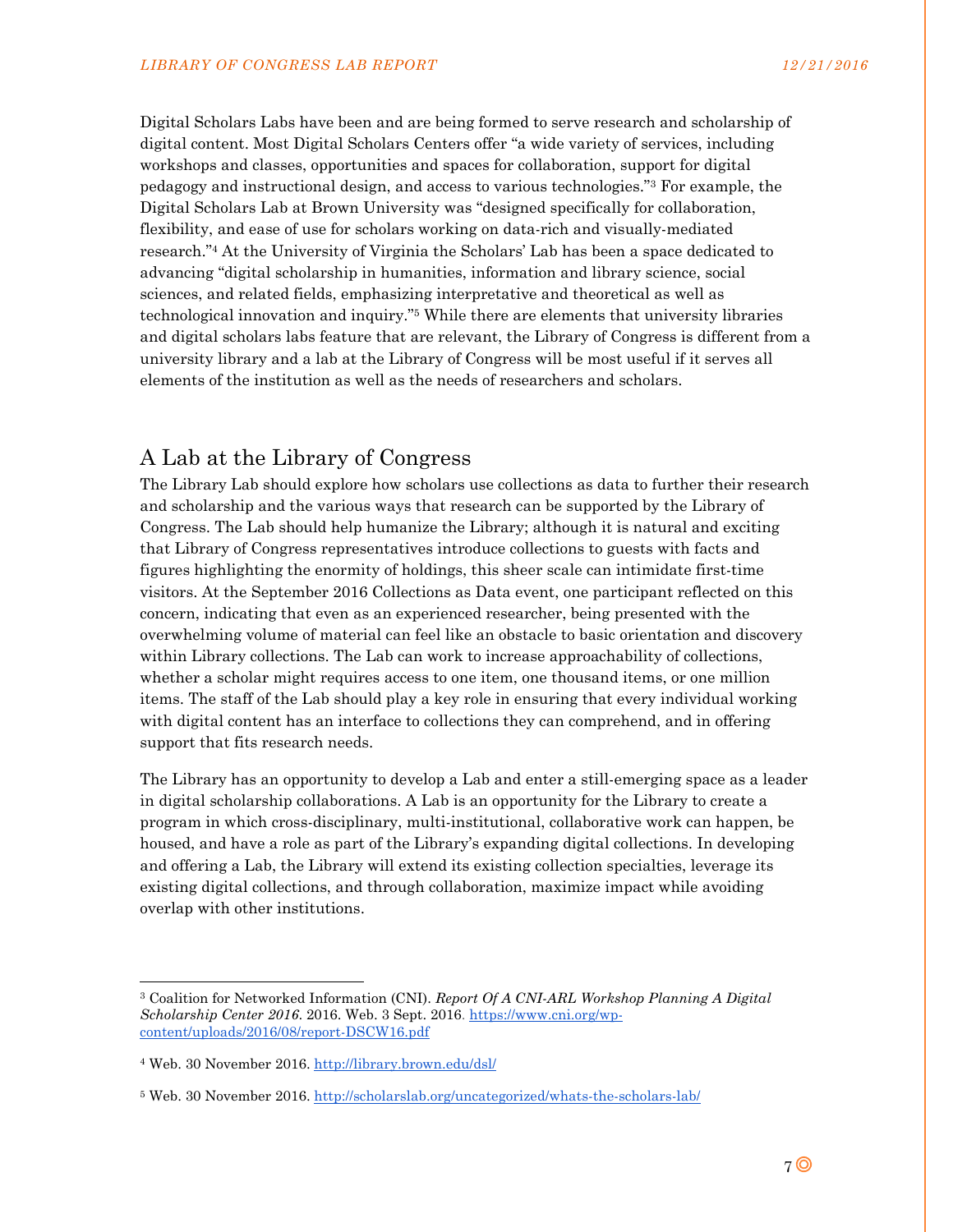Digital Scholars Labs have been and are being formed to serve research and scholarship of digital content. Most Digital Scholars Centers offer "a wide variety of services, including workshops and classes, opportunities and spaces for collaboration, support for digital pedagogy and instructional design, and access to various technologies."[3] For example, the Digital Scholars Lab at Brown University was "designed specifically for collaboration, flexibility, and ease of use for scholars working on data-rich and visually-mediated research."[4] At the University of Virginia the Scholars' Lab has been a space dedicated to advancing "digital scholarship in humanities, information and library science, social sciences, and related fields, emphasizing interpretative and theoretical as well as technological innovation and inquiry."[5] While there are elements that university libraries and digital scholars labs feature that are relevant, the Library of Congress is different from a university library and a lab at the Library of Congress will be most useful if it serves all elements of the institution as well as the needs of researchers and scholars.

## A Lab at the Library of Congress

The Library Lab should explore how scholars use collections as data to further their research and scholarship and the various ways that research can be supported by the Library of Congress. The Lab should help humanize the Library; although it is natural and exciting that Library of Congress representatives introduce collections to guests with facts and figures highlighting the enormity of holdings, this sheer scale can intimidate first-time visitors. At the September 2016 Collections as Data event, one participant reflected on this concern, indicating that even as an experienced researcher, being presented with the overwhelming volume of material can feel like an obstacle to basic orientation and discovery within Library collections. The Lab can work to increase approachability of collections, whether a scholar might requires access to one item, one thousand items, or one million items. The staff of the Lab should play a key role in ensuring that every individual working with digital content has an interface to collections they can comprehend, and in offering support that fits research needs.

The Library has an opportunity to develop a Lab and enter a still-emerging space as a leader in digital scholarship collaborations. A Lab is an opportunity for the Library to create a program in which cross-disciplinary, multi-institutional, collaborative work can happen, be housed, and have a role as part of the Library's expanding digital collections. In developing and offering a Lab, the Library will extend its existing collection specialties, leverage its existing digital collections, and through collaboration, maximize impact while avoiding overlap with other institutions.

---

[3] Coalition for Networked Information (CNI). *Report Of A CNI-ARL Workshop Planning A Digital Scholarship Center 2016.* 2016. Web. 3 Sept. 2016. https://www.cni.org/wp-content/uploads/2016/08/report-DSCW16.pdf

[4] Web. 30 November 2016. http://library.brown.edu/dsl/

[5] Web. 30 November 2016. http://scholarslab.org/uncategorized/whats-the-scholars-lab/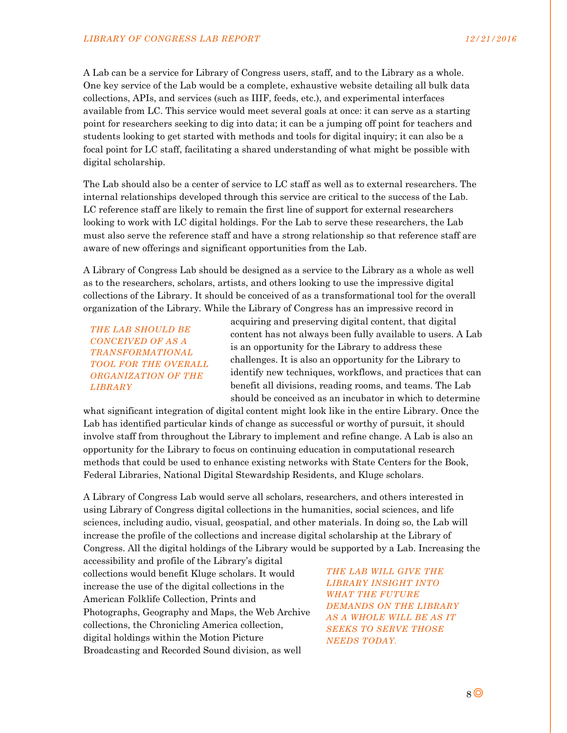A Lab can be a service for Library of Congress users, staff, and to the Library as a whole. One key service of the Lab would be a complete, exhaustive website detailing all bulk data collections, APIs, and services (such as IIIF, feeds, etc.), and experimental interfaces available from LC. This service would meet several goals at once: it can serve as a starting point for researchers seeking to dig into data; it can be a jumping off point for teachers and students looking to get started with methods and tools for digital inquiry; it can also be a focal point for LC staff, facilitating a shared understanding of what might be possible with digital scholarship.

The Lab should also be a center of service to LC staff as well as to external researchers. The internal relationships developed through this service are critical to the success of the Lab. LC reference staff are likely to remain the first line of support for external researchers looking to work with LC digital holdings. For the Lab to serve these researchers, the Lab must also serve the reference staff and have a strong relationship so that reference staff are aware of new offerings and significant opportunities from the Lab.

A Library of Congress Lab should be designed as a service to the Library as a whole as well as to the researchers, scholars, artists, and others looking to use the impressive digital collections of the Library. It should be conceived of as a transformational tool for the overall organization of the Library. While the Library of Congress has an impressive record in acquiring and preserving digital content, that digital content has not always been fully available to users. A Lab is an opportunity for the Library to address these challenges. It is also an opportunity for the Library to identify new techniques, workflows, and practices that can benefit all divisions, reading rooms, and teams. The Lab should be conceived as an incubator in which to determine what significant integration of digital content might look like in the entire Library. Once the Lab has identified particular kinds of change as successful or worthy of pursuit, it should involve staff from throughout the Library to implement and refine change. A Lab is also an opportunity for the Library to focus on continuing education in computational research methods that could be used to enhance existing networks with State Centers for the Book, Federal Libraries, National Digital Stewardship Residents, and Kluge scholars.

*THE LAB SHOULD BE CONCEIVED OF AS A TRANSFORMATIONAL TOOL FOR THE OVERALL ORGANIZATION OF THE LIBRARY*

A Library of Congress Lab would serve all scholars, researchers, and others interested in using Library of Congress digital collections in the humanities, social sciences, and life sciences, including audio, visual, geospatial, and other materials. In doing so, the Lab will increase the profile of the collections and increase digital scholarship at the Library of Congress. All the digital holdings of the Library would be supported by a Lab. Increasing the accessibility and profile of the Library's digital collections would benefit Kluge scholars. It would increase the use of the digital collections in the American Folklife Collection, Prints and Photographs, Geography and Maps, the Web Archive collections, the Chronicling America collection, digital holdings within the Motion Picture Broadcasting and Recorded Sound division, as well

*THE LAB WILL GIVE THE LIBRARY INSIGHT INTO WHAT THE FUTURE DEMANDS ON THE LIBRARY AS A WHOLE WILL BE AS IT SEEKS TO SERVE THOSE NEEDS TODAY.*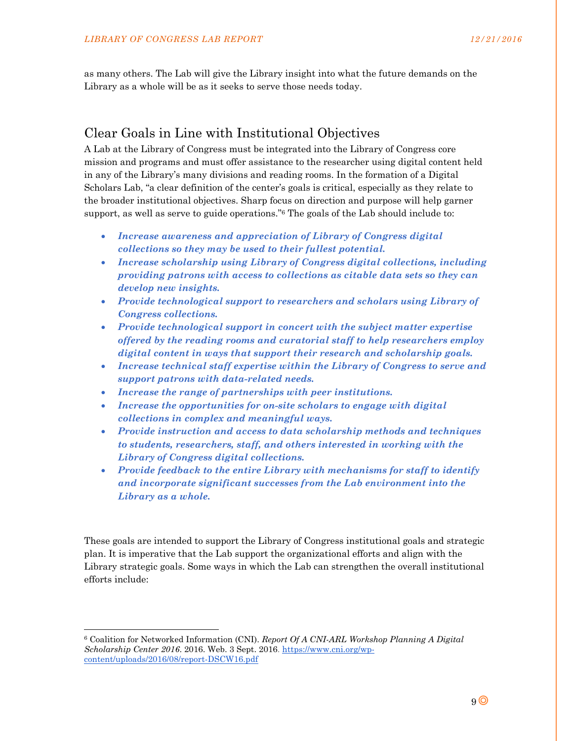as many others. The Lab will give the Library insight into what the future demands on the Library as a whole will be as it seeks to serve those needs today.

## Clear Goals in Line with Institutional Objectives

A Lab at the Library of Congress must be integrated into the Library of Congress core mission and programs and must offer assistance to the researcher using digital content held in any of the Library's many divisions and reading rooms. In the formation of a Digital Scholars Lab, "a clear definition of the center's goals is critical, especially as they relate to the broader institutional objectives. Sharp focus on direction and purpose will help garner support, as well as serve to guide operations."[6] The goals of the Lab should include to:

- ***Increase awareness and appreciation of Library of Congress digital collections so they may be used to their fullest potential.***
- ***Increase scholarship using Library of Congress digital collections, including providing patrons with access to collections as citable data sets so they can develop new insights.***
- ***Provide technological support to researchers and scholars using Library of Congress collections.***
- ***Provide technological support in concert with the subject matter expertise offered by the reading rooms and curatorial staff to help researchers employ digital content in ways that support their research and scholarship goals.***
- ***Increase technical staff expertise within the Library of Congress to serve and support patrons with data-related needs.***
- ***Increase the range of partnerships with peer institutions.***
- ***Increase the opportunities for on-site scholars to engage with digital collections in complex and meaningful ways.***
- ***Provide instruction and access to data scholarship methods and techniques to students, researchers, staff, and others interested in working with the Library of Congress digital collections.***
- ***Provide feedback to the entire Library with mechanisms for staff to identify and incorporate significant successes from the Lab environment into the Library as a whole.***

These goals are intended to support the Library of Congress institutional goals and strategic plan. It is imperative that the Lab support the organizational efforts and align with the Library strategic goals. Some ways in which the Lab can strengthen the overall institutional efforts include:

---

[6] Coalition for Networked Information (CNI). *Report Of A CNI-ARL Workshop Planning A Digital Scholarship Center 2016*. 2016. Web. 3 Sept. 2016. https://www.cni.org/wp-content/uploads/2016/08/report-DSCW16.pdf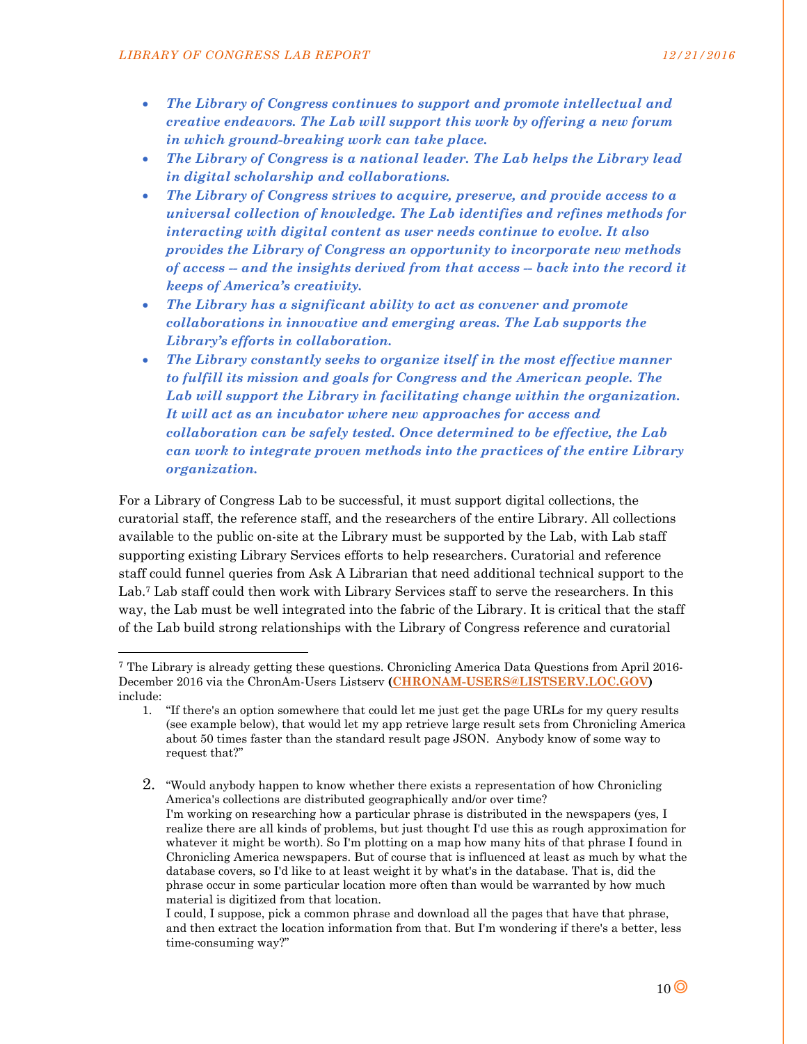- ***The Library of Congress continues to support and promote intellectual and creative endeavors. The Lab will support this work by offering a new forum in which ground-breaking work can take place.***
- ***The Library of Congress is a national leader. The Lab helps the Library lead in digital scholarship and collaborations.***
- ***The Library of Congress strives to acquire, preserve, and provide access to a universal collection of knowledge. The Lab identifies and refines methods for interacting with digital content as user needs continue to evolve. It also provides the Library of Congress an opportunity to incorporate new methods of access -- and the insights derived from that access -- back into the record it keeps of America's creativity.***
- ***The Library has a significant ability to act as convener and promote collaborations in innovative and emerging areas. The Lab supports the Library's efforts in collaboration.***
- ***The Library constantly seeks to organize itself in the most effective manner to fulfill its mission and goals for Congress and the American people. The Lab will support the Library in facilitating change within the organization. It will act as an incubator where new approaches for access and collaboration can be safely tested. Once determined to be effective, the Lab can work to integrate proven methods into the practices of the entire Library organization.***

For a Library of Congress Lab to be successful, it must support digital collections, the curatorial staff, the reference staff, and the researchers of the entire Library. All collections available to the public on-site at the Library must be supported by the Lab, with Lab staff supporting existing Library Services efforts to help researchers. Curatorial and reference staff could funnel queries from Ask A Librarian that need additional technical support to the Lab.[7] Lab staff could then work with Library Services staff to serve the researchers. In this way, the Lab must be well integrated into the fabric of the Library. It is critical that the staff of the Lab build strong relationships with the Library of Congress reference and curatorial

---

[7] The Library is already getting these questions. Chronicling America Data Questions from April 2016-December 2016 via the ChronAm-Users Listserv (**CHRONAM-USERS@LISTSERV.LOC.GOV**) include:

1. "If there's an option somewhere that could let me just get the page URLs for my query results (see example below), that would let my app retrieve large result sets from Chronicling America about 50 times faster than the standard result page JSON. Anybody know of some way to request that?"

2. "Would anybody happen to know whether there exists a representation of how Chronicling America's collections are distributed geographically and/or over time?
   I'm working on researching how a particular phrase is distributed in the newspapers (yes, I realize there are all kinds of problems, but just thought I'd use this as rough approximation for whatever it might be worth). So I'm plotting on a map how many hits of that phrase I found in Chronicling America newspapers. But of course that is influenced at least as much by what the database covers, so I'd like to at least weight it by what's in the database. That is, did the phrase occur in some particular location more often than would be warranted by how much material is digitized from that location.
   I could, I suppose, pick a common phrase and download all the pages that have that phrase, and then extract the location information from that. But I'm wondering if there's a better, less time-consuming way?"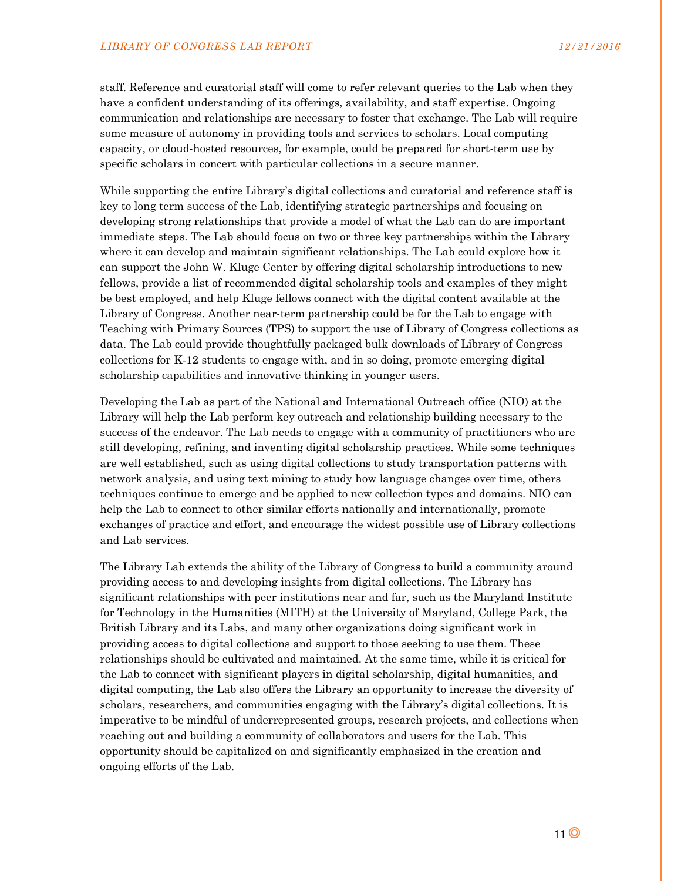staff. Reference and curatorial staff will come to refer relevant queries to the Lab when they have a confident understanding of its offerings, availability, and staff expertise. Ongoing communication and relationships are necessary to foster that exchange. The Lab will require some measure of autonomy in providing tools and services to scholars. Local computing capacity, or cloud-hosted resources, for example, could be prepared for short-term use by specific scholars in concert with particular collections in a secure manner.

While supporting the entire Library's digital collections and curatorial and reference staff is key to long term success of the Lab, identifying strategic partnerships and focusing on developing strong relationships that provide a model of what the Lab can do are important immediate steps. The Lab should focus on two or three key partnerships within the Library where it can develop and maintain significant relationships. The Lab could explore how it can support the John W. Kluge Center by offering digital scholarship introductions to new fellows, provide a list of recommended digital scholarship tools and examples of they might be best employed, and help Kluge fellows connect with the digital content available at the Library of Congress. Another near-term partnership could be for the Lab to engage with Teaching with Primary Sources (TPS) to support the use of Library of Congress collections as data. The Lab could provide thoughtfully packaged bulk downloads of Library of Congress collections for K-12 students to engage with, and in so doing, promote emerging digital scholarship capabilities and innovative thinking in younger users.

Developing the Lab as part of the National and International Outreach office (NIO) at the Library will help the Lab perform key outreach and relationship building necessary to the success of the endeavor. The Lab needs to engage with a community of practitioners who are still developing, refining, and inventing digital scholarship practices. While some techniques are well established, such as using digital collections to study transportation patterns with network analysis, and using text mining to study how language changes over time, others techniques continue to emerge and be applied to new collection types and domains. NIO can help the Lab to connect to other similar efforts nationally and internationally, promote exchanges of practice and effort, and encourage the widest possible use of Library collections and Lab services.

The Library Lab extends the ability of the Library of Congress to build a community around providing access to and developing insights from digital collections. The Library has significant relationships with peer institutions near and far, such as the Maryland Institute for Technology in the Humanities (MITH) at the University of Maryland, College Park, the British Library and its Labs, and many other organizations doing significant work in providing access to digital collections and support to those seeking to use them. These relationships should be cultivated and maintained. At the same time, while it is critical for the Lab to connect with significant players in digital scholarship, digital humanities, and digital computing, the Lab also offers the Library an opportunity to increase the diversity of scholars, researchers, and communities engaging with the Library's digital collections. It is imperative to be mindful of underrepresented groups, research projects, and collections when reaching out and building a community of collaborators and users for the Lab. This opportunity should be capitalized on and significantly emphasized in the creation and ongoing efforts of the Lab.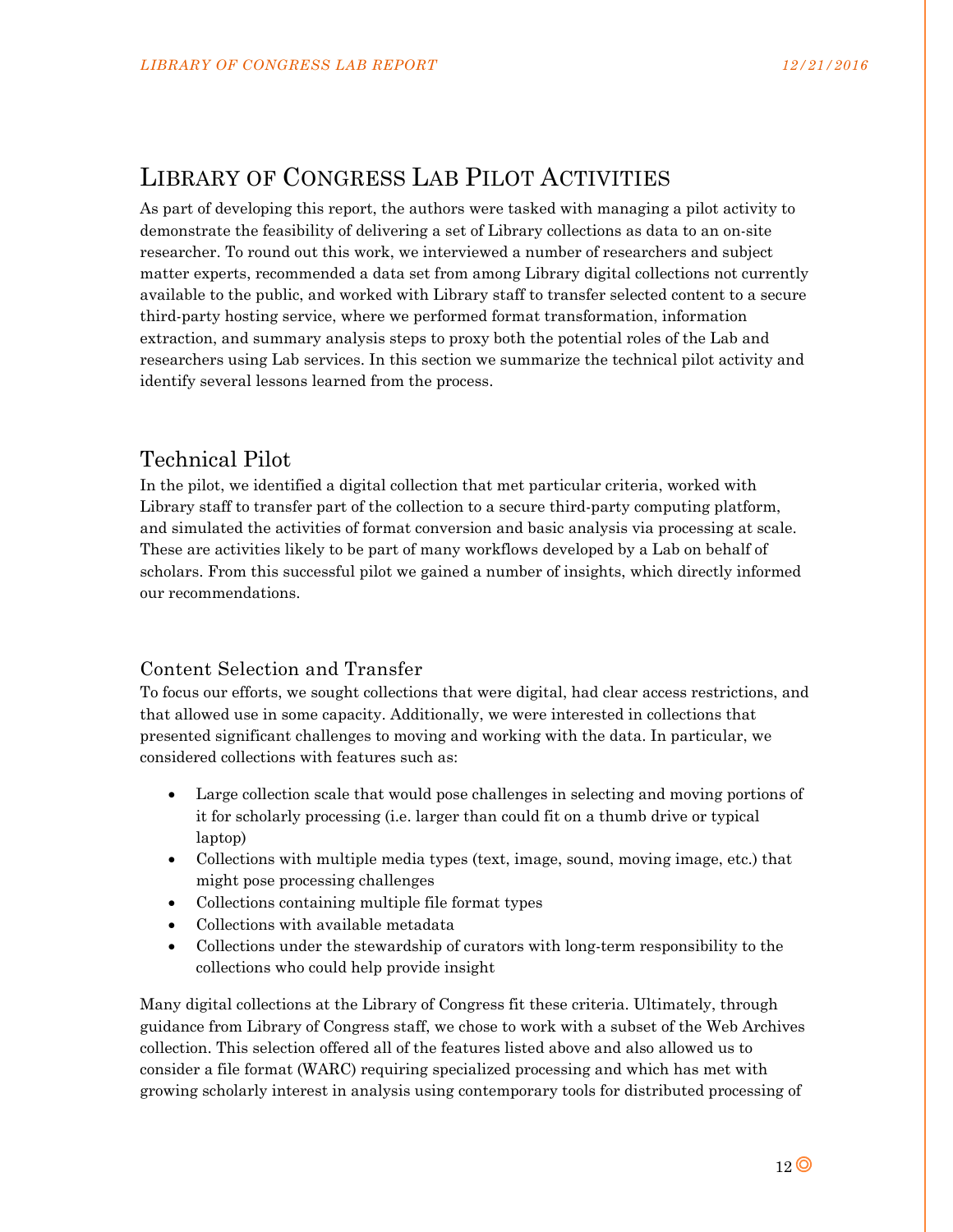# Library of Congress Lab Pilot Activities

As part of developing this report, the authors were tasked with managing a pilot activity to demonstrate the feasibility of delivering a set of Library collections as data to an on-site researcher. To round out this work, we interviewed a number of researchers and subject matter experts, recommended a data set from among Library digital collections not currently available to the public, and worked with Library staff to transfer selected content to a secure third-party hosting service, where we performed format transformation, information extraction, and summary analysis steps to proxy both the potential roles of the Lab and researchers using Lab services. In this section we summarize the technical pilot activity and identify several lessons learned from the process.

## Technical Pilot

In the pilot, we identified a digital collection that met particular criteria, worked with Library staff to transfer part of the collection to a secure third-party computing platform, and simulated the activities of format conversion and basic analysis via processing at scale. These are activities likely to be part of many workflows developed by a Lab on behalf of scholars. From this successful pilot we gained a number of insights, which directly informed our recommendations.

### Content Selection and Transfer

To focus our efforts, we sought collections that were digital, had clear access restrictions, and that allowed use in some capacity. Additionally, we were interested in collections that presented significant challenges to moving and working with the data. In particular, we considered collections with features such as:

- Large collection scale that would pose challenges in selecting and moving portions of it for scholarly processing (i.e. larger than could fit on a thumb drive or typical laptop)
- Collections with multiple media types (text, image, sound, moving image, etc.) that might pose processing challenges
- Collections containing multiple file format types
- Collections with available metadata
- Collections under the stewardship of curators with long-term responsibility to the collections who could help provide insight

Many digital collections at the Library of Congress fit these criteria. Ultimately, through guidance from Library of Congress staff, we chose to work with a subset of the Web Archives collection. This selection offered all of the features listed above and also allowed us to consider a file format (WARC) requiring specialized processing and which has met with growing scholarly interest in analysis using contemporary tools for distributed processing of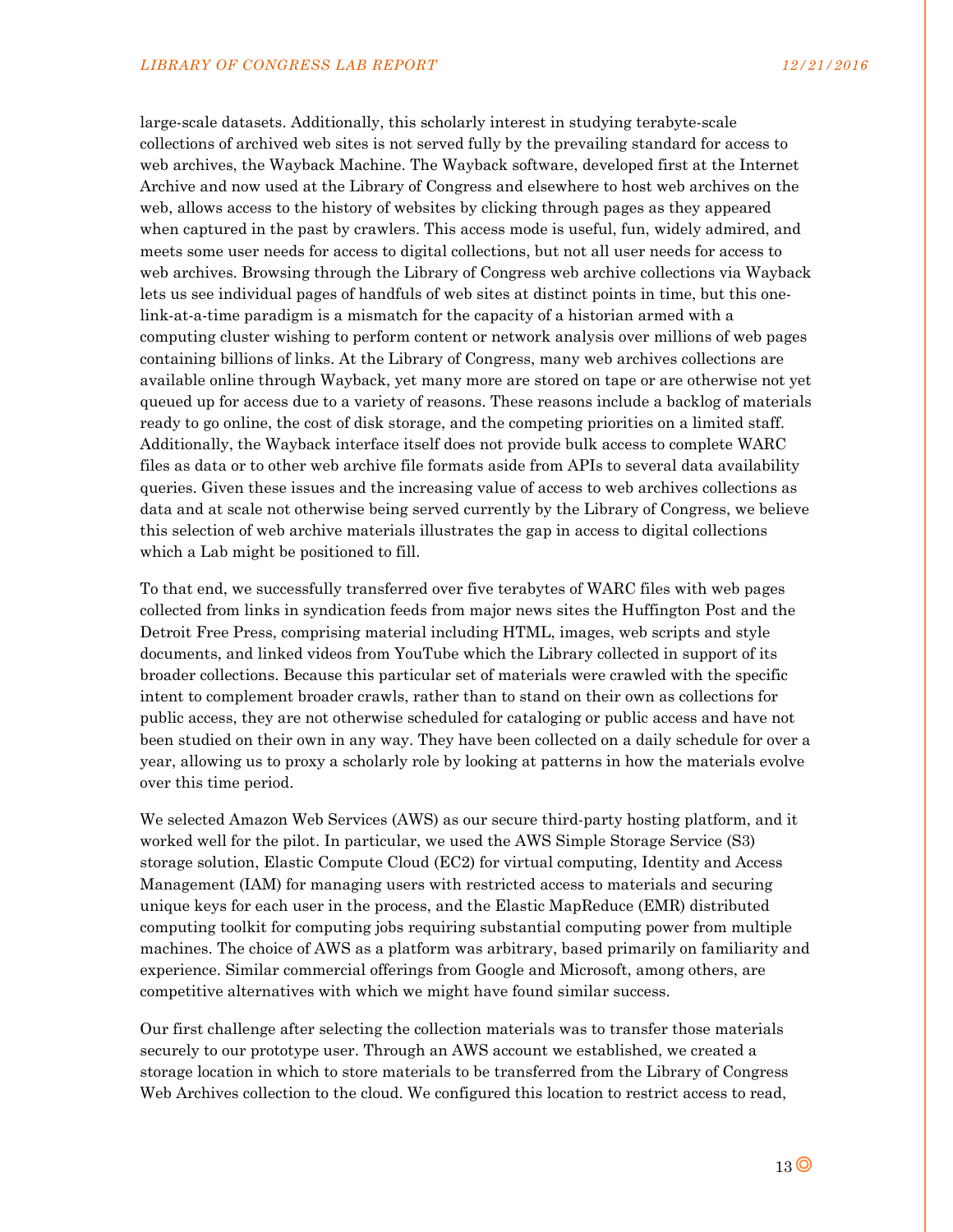large-scale datasets. Additionally, this scholarly interest in studying terabyte-scale collections of archived web sites is not served fully by the prevailing standard for access to web archives, the Wayback Machine. The Wayback software, developed first at the Internet Archive and now used at the Library of Congress and elsewhere to host web archives on the web, allows access to the history of websites by clicking through pages as they appeared when captured in the past by crawlers. This access mode is useful, fun, widely admired, and meets some user needs for access to digital collections, but not all user needs for access to web archives. Browsing through the Library of Congress web archive collections via Wayback lets us see individual pages of handfuls of web sites at distinct points in time, but this one-link-at-a-time paradigm is a mismatch for the capacity of a historian armed with a computing cluster wishing to perform content or network analysis over millions of web pages containing billions of links. At the Library of Congress, many web archives collections are available online through Wayback, yet many more are stored on tape or are otherwise not yet queued up for access due to a variety of reasons. These reasons include a backlog of materials ready to go online, the cost of disk storage, and the competing priorities on a limited staff. Additionally, the Wayback interface itself does not provide bulk access to complete WARC files as data or to other web archive file formats aside from APIs to several data availability queries. Given these issues and the increasing value of access to web archives collections as data and at scale not otherwise being served currently by the Library of Congress, we believe this selection of web archive materials illustrates the gap in access to digital collections which a Lab might be positioned to fill.

To that end, we successfully transferred over five terabytes of WARC files with web pages collected from links in syndication feeds from major news sites the Huffington Post and the Detroit Free Press, comprising material including HTML, images, web scripts and style documents, and linked videos from YouTube which the Library collected in support of its broader collections. Because this particular set of materials were crawled with the specific intent to complement broader crawls, rather than to stand on their own as collections for public access, they are not otherwise scheduled for cataloging or public access and have not been studied on their own in any way. They have been collected on a daily schedule for over a year, allowing us to proxy a scholarly role by looking at patterns in how the materials evolve over this time period.

We selected Amazon Web Services (AWS) as our secure third-party hosting platform, and it worked well for the pilot. In particular, we used the AWS Simple Storage Service (S3) storage solution, Elastic Compute Cloud (EC2) for virtual computing, Identity and Access Management (IAM) for managing users with restricted access to materials and securing unique keys for each user in the process, and the Elastic MapReduce (EMR) distributed computing toolkit for computing jobs requiring substantial computing power from multiple machines. The choice of AWS as a platform was arbitrary, based primarily on familiarity and experience. Similar commercial offerings from Google and Microsoft, among others, are competitive alternatives with which we might have found similar success.

Our first challenge after selecting the collection materials was to transfer those materials securely to our prototype user. Through an AWS account we established, we created a storage location in which to store materials to be transferred from the Library of Congress Web Archives collection to the cloud. We configured this location to restrict access to read,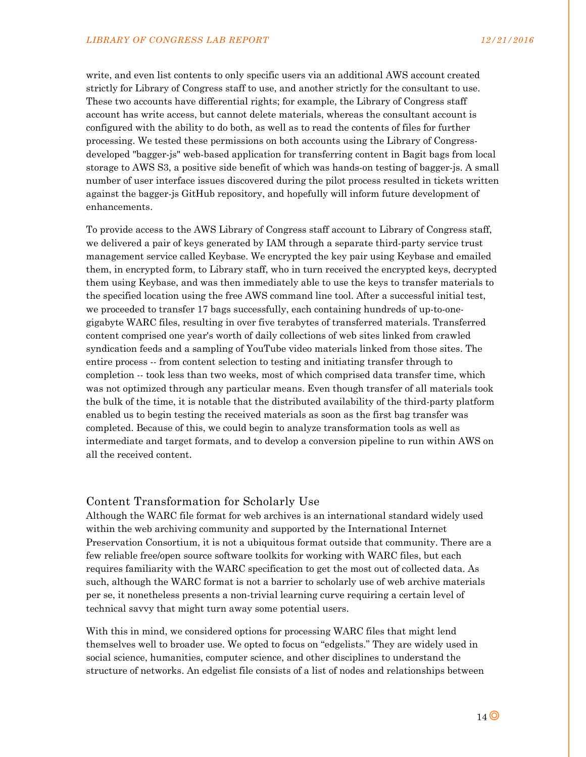write, and even list contents to only specific users via an additional AWS account created strictly for Library of Congress staff to use, and another strictly for the consultant to use. These two accounts have differential rights; for example, the Library of Congress staff account has write access, but cannot delete materials, whereas the consultant account is configured with the ability to do both, as well as to read the contents of files for further processing. We tested these permissions on both accounts using the Library of Congress-developed "bagger-js" web-based application for transferring content in Bagit bags from local storage to AWS S3, a positive side benefit of which was hands-on testing of bagger-js. A small number of user interface issues discovered during the pilot process resulted in tickets written against the bagger-js GitHub repository, and hopefully will inform future development of enhancements.

To provide access to the AWS Library of Congress staff account to Library of Congress staff, we delivered a pair of keys generated by IAM through a separate third-party service trust management service called Keybase. We encrypted the key pair using Keybase and emailed them, in encrypted form, to Library staff, who in turn received the encrypted keys, decrypted them using Keybase, and was then immediately able to use the keys to transfer materials to the specified location using the free AWS command line tool. After a successful initial test, we proceeded to transfer 17 bags successfully, each containing hundreds of up-to-one-gigabyte WARC files, resulting in over five terabytes of transferred materials. Transferred content comprised one year's worth of daily collections of web sites linked from crawled syndication feeds and a sampling of YouTube video materials linked from those sites. The entire process -- from content selection to testing and initiating transfer through to completion -- took less than two weeks, most of which comprised data transfer time, which was not optimized through any particular means. Even though transfer of all materials took the bulk of the time, it is notable that the distributed availability of the third-party platform enabled us to begin testing the received materials as soon as the first bag transfer was completed. Because of this, we could begin to analyze transformation tools as well as intermediate and target formats, and to develop a conversion pipeline to run within AWS on all the received content.

## Content Transformation for Scholarly Use

Although the WARC file format for web archives is an international standard widely used within the web archiving community and supported by the International Internet Preservation Consortium, it is not a ubiquitous format outside that community. There are a few reliable free/open source software toolkits for working with WARC files, but each requires familiarity with the WARC specification to get the most out of collected data. As such, although the WARC format is not a barrier to scholarly use of web archive materials per se, it nonetheless presents a non-trivial learning curve requiring a certain level of technical savvy that might turn away some potential users.

With this in mind, we considered options for processing WARC files that might lend themselves well to broader use. We opted to focus on "edgelists." They are widely used in social science, humanities, computer science, and other disciplines to understand the structure of networks. An edgelist file consists of a list of nodes and relationships between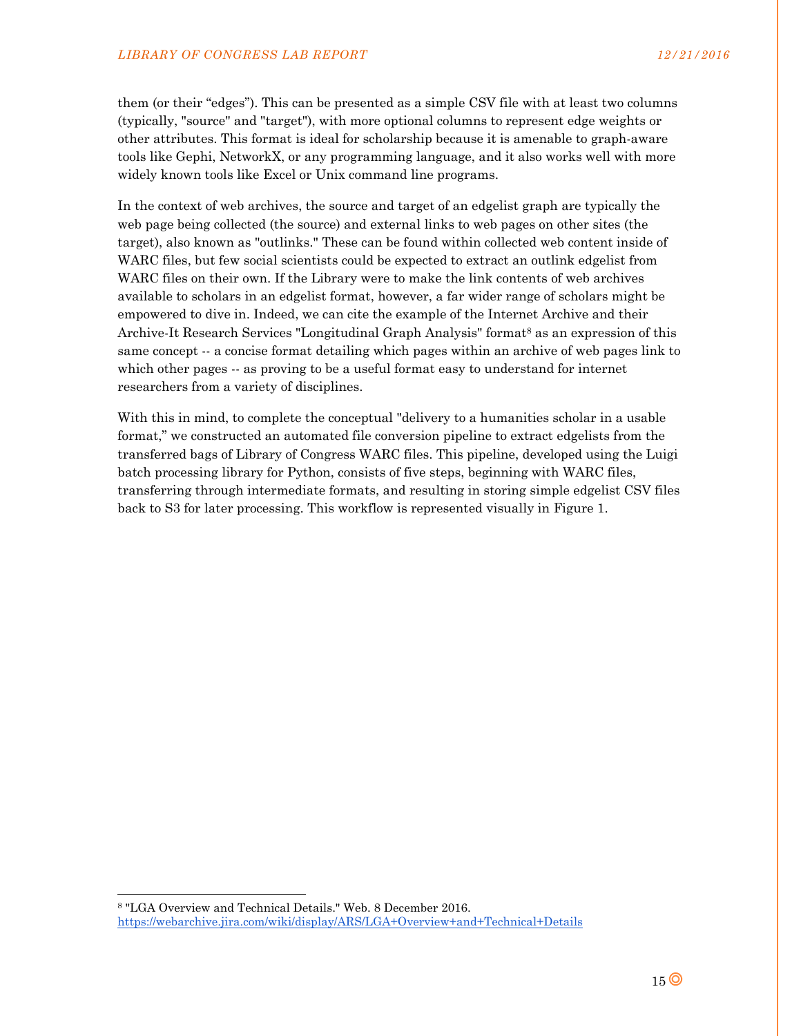them (or their “edges”). This can be presented as a simple CSV file with at least two columns (typically, "source" and "target"), with more optional columns to represent edge weights or other attributes. This format is ideal for scholarship because it is amenable to graph-aware tools like Gephi, NetworkX, or any programming language, and it also works well with more widely known tools like Excel or Unix command line programs.

In the context of web archives, the source and target of an edgelist graph are typically the web page being collected (the source) and external links to web pages on other sites (the target), also known as "outlinks." These can be found within collected web content inside of WARC files, but few social scientists could be expected to extract an outlink edgelist from WARC files on their own. If the Library were to make the link contents of web archives available to scholars in an edgelist format, however, a far wider range of scholars might be empowered to dive in. Indeed, we can cite the example of the Internet Archive and their Archive-It Research Services "Longitudinal Graph Analysis" format[8] as an expression of this same concept -- a concise format detailing which pages within an archive of web pages link to which other pages -- as proving to be a useful format easy to understand for internet researchers from a variety of disciplines.

With this in mind, to complete the conceptual "delivery to a humanities scholar in a usable format," we constructed an automated file conversion pipeline to extract edgelists from the transferred bags of Library of Congress WARC files. This pipeline, developed using the Luigi batch processing library for Python, consists of five steps, beginning with WARC files, transferring through intermediate formats, and resulting in storing simple edgelist CSV files back to S3 for later processing. This workflow is represented visually in Figure 1.

[8] "LGA Overview and Technical Details." Web. 8 December 2016. https://webarchive.jira.com/wiki/display/ARS/LGA+Overview+and+Technical+Details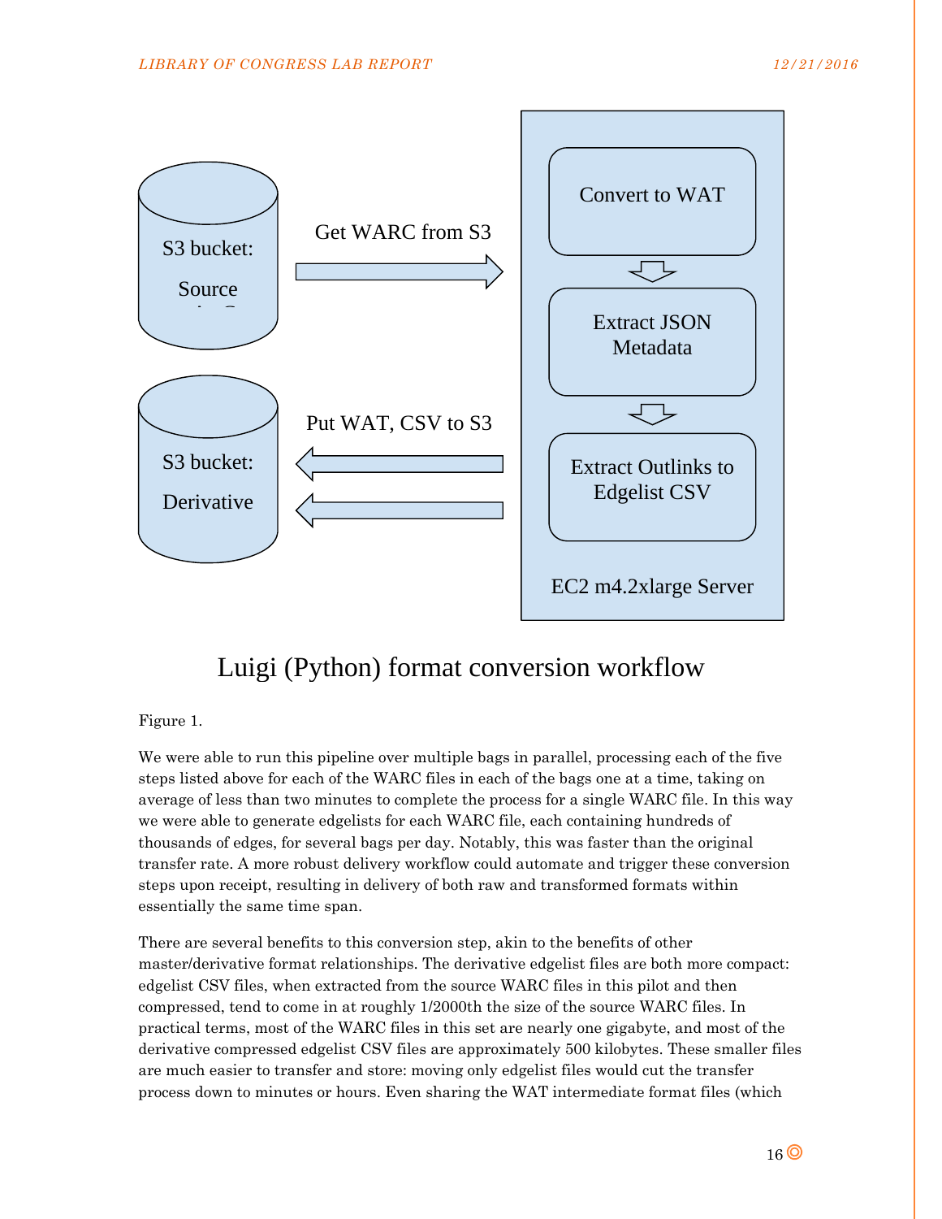S3 bucket: Source

Get WARC from S3

Convert to WAT

Extract JSON Metadata

Extract Outlinks to Edgelist CSV

EC2 m4.2xlarge Server

S3 bucket: Derivative

Put WAT, CSV to S3

Luigi (Python) format conversion workflow

Figure 1.

We were able to run this pipeline over multiple bags in parallel, processing each of the five steps listed above for each of the WARC files in each of the bags one at a time, taking on average of less than two minutes to complete the process for a single WARC file. In this way we were able to generate edgelists for each WARC file, each containing hundreds of thousands of edges, for several bags per day. Notably, this was faster than the original transfer rate. A more robust delivery workflow could automate and trigger these conversion steps upon receipt, resulting in delivery of both raw and transformed formats within essentially the same time span.

There are several benefits to this conversion step, akin to the benefits of other master/derivative format relationships. The derivative edgelist files are both more compact: edgelist CSV files, when extracted from the source WARC files in this pilot and then compressed, tend to come in at roughly 1/2000th the size of the source WARC files. In practical terms, most of the WARC files in this set are nearly one gigabyte, and most of the derivative compressed edgelist CSV files are approximately 500 kilobytes. These smaller files are much easier to transfer and store: moving only edgelist files would cut the transfer process down to minutes or hours. Even sharing the WAT intermediate format files (which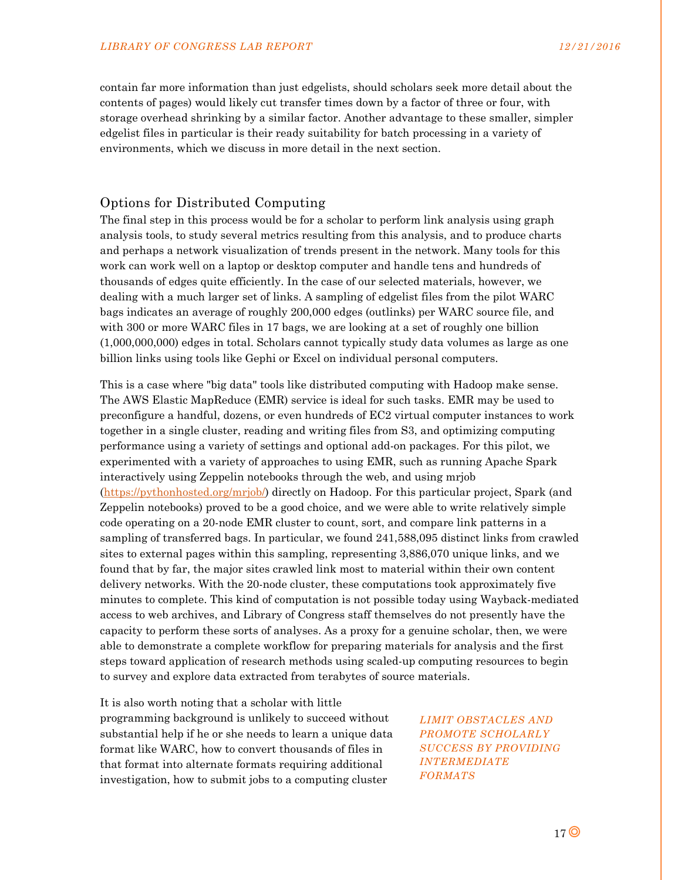contain far more information than just edgelists, should scholars seek more detail about the contents of pages) would likely cut transfer times down by a factor of three or four, with storage overhead shrinking by a similar factor. Another advantage to these smaller, simpler edgelist files in particular is their ready suitability for batch processing in a variety of environments, which we discuss in more detail in the next section.

## Options for Distributed Computing

The final step in this process would be for a scholar to perform link analysis using graph analysis tools, to study several metrics resulting from this analysis, and to produce charts and perhaps a network visualization of trends present in the network. Many tools for this work can work well on a laptop or desktop computer and handle tens and hundreds of thousands of edges quite efficiently. In the case of our selected materials, however, we dealing with a much larger set of links. A sampling of edgelist files from the pilot WARC bags indicates an average of roughly 200,000 edges (outlinks) per WARC source file, and with 300 or more WARC files in 17 bags, we are looking at a set of roughly one billion (1,000,000,000) edges in total. Scholars cannot typically study data volumes as large as one billion links using tools like Gephi or Excel on individual personal computers.

This is a case where "big data" tools like distributed computing with Hadoop make sense. The AWS Elastic MapReduce (EMR) service is ideal for such tasks. EMR may be used to preconfigure a handful, dozens, or even hundreds of EC2 virtual computer instances to work together in a single cluster, reading and writing files from S3, and optimizing computing performance using a variety of settings and optional add-on packages. For this pilot, we experimented with a variety of approaches to using EMR, such as running Apache Spark interactively using Zeppelin notebooks through the web, and using mrjob ([https://pythonhosted.org/mrjob/](https://pythonhosted.org/mrjob/)) directly on Hadoop. For this particular project, Spark (and Zeppelin notebooks) proved to be a good choice, and we were able to write relatively simple code operating on a 20-node EMR cluster to count, sort, and compare link patterns in a sampling of transferred bags. In particular, we found 241,588,095 distinct links from crawled sites to external pages within this sampling, representing 3,886,070 unique links, and we found that by far, the major sites crawled link most to material within their own content delivery networks. With the 20-node cluster, these computations took approximately five minutes to complete. This kind of computation is not possible today using Wayback-mediated access to web archives, and Library of Congress staff themselves do not presently have the capacity to perform these sorts of analyses. As a proxy for a genuine scholar, then, we were able to demonstrate a complete workflow for preparing materials for analysis and the first steps toward application of research methods using scaled-up computing resources to begin to survey and explore data extracted from terabytes of source materials.

*LIMIT OBSTACLES AND PROMOTE SCHOLARLY SUCCESS BY PROVIDING INTERMEDIATE FORMATS*

It is also worth noting that a scholar with little programming background is unlikely to succeed without substantial help if he or she needs to learn a unique data format like WARC, how to convert thousands of files in that format into alternate formats requiring additional investigation, how to submit jobs to a computing cluster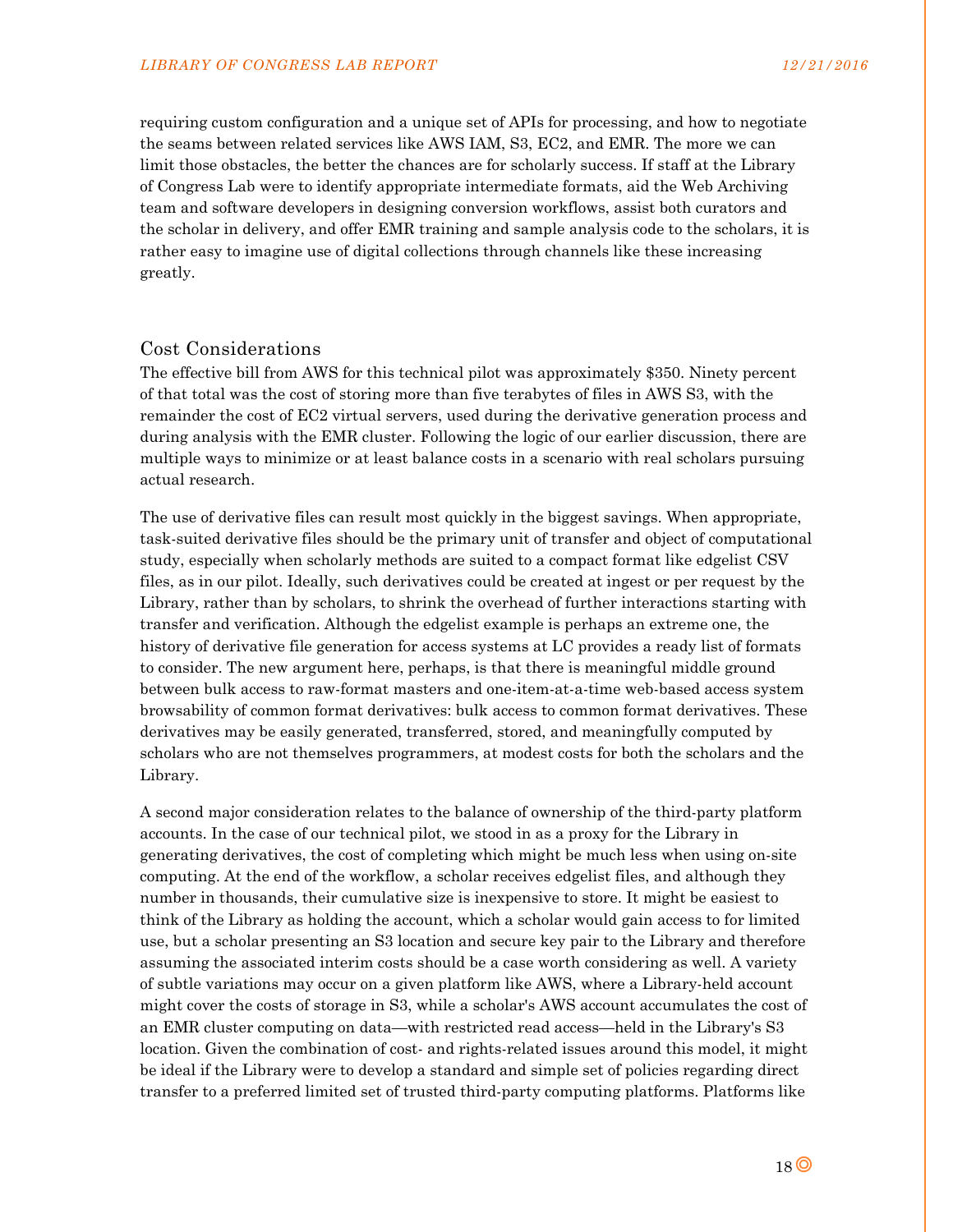requiring custom configuration and a unique set of APIs for processing, and how to negotiate the seams between related services like AWS IAM, S3, EC2, and EMR. The more we can limit those obstacles, the better the chances are for scholarly success. If staff at the Library of Congress Lab were to identify appropriate intermediate formats, aid the Web Archiving team and software developers in designing conversion workflows, assist both curators and the scholar in delivery, and offer EMR training and sample analysis code to the scholars, it is rather easy to imagine use of digital collections through channels like these increasing greatly.

## Cost Considerations

The effective bill from AWS for this technical pilot was approximately $350. Ninety percent of that total was the cost of storing more than five terabytes of files in AWS S3, with the remainder the cost of EC2 virtual servers, used during the derivative generation process and during analysis with the EMR cluster. Following the logic of our earlier discussion, there are multiple ways to minimize or at least balance costs in a scenario with real scholars pursuing actual research.

The use of derivative files can result most quickly in the biggest savings. When appropriate, task-suited derivative files should be the primary unit of transfer and object of computational study, especially when scholarly methods are suited to a compact format like edgelist CSV files, as in our pilot. Ideally, such derivatives could be created at ingest or per request by the Library, rather than by scholars, to shrink the overhead of further interactions starting with transfer and verification. Although the edgelist example is perhaps an extreme one, the history of derivative file generation for access systems at LC provides a ready list of formats to consider. The new argument here, perhaps, is that there is meaningful middle ground between bulk access to raw-format masters and one-item-at-a-time web-based access system browsability of common format derivatives: bulk access to common format derivatives. These derivatives may be easily generated, transferred, stored, and meaningfully computed by scholars who are not themselves programmers, at modest costs for both the scholars and the Library.

A second major consideration relates to the balance of ownership of the third-party platform accounts. In the case of our technical pilot, we stood in as a proxy for the Library in generating derivatives, the cost of completing which might be much less when using on-site computing. At the end of the workflow, a scholar receives edgelist files, and although they number in thousands, their cumulative size is inexpensive to store. It might be easiest to think of the Library as holding the account, which a scholar would gain access to for limited use, but a scholar presenting an S3 location and secure key pair to the Library and therefore assuming the associated interim costs should be a case worth considering as well. A variety of subtle variations may occur on a given platform like AWS, where a Library-held account might cover the costs of storage in S3, while a scholar's AWS account accumulates the cost of an EMR cluster computing on data—with restricted read access—held in the Library's S3 location. Given the combination of cost- and rights-related issues around this model, it might be ideal if the Library were to develop a standard and simple set of policies regarding direct transfer to a preferred limited set of trusted third-party computing platforms. Platforms like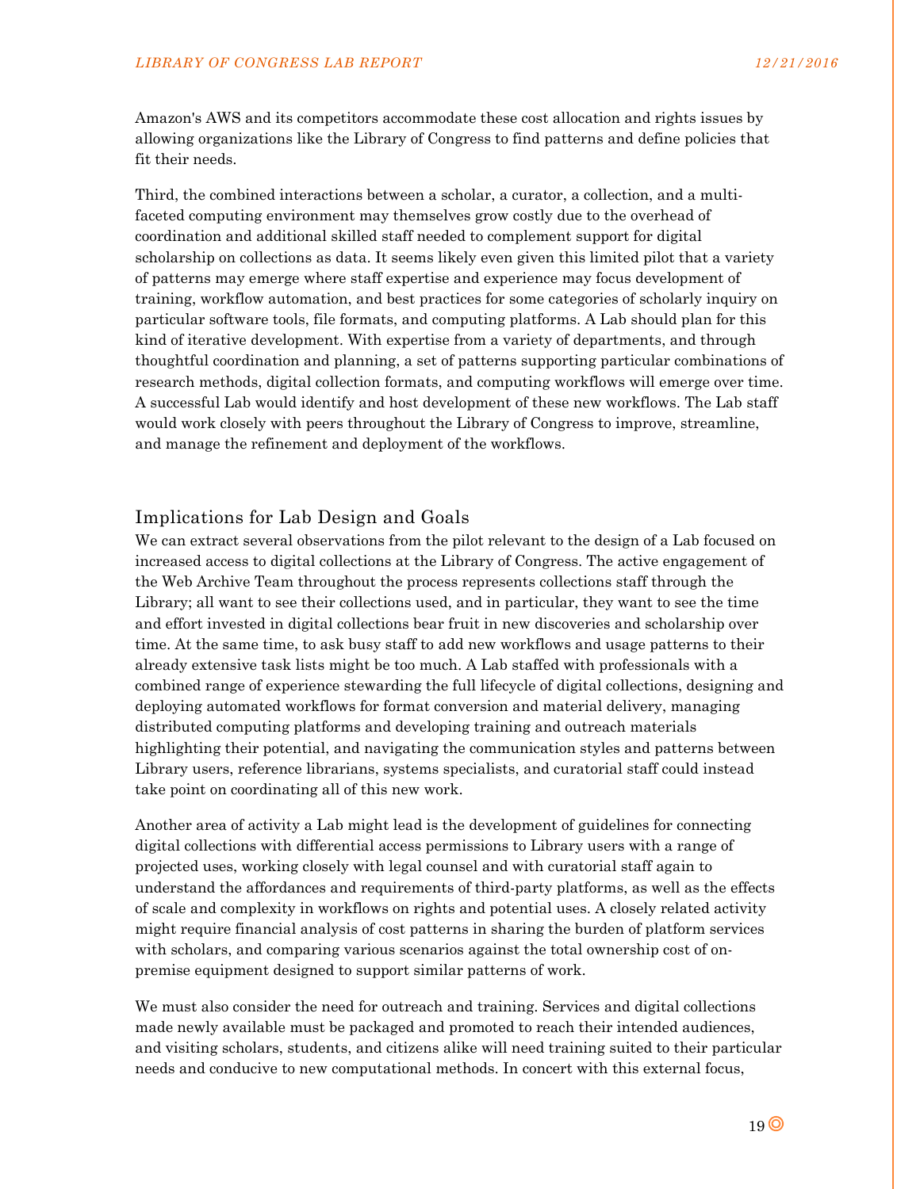Amazon's AWS and its competitors accommodate these cost allocation and rights issues by allowing organizations like the Library of Congress to find patterns and define policies that fit their needs.

Third, the combined interactions between a scholar, a curator, a collection, and a multi-faceted computing environment may themselves grow costly due to the overhead of coordination and additional skilled staff needed to complement support for digital scholarship on collections as data. It seems likely even given this limited pilot that a variety of patterns may emerge where staff expertise and experience may focus development of training, workflow automation, and best practices for some categories of scholarly inquiry on particular software tools, file formats, and computing platforms. A Lab should plan for this kind of iterative development. With expertise from a variety of departments, and through thoughtful coordination and planning, a set of patterns supporting particular combinations of research methods, digital collection formats, and computing workflows will emerge over time. A successful Lab would identify and host development of these new workflows. The Lab staff would work closely with peers throughout the Library of Congress to improve, streamline, and manage the refinement and deployment of the workflows.

## Implications for Lab Design and Goals

We can extract several observations from the pilot relevant to the design of a Lab focused on increased access to digital collections at the Library of Congress. The active engagement of the Web Archive Team throughout the process represents collections staff through the Library; all want to see their collections used, and in particular, they want to see the time and effort invested in digital collections bear fruit in new discoveries and scholarship over time. At the same time, to ask busy staff to add new workflows and usage patterns to their already extensive task lists might be too much. A Lab staffed with professionals with a combined range of experience stewarding the full lifecycle of digital collections, designing and deploying automated workflows for format conversion and material delivery, managing distributed computing platforms and developing training and outreach materials highlighting their potential, and navigating the communication styles and patterns between Library users, reference librarians, systems specialists, and curatorial staff could instead take point on coordinating all of this new work.

Another area of activity a Lab might lead is the development of guidelines for connecting digital collections with differential access permissions to Library users with a range of projected uses, working closely with legal counsel and with curatorial staff again to understand the affordances and requirements of third-party platforms, as well as the effects of scale and complexity in workflows on rights and potential uses. A closely related activity might require financial analysis of cost patterns in sharing the burden of platform services with scholars, and comparing various scenarios against the total ownership cost of on-premise equipment designed to support similar patterns of work.

We must also consider the need for outreach and training. Services and digital collections made newly available must be packaged and promoted to reach their intended audiences, and visiting scholars, students, and citizens alike will need training suited to their particular needs and conducive to new computational methods. In concert with this external focus,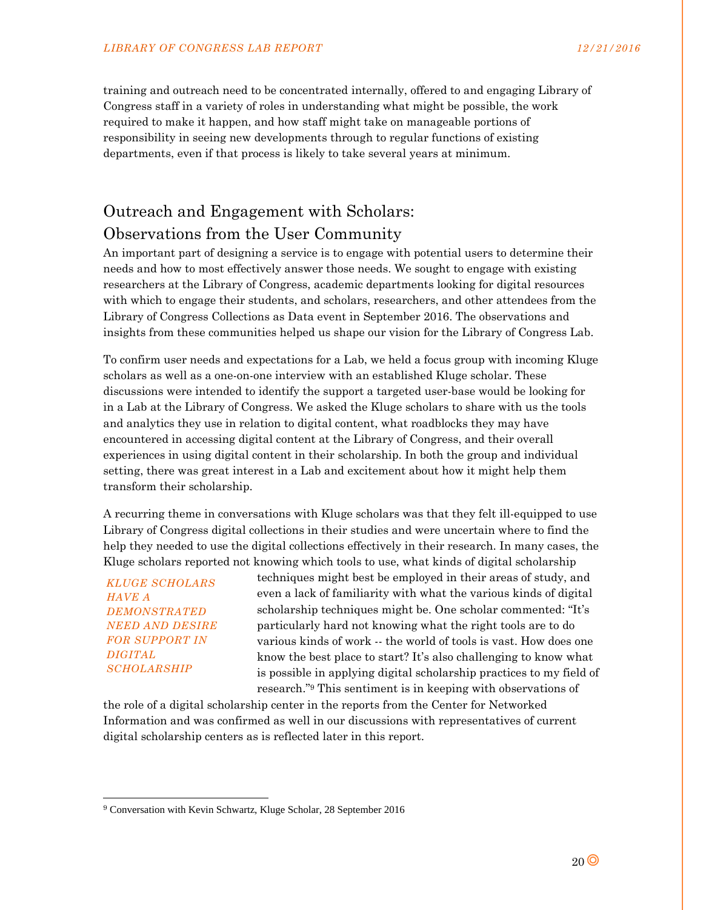training and outreach need to be concentrated internally, offered to and engaging Library of Congress staff in a variety of roles in understanding what might be possible, the work required to make it happen, and how staff might take on manageable portions of responsibility in seeing new developments through to regular functions of existing departments, even if that process is likely to take several years at minimum.

## Outreach and Engagement with Scholars: Observations from the User Community

An important part of designing a service is to engage with potential users to determine their needs and how to most effectively answer those needs. We sought to engage with existing researchers at the Library of Congress, academic departments looking for digital resources with which to engage their students, and scholars, researchers, and other attendees from the Library of Congress Collections as Data event in September 2016. The observations and insights from these communities helped us shape our vision for the Library of Congress Lab.

To confirm user needs and expectations for a Lab, we held a focus group with incoming Kluge scholars as well as a one-on-one interview with an established Kluge scholar. These discussions were intended to identify the support a targeted user-base would be looking for in a Lab at the Library of Congress. We asked the Kluge scholars to share with us the tools and analytics they use in relation to digital content, what roadblocks they may have encountered in accessing digital content at the Library of Congress, and their overall experiences in using digital content in their scholarship. In both the group and individual setting, there was great interest in a Lab and excitement about how it might help them transform their scholarship.

*KLUGE SCHOLARS HAVE A DEMONSTRATED NEED AND DESIRE FOR SUPPORT IN DIGITAL SCHOLARSHIP*

A recurring theme in conversations with Kluge scholars was that they felt ill-equipped to use Library of Congress digital collections in their studies and were uncertain where to find the help they needed to use the digital collections effectively in their research. In many cases, the Kluge scholars reported not knowing which tools to use, what kinds of digital scholarship techniques might best be employed in their areas of study, and even a lack of familiarity with what the various kinds of digital scholarship techniques might be. One scholar commented: "It's particularly hard not knowing what the right tools are to do various kinds of work -- the world of tools is vast. How does one know the best place to start? It's also challenging to know what is possible in applying digital scholarship practices to my field of research."[9] This sentiment is in keeping with observations of the role of a digital scholarship center in the reports from the Center for Networked Information and was confirmed as well in our discussions with representatives of current digital scholarship centers as is reflected later in this report.

[9] Conversation with Kevin Schwartz, Kluge Scholar, 28 September 2016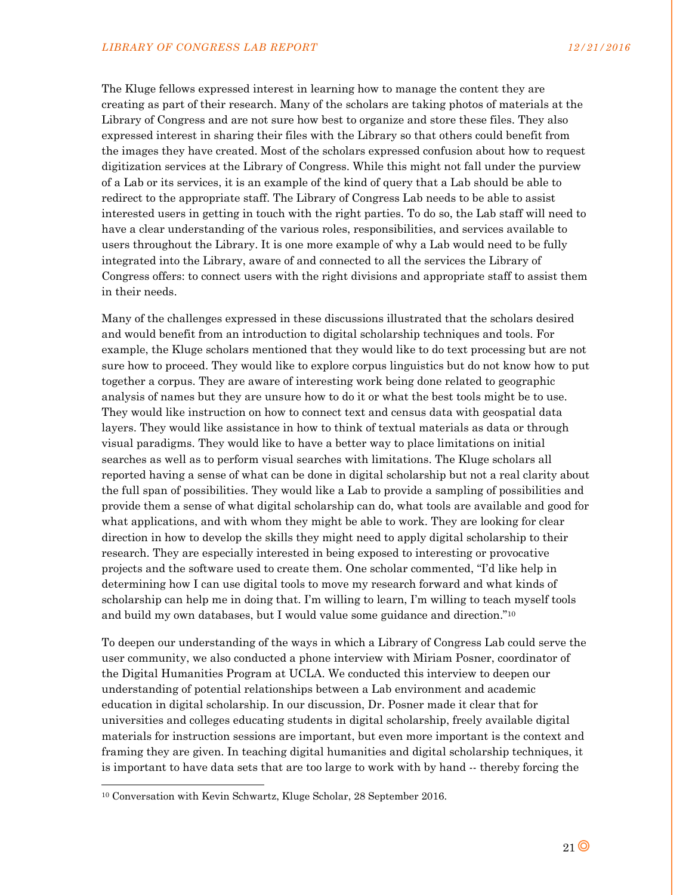The Kluge fellows expressed interest in learning how to manage the content they are creating as part of their research. Many of the scholars are taking photos of materials at the Library of Congress and are not sure how best to organize and store these files. They also expressed interest in sharing their files with the Library so that others could benefit from the images they have created. Most of the scholars expressed confusion about how to request digitization services at the Library of Congress. While this might not fall under the purview of a Lab or its services, it is an example of the kind of query that a Lab should be able to redirect to the appropriate staff. The Library of Congress Lab needs to be able to assist interested users in getting in touch with the right parties. To do so, the Lab staff will need to have a clear understanding of the various roles, responsibilities, and services available to users throughout the Library. It is one more example of why a Lab would need to be fully integrated into the Library, aware of and connected to all the services the Library of Congress offers: to connect users with the right divisions and appropriate staff to assist them in their needs.

Many of the challenges expressed in these discussions illustrated that the scholars desired and would benefit from an introduction to digital scholarship techniques and tools. For example, the Kluge scholars mentioned that they would like to do text processing but are not sure how to proceed. They would like to explore corpus linguistics but do not know how to put together a corpus. They are aware of interesting work being done related to geographic analysis of names but they are unsure how to do it or what the best tools might be to use. They would like instruction on how to connect text and census data with geospatial data layers. They would like assistance in how to think of textual materials as data or through visual paradigms. They would like to have a better way to place limitations on initial searches as well as to perform visual searches with limitations. The Kluge scholars all reported having a sense of what can be done in digital scholarship but not a real clarity about the full span of possibilities. They would like a Lab to provide a sampling of possibilities and provide them a sense of what digital scholarship can do, what tools are available and good for what applications, and with whom they might be able to work. They are looking for clear direction in how to develop the skills they might need to apply digital scholarship to their research. They are especially interested in being exposed to interesting or provocative projects and the software used to create them. One scholar commented, "I'd like help in determining how I can use digital tools to move my research forward and what kinds of scholarship can help me in doing that. I'm willing to learn, I'm willing to teach myself tools and build my own databases, but I would value some guidance and direction."[10]

To deepen our understanding of the ways in which a Library of Congress Lab could serve the user community, we also conducted a phone interview with Miriam Posner, coordinator of the Digital Humanities Program at UCLA. We conducted this interview to deepen our understanding of potential relationships between a Lab environment and academic education in digital scholarship. In our discussion, Dr. Posner made it clear that for universities and colleges educating students in digital scholarship, freely available digital materials for instruction sessions are important, but even more important is the context and framing they are given. In teaching digital humanities and digital scholarship techniques, it is important to have data sets that are too large to work with by hand -- thereby forcing the

[10] Conversation with Kevin Schwartz, Kluge Scholar, 28 September 2016.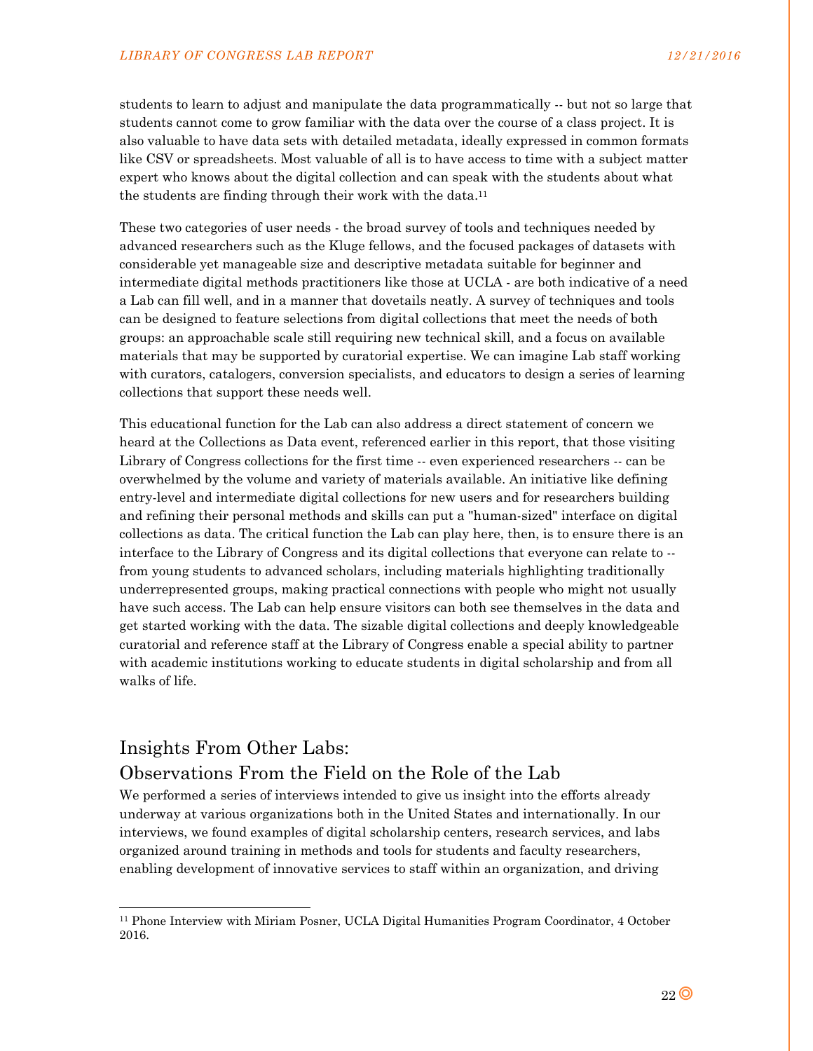students to learn to adjust and manipulate the data programmatically -- but not so large that students cannot come to grow familiar with the data over the course of a class project. It is also valuable to have data sets with detailed metadata, ideally expressed in common formats like CSV or spreadsheets. Most valuable of all is to have access to time with a subject matter expert who knows about the digital collection and can speak with the students about what the students are finding through their work with the data.[11]

These two categories of user needs - the broad survey of tools and techniques needed by advanced researchers such as the Kluge fellows, and the focused packages of datasets with considerable yet manageable size and descriptive metadata suitable for beginner and intermediate digital methods practitioners like those at UCLA - are both indicative of a need a Lab can fill well, and in a manner that dovetails neatly. A survey of techniques and tools can be designed to feature selections from digital collections that meet the needs of both groups: an approachable scale still requiring new technical skill, and a focus on available materials that may be supported by curatorial expertise. We can imagine Lab staff working with curators, catalogers, conversion specialists, and educators to design a series of learning collections that support these needs well.

This educational function for the Lab can also address a direct statement of concern we heard at the Collections as Data event, referenced earlier in this report, that those visiting Library of Congress collections for the first time -- even experienced researchers -- can be overwhelmed by the volume and variety of materials available. An initiative like defining entry-level and intermediate digital collections for new users and for researchers building and refining their personal methods and skills can put a "human-sized" interface on digital collections as data. The critical function the Lab can play here, then, is to ensure there is an interface to the Library of Congress and its digital collections that everyone can relate to -- from young students to advanced scholars, including materials highlighting traditionally underrepresented groups, making practical connections with people who might not usually have such access. The Lab can help ensure visitors can both see themselves in the data and get started working with the data. The sizable digital collections and deeply knowledgeable curatorial and reference staff at the Library of Congress enable a special ability to partner with academic institutions working to educate students in digital scholarship and from all walks of life.

## Insights From Other Labs: Observations From the Field on the Role of the Lab

We performed a series of interviews intended to give us insight into the efforts already underway at various organizations both in the United States and internationally. In our interviews, we found examples of digital scholarship centers, research services, and labs organized around training in methods and tools for students and faculty researchers, enabling development of innovative services to staff within an organization, and driving

[11] Phone Interview with Miriam Posner, UCLA Digital Humanities Program Coordinator, 4 October 2016.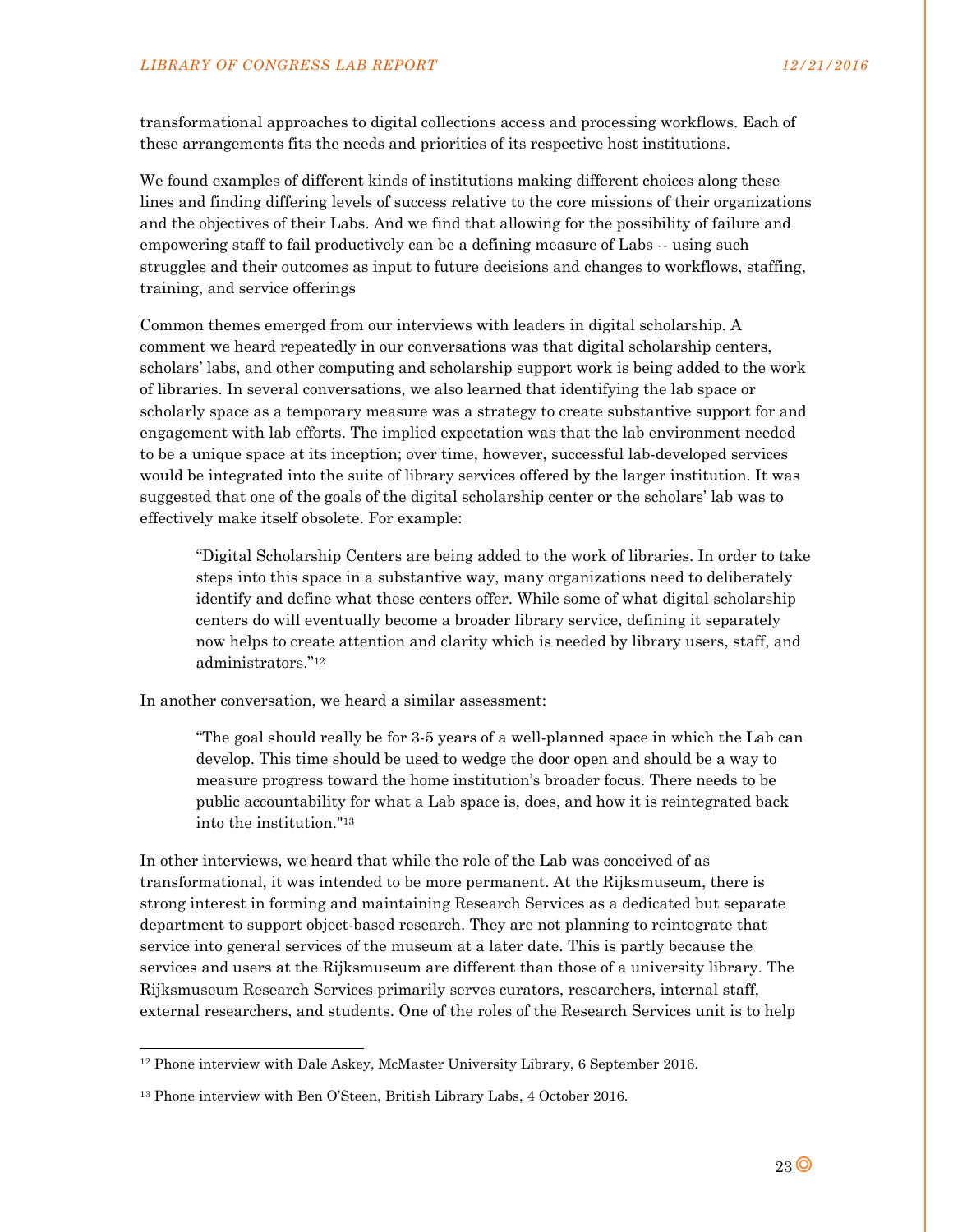transformational approaches to digital collections access and processing workflows. Each of these arrangements fits the needs and priorities of its respective host institutions.

We found examples of different kinds of institutions making different choices along these lines and finding differing levels of success relative to the core missions of their organizations and the objectives of their Labs. And we find that allowing for the possibility of failure and empowering staff to fail productively can be a defining measure of Labs -- using such struggles and their outcomes as input to future decisions and changes to workflows, staffing, training, and service offerings

Common themes emerged from our interviews with leaders in digital scholarship. A comment we heard repeatedly in our conversations was that digital scholarship centers, scholars' labs, and other computing and scholarship support work is being added to the work of libraries. In several conversations, we also learned that identifying the lab space or scholarly space as a temporary measure was a strategy to create substantive support for and engagement with lab efforts. The implied expectation was that the lab environment needed to be a unique space at its inception; over time, however, successful lab-developed services would be integrated into the suite of library services offered by the larger institution. It was suggested that one of the goals of the digital scholarship center or the scholars' lab was to effectively make itself obsolete. For example:

> "Digital Scholarship Centers are being added to the work of libraries. In order to take steps into this space in a substantive way, many organizations need to deliberately identify and define what these centers offer. While some of what digital scholarship centers do will eventually become a broader library service, defining it separately now helps to create attention and clarity which is needed by library users, staff, and administrators."[12]

In another conversation, we heard a similar assessment:

> "The goal should really be for 3-5 years of a well-planned space in which the Lab can develop. This time should be used to wedge the door open and should be a way to measure progress toward the home institution's broader focus. There needs to be public accountability for what a Lab space is, does, and how it is reintegrated back into the institution."[13]

In other interviews, we heard that while the role of the Lab was conceived of as transformational, it was intended to be more permanent. At the Rijksmuseum, there is strong interest in forming and maintaining Research Services as a dedicated but separate department to support object-based research. They are not planning to reintegrate that service into general services of the museum at a later date. This is partly because the services and users at the Rijksmuseum are different than those of a university library. The Rijksmuseum Research Services primarily serves curators, researchers, internal staff, external researchers, and students. One of the roles of the Research Services unit is to help

---

[12] Phone interview with Dale Askey, McMaster University Library, 6 September 2016.

[13] Phone interview with Ben O'Steen, British Library Labs, 4 October 2016.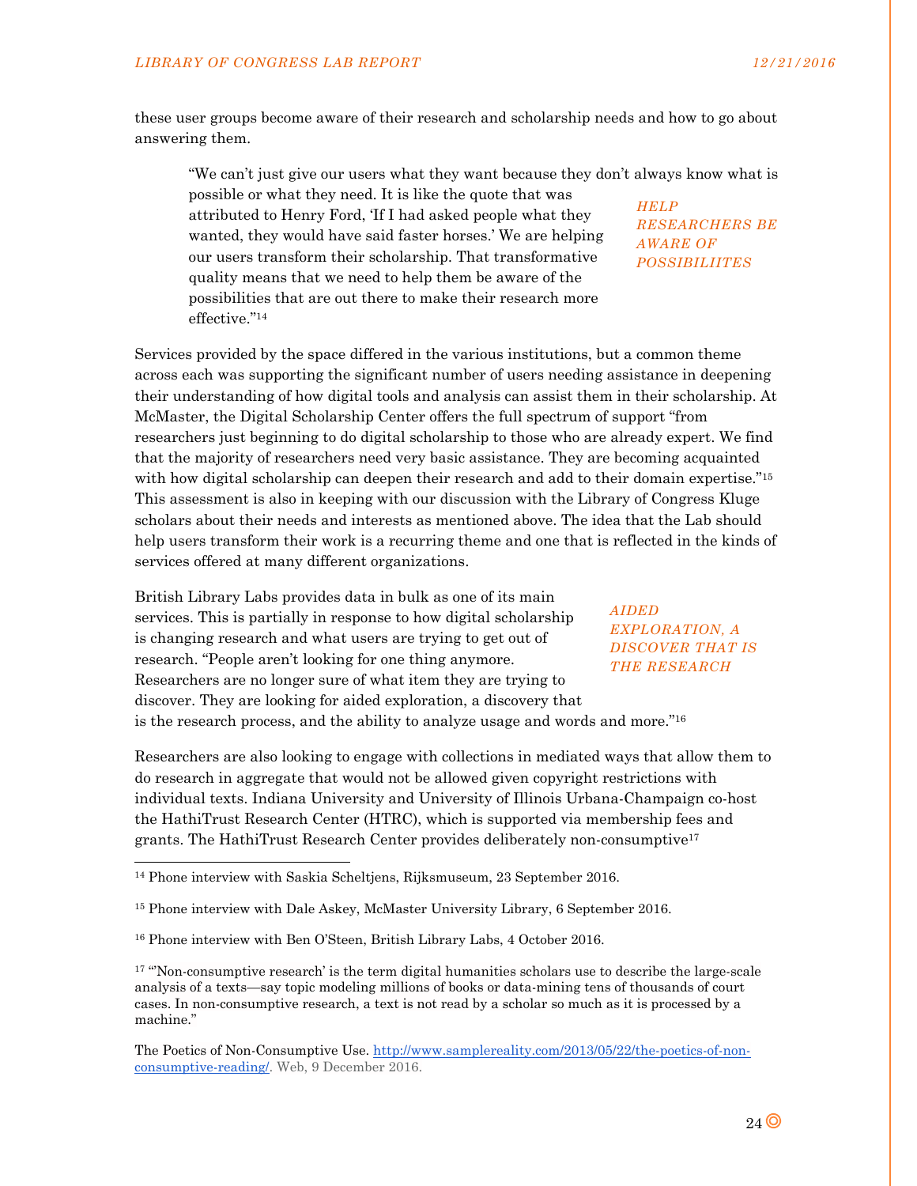these user groups become aware of their research and scholarship needs and how to go about answering them.

> "We can't just give our users what they want because they don't always know what is possible or what they need. It is like the quote that was attributed to Henry Ford, 'If I had asked people what they wanted, they would have said faster horses.' We are helping our users transform their scholarship. That transformative quality means that we need to help them be aware of the possibilities that are out there to make their research more effective."[14]

*HELP RESEARCHERS BE AWARE OF POSSIBILIITES*

Services provided by the space differed in the various institutions, but a common theme across each was supporting the significant number of users needing assistance in deepening their understanding of how digital tools and analysis can assist them in their scholarship. At McMaster, the Digital Scholarship Center offers the full spectrum of support "from researchers just beginning to do digital scholarship to those who are already expert. We find that the majority of researchers need very basic assistance. They are becoming acquainted with how digital scholarship can deepen their research and add to their domain expertise."[15] This assessment is also in keeping with our discussion with the Library of Congress Kluge scholars about their needs and interests as mentioned above. The idea that the Lab should help users transform their work is a recurring theme and one that is reflected in the kinds of services offered at many different organizations.

British Library Labs provides data in bulk as one of its main services. This is partially in response to how digital scholarship is changing research and what users are trying to get out of research. "People aren't looking for one thing anymore. Researchers are no longer sure of what item they are trying to discover. They are looking for aided exploration, a discovery that is the research process, and the ability to analyze usage and words and more."[16]

*AIDED EXPLORATION, A DISCOVER THAT IS THE RESEARCH*

Researchers are also looking to engage with collections in mediated ways that allow them to do research in aggregate that would not be allowed given copyright restrictions with individual texts. Indiana University and University of Illinois Urbana-Champaign co-host the HathiTrust Research Center (HTRC), which is supported via membership fees and grants. The HathiTrust Research Center provides deliberately non-consumptive[17]

---

[14] Phone interview with Saskia Scheltjens, Rijksmuseum, 23 September 2016.

[15] Phone interview with Dale Askey, McMaster University Library, 6 September 2016.

[16] Phone interview with Ben O'Steen, British Library Labs, 4 October 2016.

[17] "'Non-consumptive research' is the term digital humanities scholars use to describe the large-scale analysis of a texts—say topic modeling millions of books or data-mining tens of thousands of court cases. In non-consumptive research, a text is not read by a scholar so much as it is processed by a machine."

The Poetics of Non-Consumptive Use. [http://www.samplereality.com/2013/05/22/the-poetics-of-non-consumptive-reading/](http://www.samplereality.com/2013/05/22/the-poetics-of-non-consumptive-reading/). Web, 9 December 2016.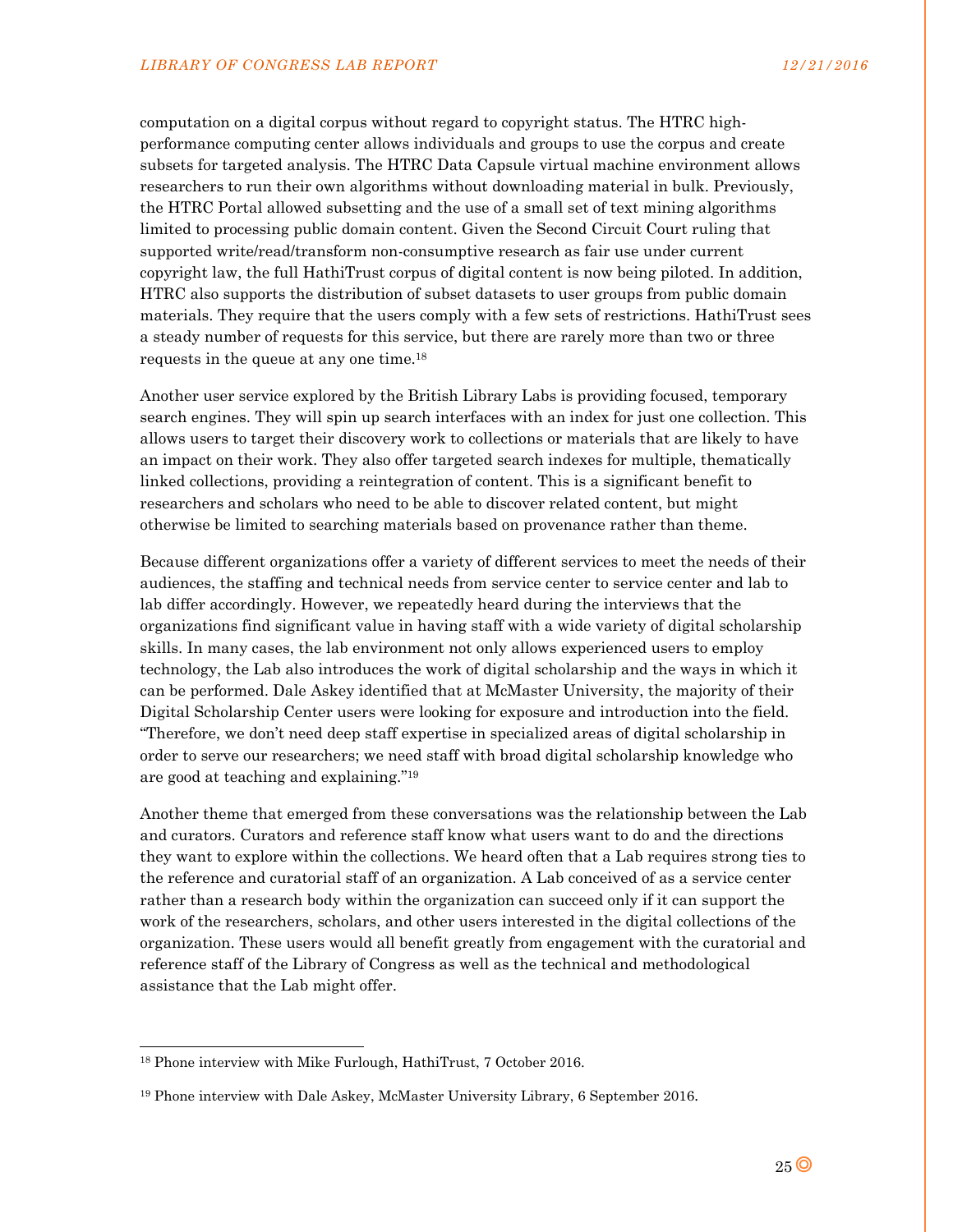computation on a digital corpus without regard to copyright status. The HTRC high-performance computing center allows individuals and groups to use the corpus and create subsets for targeted analysis. The HTRC Data Capsule virtual machine environment allows researchers to run their own algorithms without downloading material in bulk. Previously, the HTRC Portal allowed subsetting and the use of a small set of text mining algorithms limited to processing public domain content. Given the Second Circuit Court ruling that supported write/read/transform non-consumptive research as fair use under current copyright law, the full HathiTrust corpus of digital content is now being piloted. In addition, HTRC also supports the distribution of subset datasets to user groups from public domain materials. They require that the users comply with a few sets of restrictions. HathiTrust sees a steady number of requests for this service, but there are rarely more than two or three requests in the queue at any one time.[18]

Another user service explored by the British Library Labs is providing focused, temporary search engines. They will spin up search interfaces with an index for just one collection. This allows users to target their discovery work to collections or materials that are likely to have an impact on their work. They also offer targeted search indexes for multiple, thematically linked collections, providing a reintegration of content. This is a significant benefit to researchers and scholars who need to be able to discover related content, but might otherwise be limited to searching materials based on provenance rather than theme.

Because different organizations offer a variety of different services to meet the needs of their audiences, the staffing and technical needs from service center to service center and lab to lab differ accordingly. However, we repeatedly heard during the interviews that the organizations find significant value in having staff with a wide variety of digital scholarship skills. In many cases, the lab environment not only allows experienced users to employ technology, the Lab also introduces the work of digital scholarship and the ways in which it can be performed. Dale Askey identified that at McMaster University, the majority of their Digital Scholarship Center users were looking for exposure and introduction into the field. "Therefore, we don't need deep staff expertise in specialized areas of digital scholarship in order to serve our researchers; we need staff with broad digital scholarship knowledge who are good at teaching and explaining."[19]

Another theme that emerged from these conversations was the relationship between the Lab and curators. Curators and reference staff know what users want to do and the directions they want to explore within the collections. We heard often that a Lab requires strong ties to the reference and curatorial staff of an organization. A Lab conceived of as a service center rather than a research body within the organization can succeed only if it can support the work of the researchers, scholars, and other users interested in the digital collections of the organization. These users would all benefit greatly from engagement with the curatorial and reference staff of the Library of Congress as well as the technical and methodological assistance that the Lab might offer.

---

[18] Phone interview with Mike Furlough, HathiTrust, 7 October 2016.

[19] Phone interview with Dale Askey, McMaster University Library, 6 September 2016.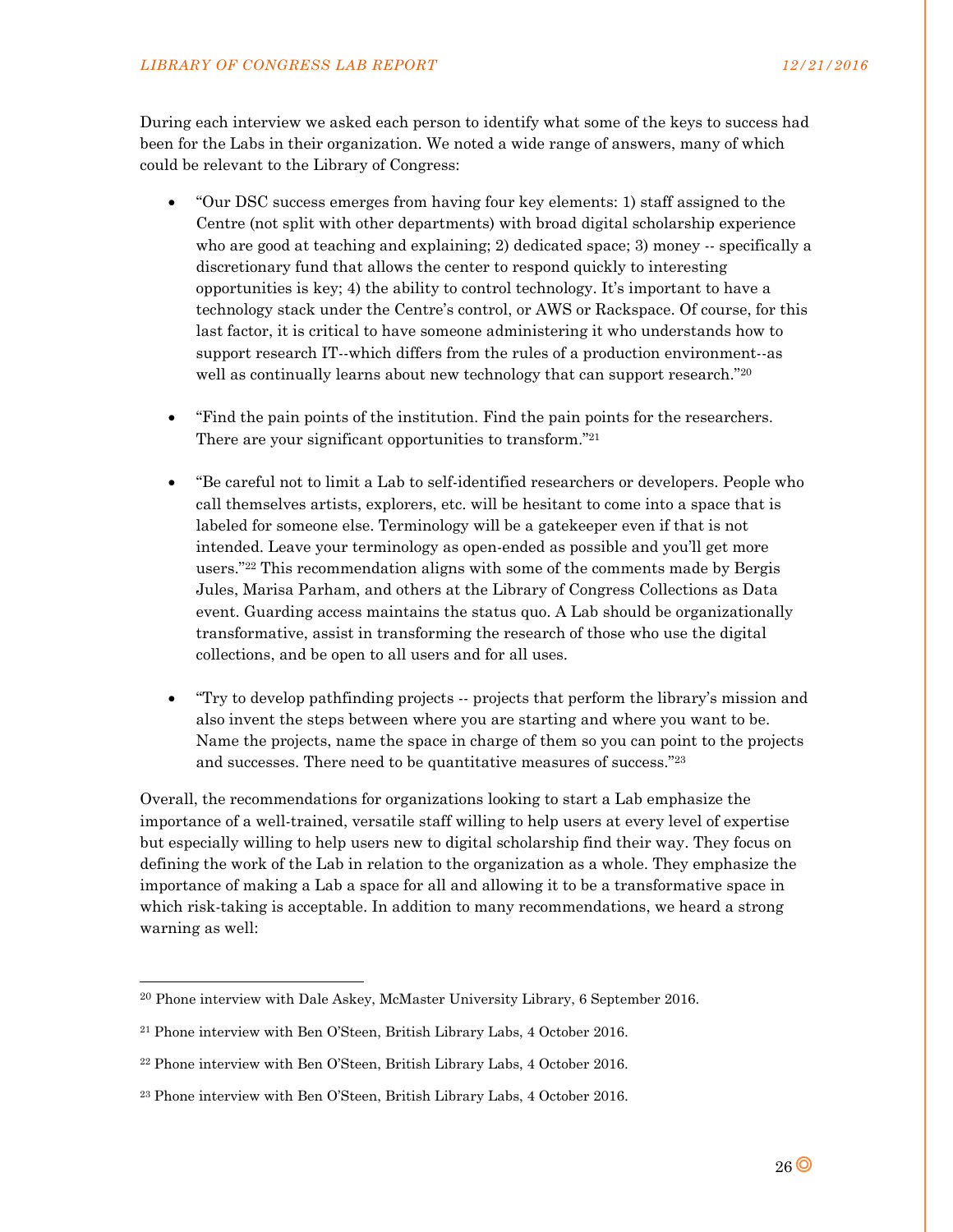During each interview we asked each person to identify what some of the keys to success had been for the Labs in their organization. We noted a wide range of answers, many of which could be relevant to the Library of Congress:

- "Our DSC success emerges from having four key elements: 1) staff assigned to the Centre (not split with other departments) with broad digital scholarship experience who are good at teaching and explaining; 2) dedicated space; 3) money -- specifically a discretionary fund that allows the center to respond quickly to interesting opportunities is key; 4) the ability to control technology. It's important to have a technology stack under the Centre's control, or AWS or Rackspace. Of course, for this last factor, it is critical to have someone administering it who understands how to support research IT--which differs from the rules of a production environment--as well as continually learns about new technology that can support research."[20]

- "Find the pain points of the institution. Find the pain points for the researchers. There are your significant opportunities to transform."[21]

- "Be careful not to limit a Lab to self-identified researchers or developers. People who call themselves artists, explorers, etc. will be hesitant to come into a space that is labeled for someone else. Terminology will be a gatekeeper even if that is not intended. Leave your terminology as open-ended as possible and you'll get more users."[22] This recommendation aligns with some of the comments made by Bergis Jules, Marisa Parham, and others at the Library of Congress Collections as Data event. Guarding access maintains the status quo. A Lab should be organizationally transformative, assist in transforming the research of those who use the digital collections, and be open to all users and for all uses.

- "Try to develop pathfinding projects -- projects that perform the library's mission and also invent the steps between where you are starting and where you want to be. Name the projects, name the space in charge of them so you can point to the projects and successes. There need to be quantitative measures of success."[23]

Overall, the recommendations for organizations looking to start a Lab emphasize the importance of a well-trained, versatile staff willing to help users at every level of expertise but especially willing to help users new to digital scholarship find their way. They focus on defining the work of the Lab in relation to the organization as a whole. They emphasize the importance of making a Lab a space for all and allowing it to be a transformative space in which risk-taking is acceptable. In addition to many recommendations, we heard a strong warning as well:

---

[20] Phone interview with Dale Askey, McMaster University Library, 6 September 2016.

[21] Phone interview with Ben O'Steen, British Library Labs, 4 October 2016.

[22] Phone interview with Ben O'Steen, British Library Labs, 4 October 2016.

[23] Phone interview with Ben O'Steen, British Library Labs, 4 October 2016.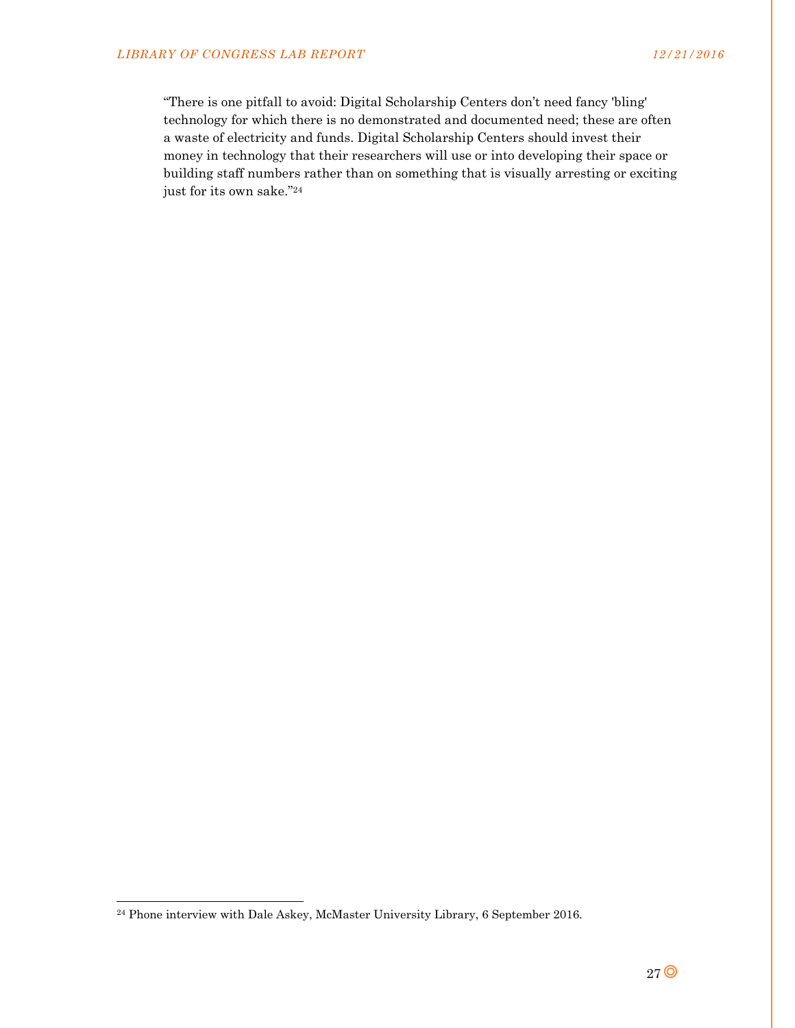"There is one pitfall to avoid: Digital Scholarship Centers don't need fancy 'bling' technology for which there is no demonstrated and documented need; these are often a waste of electricity and funds. Digital Scholarship Centers should invest their money in technology that their researchers will use or into developing their space or building staff numbers rather than on something that is visually arresting or exciting just for its own sake."[24]

[24] Phone interview with Dale Askey, McMaster University Library, 6 September 2016.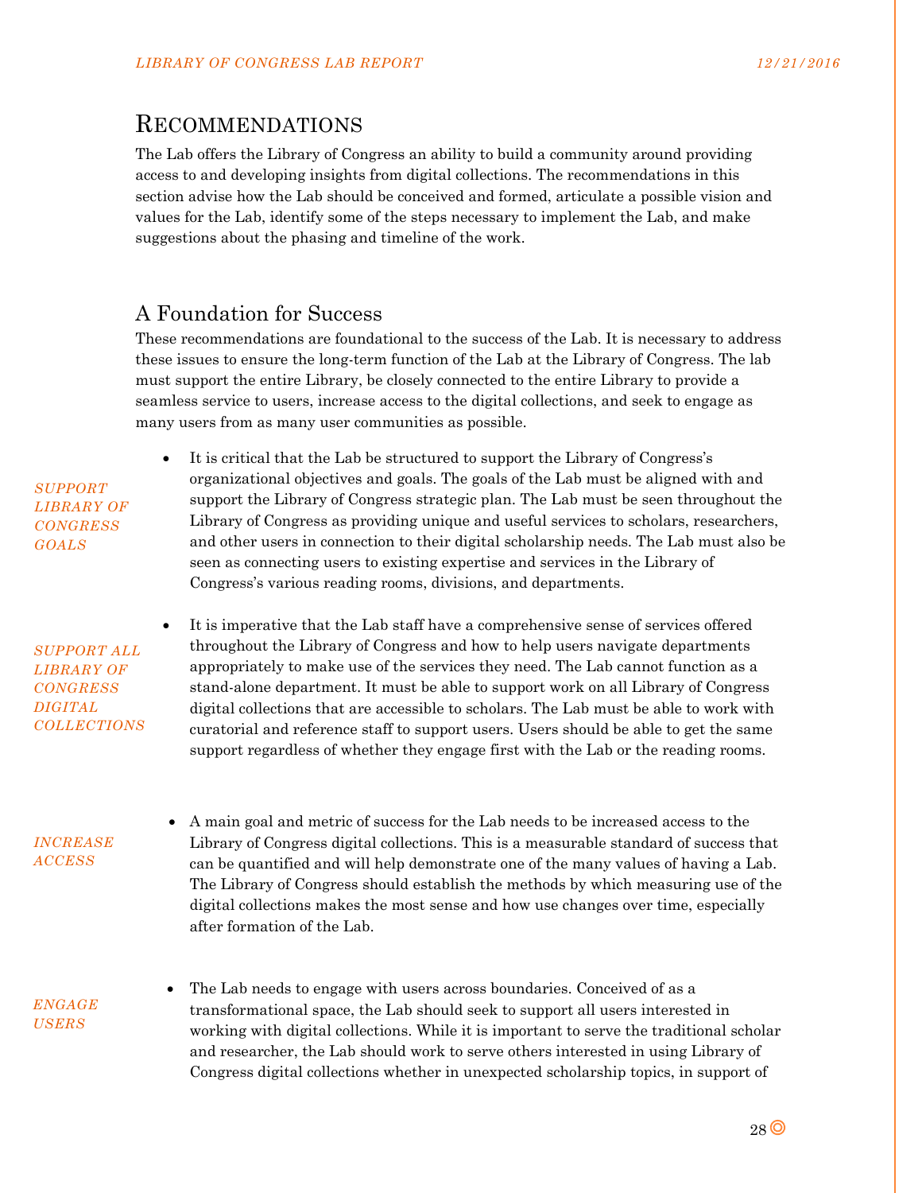# Recommendations

The Lab offers the Library of Congress an ability to build a community around providing access to and developing insights from digital collections. The recommendations in this section advise how the Lab should be conceived and formed, articulate a possible vision and values for the Lab, identify some of the steps necessary to implement the Lab, and make suggestions about the phasing and timeline of the work.

## A Foundation for Success

These recommendations are foundational to the success of the Lab. It is necessary to address these issues to ensure the long-term function of the Lab at the Library of Congress. The lab must support the entire Library, be closely connected to the entire Library to provide a seamless service to users, increase access to the digital collections, and seek to engage as many users from as many user communities as possible.

*SUPPORT LIBRARY OF CONGRESS GOALS*

- It is critical that the Lab be structured to support the Library of Congress's organizational objectives and goals. The goals of the Lab must be aligned with and support the Library of Congress strategic plan. The Lab must be seen throughout the Library of Congress as providing unique and useful services to scholars, researchers, and other users in connection to their digital scholarship needs. The Lab must also be seen as connecting users to existing expertise and services in the Library of Congress's various reading rooms, divisions, and departments.

*SUPPORT ALL LIBRARY OF CONGRESS DIGITAL COLLECTIONS*

- It is imperative that the Lab staff have a comprehensive sense of services offered throughout the Library of Congress and how to help users navigate departments appropriately to make use of the services they need. The Lab cannot function as a stand-alone department. It must be able to support work on all Library of Congress digital collections that are accessible to scholars. The Lab must be able to work with curatorial and reference staff to support users. Users should be able to get the same support regardless of whether they engage first with the Lab or the reading rooms.

*INCREASE ACCESS*

- A main goal and metric of success for the Lab needs to be increased access to the Library of Congress digital collections. This is a measurable standard of success that can be quantified and will help demonstrate one of the many values of having a Lab. The Library of Congress should establish the methods by which measuring use of the digital collections makes the most sense and how use changes over time, especially after formation of the Lab.

*ENGAGE USERS*

- The Lab needs to engage with users across boundaries. Conceived of as a transformational space, the Lab should seek to support all users interested in working with digital collections. While it is important to serve the traditional scholar and researcher, the Lab should work to serve others interested in using Library of Congress digital collections whether in unexpected scholarship topics, in support of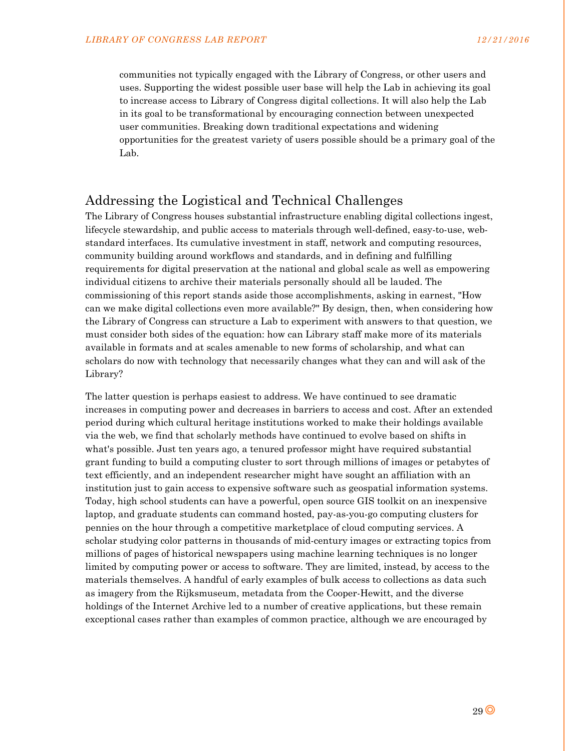communities not typically engaged with the Library of Congress, or other users and uses. Supporting the widest possible user base will help the Lab in achieving its goal to increase access to Library of Congress digital collections. It will also help the Lab in its goal to be transformational by encouraging connection between unexpected user communities. Breaking down traditional expectations and widening opportunities for the greatest variety of users possible should be a primary goal of the Lab.

## Addressing the Logistical and Technical Challenges

The Library of Congress houses substantial infrastructure enabling digital collections ingest, lifecycle stewardship, and public access to materials through well-defined, easy-to-use, web-standard interfaces. Its cumulative investment in staff, network and computing resources, community building around workflows and standards, and in defining and fulfilling requirements for digital preservation at the national and global scale as well as empowering individual citizens to archive their materials personally should all be lauded. The commissioning of this report stands aside those accomplishments, asking in earnest, "How can we make digital collections even more available?" By design, then, when considering how the Library of Congress can structure a Lab to experiment with answers to that question, we must consider both sides of the equation: how can Library staff make more of its materials available in formats and at scales amenable to new forms of scholarship, and what can scholars do now with technology that necessarily changes what they can and will ask of the Library?

The latter question is perhaps easiest to address. We have continued to see dramatic increases in computing power and decreases in barriers to access and cost. After an extended period during which cultural heritage institutions worked to make their holdings available via the web, we find that scholarly methods have continued to evolve based on shifts in what's possible. Just ten years ago, a tenured professor might have required substantial grant funding to build a computing cluster to sort through millions of images or petabytes of text efficiently, and an independent researcher might have sought an affiliation with an institution just to gain access to expensive software such as geospatial information systems. Today, high school students can have a powerful, open source GIS toolkit on an inexpensive laptop, and graduate students can command hosted, pay-as-you-go computing clusters for pennies on the hour through a competitive marketplace of cloud computing services. A scholar studying color patterns in thousands of mid-century images or extracting topics from millions of pages of historical newspapers using machine learning techniques is no longer limited by computing power or access to software. They are limited, instead, by access to the materials themselves. A handful of early examples of bulk access to collections as data such as imagery from the Rijksmuseum, metadata from the Cooper-Hewitt, and the diverse holdings of the Internet Archive led to a number of creative applications, but these remain exceptional cases rather than examples of common practice, although we are encouraged by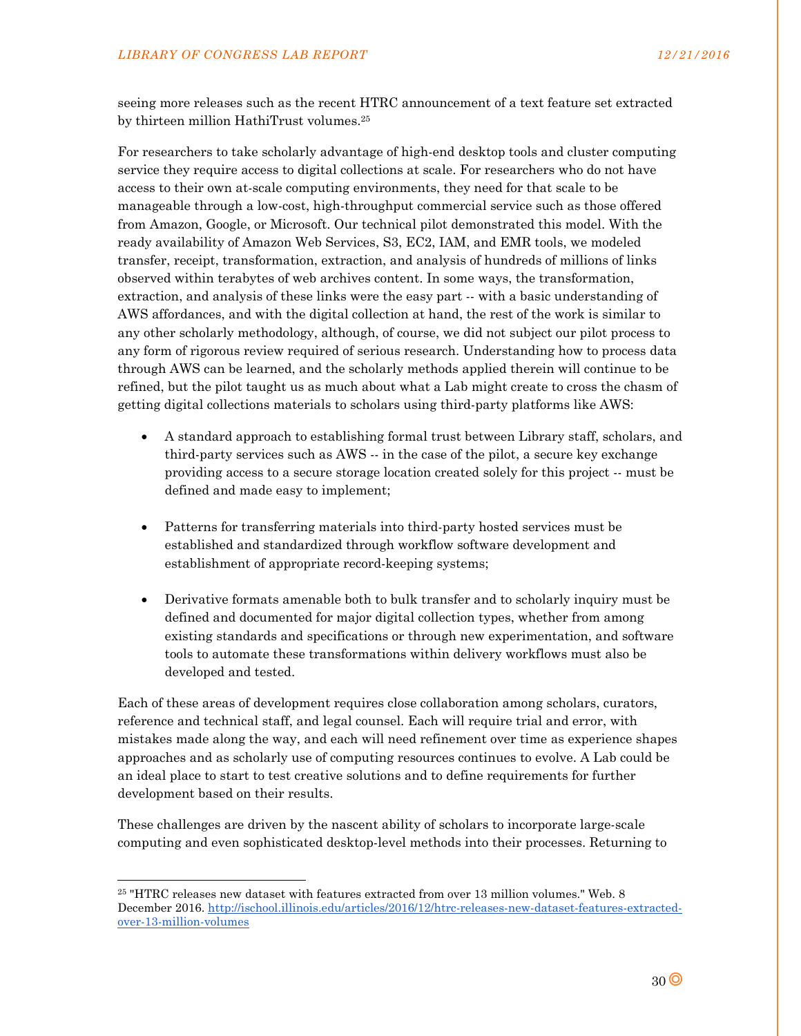seeing more releases such as the recent HTRC announcement of a text feature set extracted by thirteen million HathiTrust volumes.[25]

For researchers to take scholarly advantage of high-end desktop tools and cluster computing service they require access to digital collections at scale. For researchers who do not have access to their own at-scale computing environments, they need for that scale to be manageable through a low-cost, high-throughput commercial service such as those offered from Amazon, Google, or Microsoft. Our technical pilot demonstrated this model. With the ready availability of Amazon Web Services, S3, EC2, IAM, and EMR tools, we modeled transfer, receipt, transformation, extraction, and analysis of hundreds of millions of links observed within terabytes of web archives content. In some ways, the transformation, extraction, and analysis of these links were the easy part -- with a basic understanding of AWS affordances, and with the digital collection at hand, the rest of the work is similar to any other scholarly methodology, although, of course, we did not subject our pilot process to any form of rigorous review required of serious research. Understanding how to process data through AWS can be learned, and the scholarly methods applied therein will continue to be refined, but the pilot taught us as much about what a Lab might create to cross the chasm of getting digital collections materials to scholars using third-party platforms like AWS:

- A standard approach to establishing formal trust between Library staff, scholars, and third-party services such as AWS -- in the case of the pilot, a secure key exchange providing access to a secure storage location created solely for this project -- must be defined and made easy to implement;

- Patterns for transferring materials into third-party hosted services must be established and standardized through workflow software development and establishment of appropriate record-keeping systems;

- Derivative formats amenable both to bulk transfer and to scholarly inquiry must be defined and documented for major digital collection types, whether from among existing standards and specifications or through new experimentation, and software tools to automate these transformations within delivery workflows must also be developed and tested.

Each of these areas of development requires close collaboration among scholars, curators, reference and technical staff, and legal counsel. Each will require trial and error, with mistakes made along the way, and each will need refinement over time as experience shapes approaches and as scholarly use of computing resources continues to evolve. A Lab could be an ideal place to start to test creative solutions and to define requirements for further development based on their results.

These challenges are driven by the nascent ability of scholars to incorporate large-scale computing and even sophisticated desktop-level methods into their processes. Returning to

---

[25] "HTRC releases new dataset with features extracted from over 13 million volumes." Web. 8 December 2016. http://ischool.illinois.edu/articles/2016/12/htrc-releases-new-dataset-features-extracted-over-13-million-volumes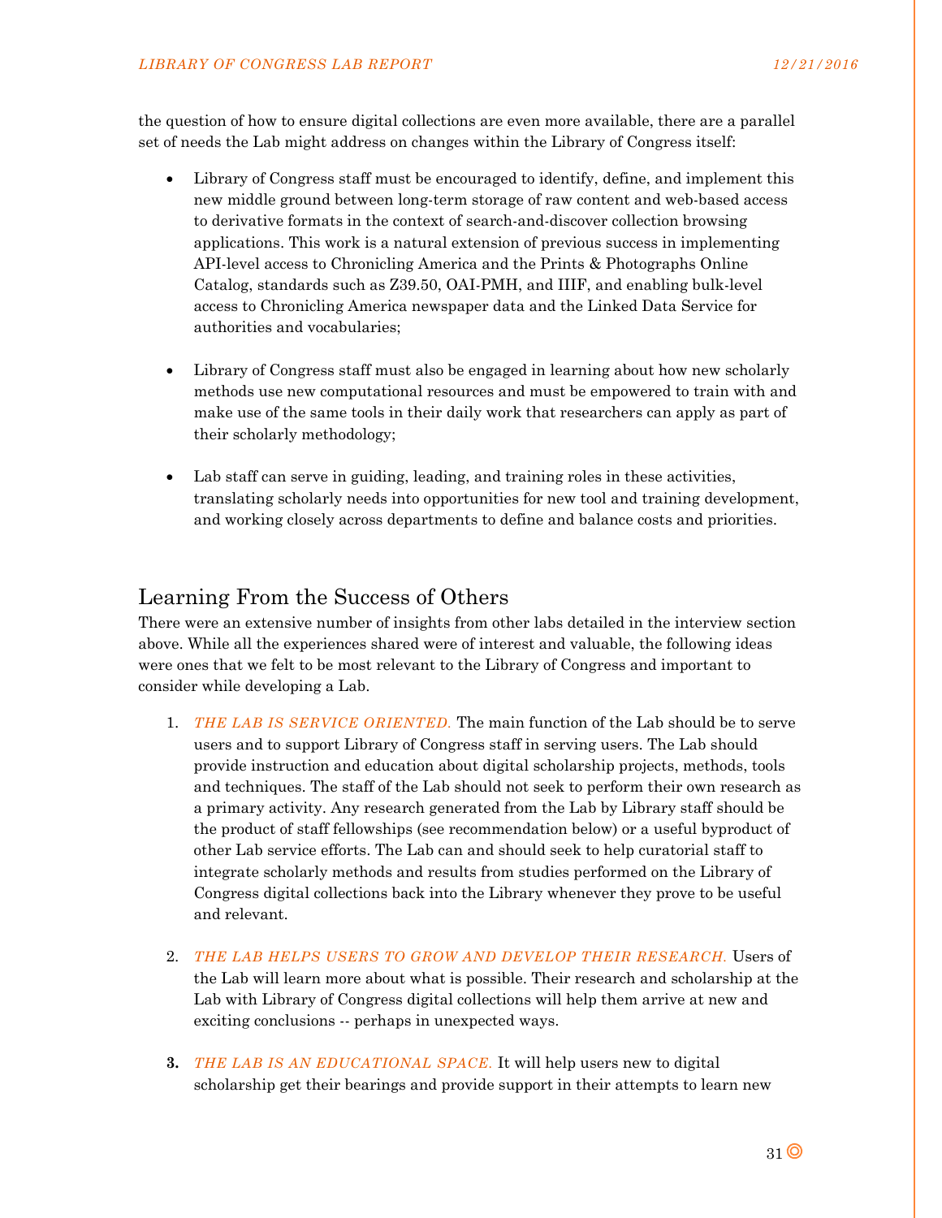the question of how to ensure digital collections are even more available, there are a parallel set of needs the Lab might address on changes within the Library of Congress itself:

- Library of Congress staff must be encouraged to identify, define, and implement this new middle ground between long-term storage of raw content and web-based access to derivative formats in the context of search-and-discover collection browsing applications. This work is a natural extension of previous success in implementing API-level access to Chronicling America and the Prints & Photographs Online Catalog, standards such as Z39.50, OAI-PMH, and IIIF, and enabling bulk-level access to Chronicling America newspaper data and the Linked Data Service for authorities and vocabularies;

- Library of Congress staff must also be engaged in learning about how new scholarly methods use new computational resources and must be empowered to train with and make use of the same tools in their daily work that researchers can apply as part of their scholarly methodology;

- Lab staff can serve in guiding, leading, and training roles in these activities, translating scholarly needs into opportunities for new tool and training development, and working closely across departments to define and balance costs and priorities.

## Learning From the Success of Others

There were an extensive number of insights from other labs detailed in the interview section above. While all the experiences shared were of interest and valuable, the following ideas were ones that we felt to be most relevant to the Library of Congress and important to consider while developing a Lab.

1. *THE LAB IS SERVICE ORIENTED.* The main function of the Lab should be to serve users and to support Library of Congress staff in serving users. The Lab should provide instruction and education about digital scholarship projects, methods, tools and techniques. The staff of the Lab should not seek to perform their own research as a primary activity. Any research generated from the Lab by Library staff should be the product of staff fellowships (see recommendation below) or a useful byproduct of other Lab service efforts. The Lab can and should seek to help curatorial staff to integrate scholarly methods and results from studies performed on the Library of Congress digital collections back into the Library whenever they prove to be useful and relevant.

2. *THE LAB HELPS USERS TO GROW AND DEVELOP THEIR RESEARCH.* Users of the Lab will learn more about what is possible. Their research and scholarship at the Lab with Library of Congress digital collections will help them arrive at new and exciting conclusions -- perhaps in unexpected ways.

3. *THE LAB IS AN EDUCATIONAL SPACE.* It will help users new to digital scholarship get their bearings and provide support in their attempts to learn new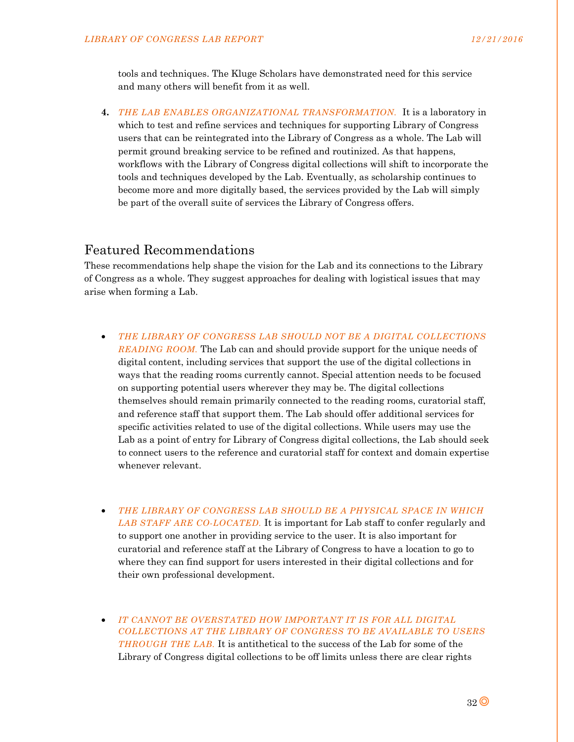tools and techniques. The Kluge Scholars have demonstrated need for this service and many others will benefit from it as well.

4. *THE LAB ENABLES ORGANIZATIONAL TRANSFORMATION.* It is a laboratory in which to test and refine services and techniques for supporting Library of Congress users that can be reintegrated into the Library of Congress as a whole. The Lab will permit ground breaking service to be refined and routinized. As that happens, workflows with the Library of Congress digital collections will shift to incorporate the tools and techniques developed by the Lab. Eventually, as scholarship continues to become more and more digitally based, the services provided by the Lab will simply be part of the overall suite of services the Library of Congress offers.

## Featured Recommendations

These recommendations help shape the vision for the Lab and its connections to the Library of Congress as a whole. They suggest approaches for dealing with logistical issues that may arise when forming a Lab.

- *THE LIBRARY OF CONGRESS LAB SHOULD NOT BE A DIGITAL COLLECTIONS READING ROOM.* The Lab can and should provide support for the unique needs of digital content, including services that support the use of the digital collections in ways that the reading rooms currently cannot. Special attention needs to be focused on supporting potential users wherever they may be. The digital collections themselves should remain primarily connected to the reading rooms, curatorial staff, and reference staff that support them. The Lab should offer additional services for specific activities related to use of the digital collections. While users may use the Lab as a point of entry for Library of Congress digital collections, the Lab should seek to connect users to the reference and curatorial staff for context and domain expertise whenever relevant.

- *THE LIBRARY OF CONGRESS LAB SHOULD BE A PHYSICAL SPACE IN WHICH LAB STAFF ARE CO-LOCATED.* It is important for Lab staff to confer regularly and to support one another in providing service to the user. It is also important for curatorial and reference staff at the Library of Congress to have a location to go to where they can find support for users interested in their digital collections and for their own professional development.

- *IT CANNOT BE OVERSTATED HOW IMPORTANT IT IS FOR ALL DIGITAL COLLECTIONS AT THE LIBRARY OF CONGRESS TO BE AVAILABLE TO USERS THROUGH THE LAB.* It is antithetical to the success of the Lab for some of the Library of Congress digital collections to be off limits unless there are clear rights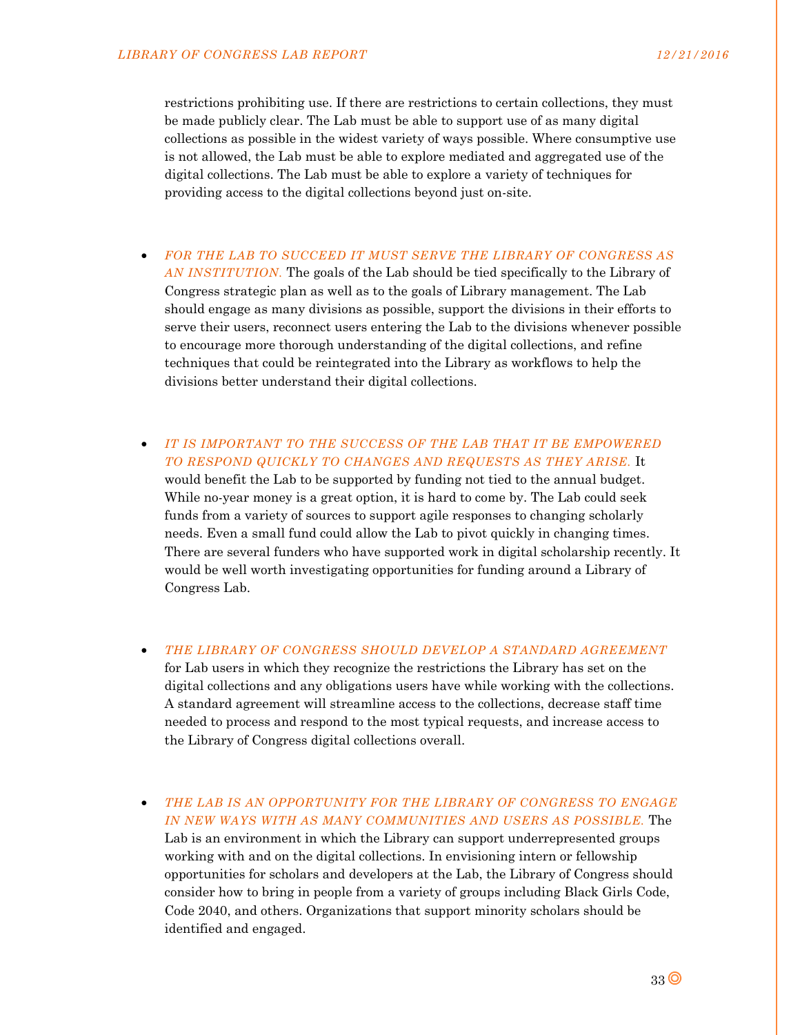restrictions prohibiting use. If there are restrictions to certain collections, they must be made publicly clear. The Lab must be able to support use of as many digital collections as possible in the widest variety of ways possible. Where consumptive use is not allowed, the Lab must be able to explore mediated and aggregated use of the digital collections. The Lab must be able to explore a variety of techniques for providing access to the digital collections beyond just on-site.

- *FOR THE LAB TO SUCCEED IT MUST SERVE THE LIBRARY OF CONGRESS AS AN INSTITUTION.* The goals of the Lab should be tied specifically to the Library of Congress strategic plan as well as to the goals of Library management. The Lab should engage as many divisions as possible, support the divisions in their efforts to serve their users, reconnect users entering the Lab to the divisions whenever possible to encourage more thorough understanding of the digital collections, and refine techniques that could be reintegrated into the Library as workflows to help the divisions better understand their digital collections.

- *IT IS IMPORTANT TO THE SUCCESS OF THE LAB THAT IT BE EMPOWERED TO RESPOND QUICKLY TO CHANGES AND REQUESTS AS THEY ARISE.* It would benefit the Lab to be supported by funding not tied to the annual budget. While no-year money is a great option, it is hard to come by. The Lab could seek funds from a variety of sources to support agile responses to changing scholarly needs. Even a small fund could allow the Lab to pivot quickly in changing times. There are several funders who have supported work in digital scholarship recently. It would be well worth investigating opportunities for funding around a Library of Congress Lab.

- *THE LIBRARY OF CONGRESS SHOULD DEVELOP A STANDARD AGREEMENT* for Lab users in which they recognize the restrictions the Library has set on the digital collections and any obligations users have while working with the collections. A standard agreement will streamline access to the collections, decrease staff time needed to process and respond to the most typical requests, and increase access to the Library of Congress digital collections overall.

- *THE LAB IS AN OPPORTUNITY FOR THE LIBRARY OF CONGRESS TO ENGAGE IN NEW WAYS WITH AS MANY COMMUNITIES AND USERS AS POSSIBLE.* The Lab is an environment in which the Library can support underrepresented groups working with and on the digital collections. In envisioning intern or fellowship opportunities for scholars and developers at the Lab, the Library of Congress should consider how to bring in people from a variety of groups including Black Girls Code, Code 2040, and others. Organizations that support minority scholars should be identified and engaged.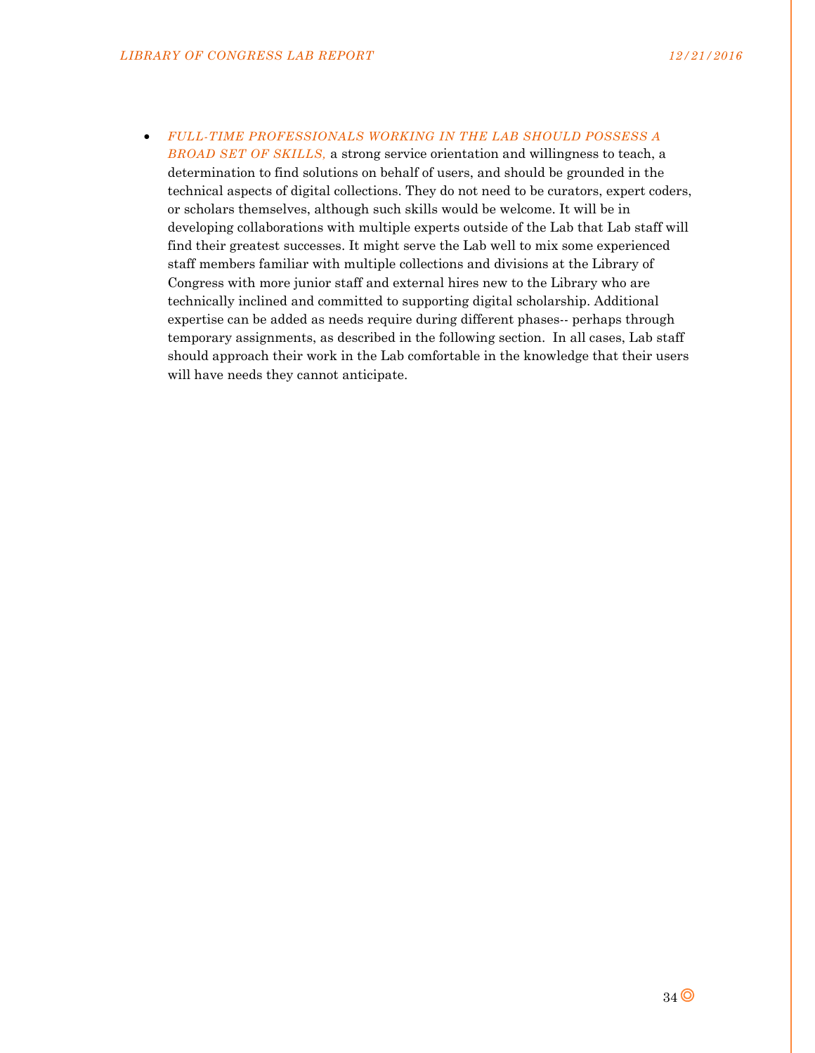- *FULL-TIME PROFESSIONALS WORKING IN THE LAB SHOULD POSSESS A BROAD SET OF SKILLS,* a strong service orientation and willingness to teach, a determination to find solutions on behalf of users, and should be grounded in the technical aspects of digital collections. They do not need to be curators, expert coders, or scholars themselves, although such skills would be welcome. It will be in developing collaborations with multiple experts outside of the Lab that Lab staff will find their greatest successes. It might serve the Lab well to mix some experienced staff members familiar with multiple collections and divisions at the Library of Congress with more junior staff and external hires new to the Library who are technically inclined and committed to supporting digital scholarship. Additional expertise can be added as needs require during different phases-- perhaps through temporary assignments, as described in the following section. In all cases, Lab staff should approach their work in the Lab comfortable in the knowledge that their users will have needs they cannot anticipate.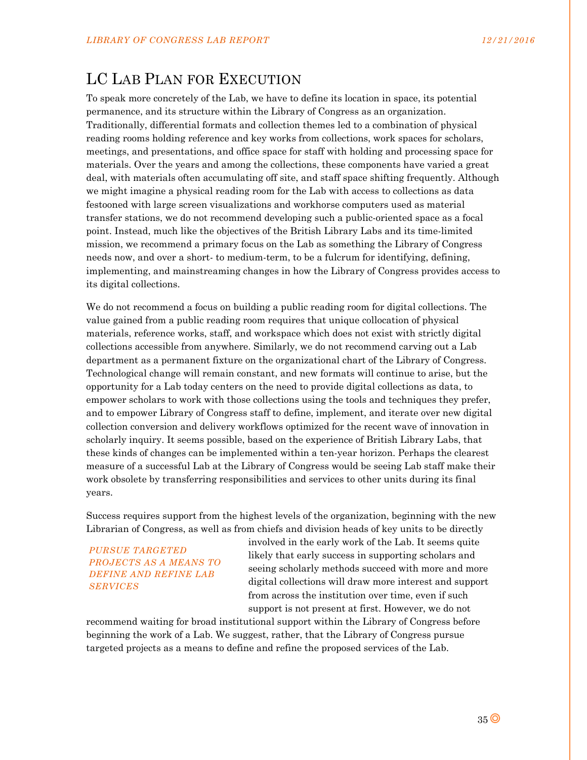# LC Lab Plan for Execution

To speak more concretely of the Lab, we have to define its location in space, its potential permanence, and its structure within the Library of Congress as an organization. Traditionally, differential formats and collection themes led to a combination of physical reading rooms holding reference and key works from collections, work spaces for scholars, meetings, and presentations, and office space for staff with holding and processing space for materials. Over the years and among the collections, these components have varied a great deal, with materials often accumulating off site, and staff space shifting frequently. Although we might imagine a physical reading room for the Lab with access to collections as data festooned with large screen visualizations and workhorse computers used as material transfer stations, we do not recommend developing such a public-oriented space as a focal point. Instead, much like the objectives of the British Library Labs and its time-limited mission, we recommend a primary focus on the Lab as something the Library of Congress needs now, and over a short- to medium-term, to be a fulcrum for identifying, defining, implementing, and mainstreaming changes in how the Library of Congress provides access to its digital collections.

We do not recommend a focus on building a public reading room for digital collections. The value gained from a public reading room requires that unique collocation of physical materials, reference works, staff, and workspace which does not exist with strictly digital collections accessible from anywhere. Similarly, we do not recommend carving out a Lab department as a permanent fixture on the organizational chart of the Library of Congress. Technological change will remain constant, and new formats will continue to arise, but the opportunity for a Lab today centers on the need to provide digital collections as data, to empower scholars to work with those collections using the tools and techniques they prefer, and to empower Library of Congress staff to define, implement, and iterate over new digital collection conversion and delivery workflows optimized for the recent wave of innovation in scholarly inquiry. It seems possible, based on the experience of British Library Labs, that these kinds of changes can be implemented within a ten-year horizon. Perhaps the clearest measure of a successful Lab at the Library of Congress would be seeing Lab staff make their work obsolete by transferring responsibilities and services to other units during its final years.

*PURSUE TARGETED PROJECTS AS A MEANS TO DEFINE AND REFINE LAB SERVICES*

Success requires support from the highest levels of the organization, beginning with the new Librarian of Congress, as well as from chiefs and division heads of key units to be directly involved in the early work of the Lab. It seems quite likely that early success in supporting scholars and seeing scholarly methods succeed with more and more digital collections will draw more interest and support from across the institution over time, even if such support is not present at first. However, we do not recommend waiting for broad institutional support within the Library of Congress before beginning the work of a Lab. We suggest, rather, that the Library of Congress pursue targeted projects as a means to define and refine the proposed services of the Lab.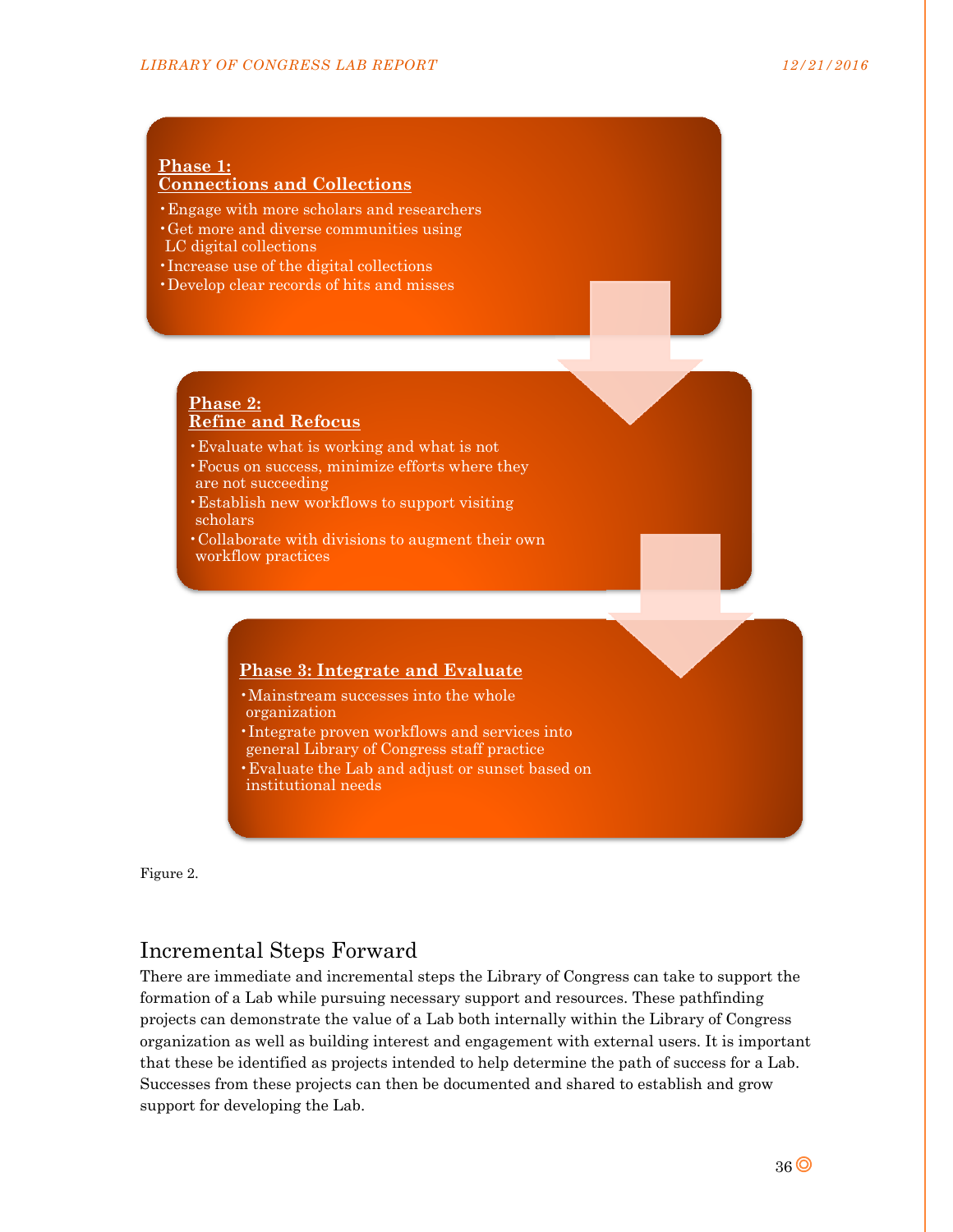**Phase 1:**
**Connections and Collections**

- Engage with more scholars and researchers
- Get more and diverse communities using LC digital collections
- Increase use of the digital collections
- Develop clear records of hits and misses

**Phase 2:**
**Refine and Refocus**

- Evaluate what is working and what is not
- Focus on success, minimize efforts where they are not succeeding
- Establish new workflows to support visiting scholars
- Collaborate with divisions to augment their own workflow practices

**Phase 3: Integrate and Evaluate**

- Mainstream successes into the whole organization
- Integrate proven workflows and services into general Library of Congress staff practice
- Evaluate the Lab and adjust or sunset based on institutional needs

Figure 2.

## Incremental Steps Forward

There are immediate and incremental steps the Library of Congress can take to support the formation of a Lab while pursuing necessary support and resources. These pathfinding projects can demonstrate the value of a Lab both internally within the Library of Congress organization as well as building interest and engagement with external users. It is important that these be identified as projects intended to help determine the path of success for a Lab. Successes from these projects can then be documented and shared to establish and grow support for developing the Lab.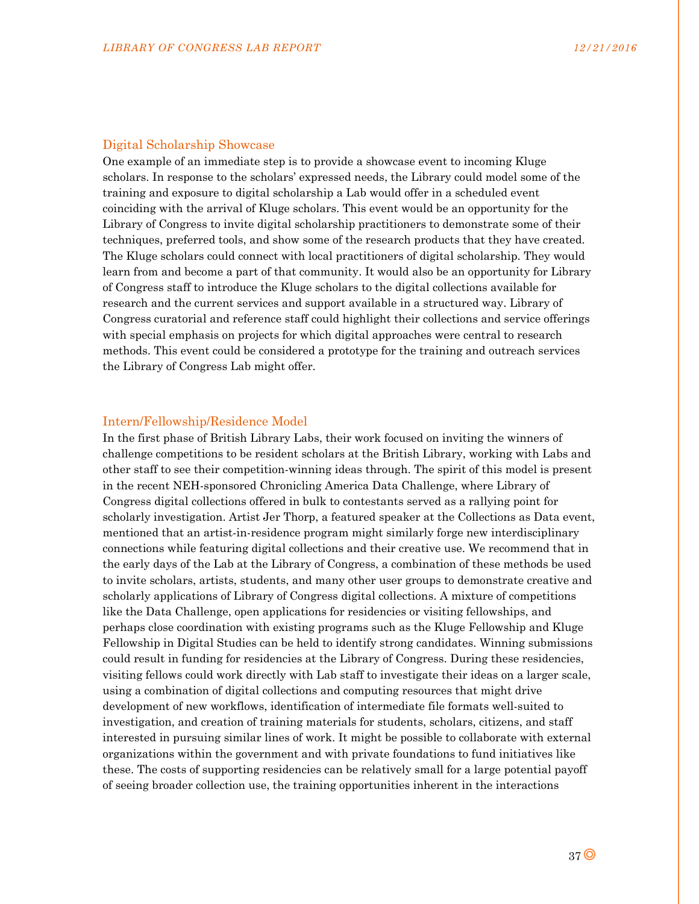## Digital Scholarship Showcase

One example of an immediate step is to provide a showcase event to incoming Kluge scholars. In response to the scholars' expressed needs, the Library could model some of the training and exposure to digital scholarship a Lab would offer in a scheduled event coinciding with the arrival of Kluge scholars. This event would be an opportunity for the Library of Congress to invite digital scholarship practitioners to demonstrate some of their techniques, preferred tools, and show some of the research products that they have created. The Kluge scholars could connect with local practitioners of digital scholarship. They would learn from and become a part of that community. It would also be an opportunity for Library of Congress staff to introduce the Kluge scholars to the digital collections available for research and the current services and support available in a structured way. Library of Congress curatorial and reference staff could highlight their collections and service offerings with special emphasis on projects for which digital approaches were central to research methods. This event could be considered a prototype for the training and outreach services the Library of Congress Lab might offer.

## Intern/Fellowship/Residence Model

In the first phase of British Library Labs, their work focused on inviting the winners of challenge competitions to be resident scholars at the British Library, working with Labs and other staff to see their competition-winning ideas through. The spirit of this model is present in the recent NEH-sponsored Chronicling America Data Challenge, where Library of Congress digital collections offered in bulk to contestants served as a rallying point for scholarly investigation. Artist Jer Thorp, a featured speaker at the Collections as Data event, mentioned that an artist-in-residence program might similarly forge new interdisciplinary connections while featuring digital collections and their creative use. We recommend that in the early days of the Lab at the Library of Congress, a combination of these methods be used to invite scholars, artists, students, and many other user groups to demonstrate creative and scholarly applications of Library of Congress digital collections. A mixture of competitions like the Data Challenge, open applications for residencies or visiting fellowships, and perhaps close coordination with existing programs such as the Kluge Fellowship and Kluge Fellowship in Digital Studies can be held to identify strong candidates. Winning submissions could result in funding for residencies at the Library of Congress. During these residencies, visiting fellows could work directly with Lab staff to investigate their ideas on a larger scale, using a combination of digital collections and computing resources that might drive development of new workflows, identification of intermediate file formats well-suited to investigation, and creation of training materials for students, scholars, citizens, and staff interested in pursuing similar lines of work. It might be possible to collaborate with external organizations within the government and with private foundations to fund initiatives like these. The costs of supporting residencies can be relatively small for a large potential payoff of seeing broader collection use, the training opportunities inherent in the interactions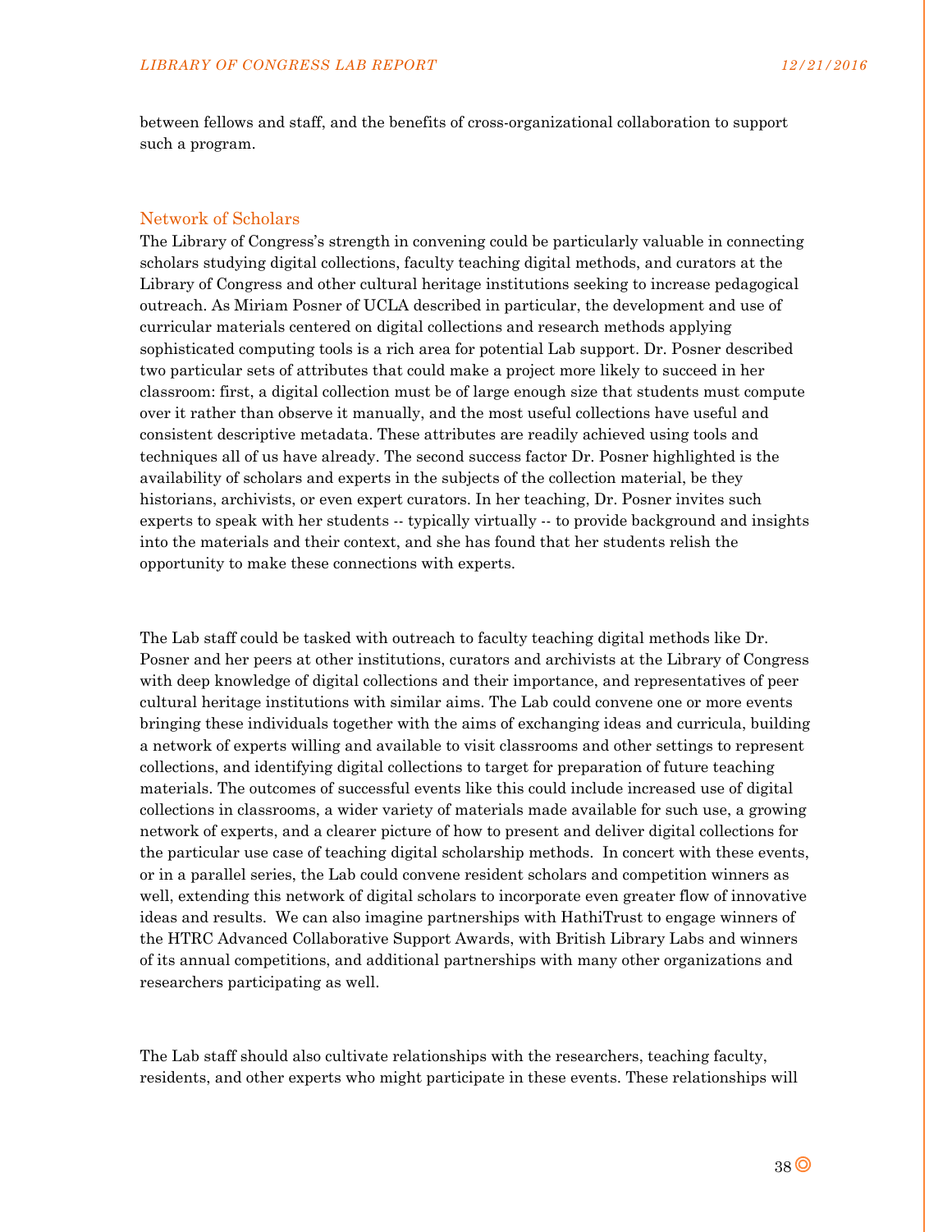between fellows and staff, and the benefits of cross-organizational collaboration to support such a program.

## Network of Scholars

The Library of Congress's strength in convening could be particularly valuable in connecting scholars studying digital collections, faculty teaching digital methods, and curators at the Library of Congress and other cultural heritage institutions seeking to increase pedagogical outreach. As Miriam Posner of UCLA described in particular, the development and use of curricular materials centered on digital collections and research methods applying sophisticated computing tools is a rich area for potential Lab support. Dr. Posner described two particular sets of attributes that could make a project more likely to succeed in her classroom: first, a digital collection must be of large enough size that students must compute over it rather than observe it manually, and the most useful collections have useful and consistent descriptive metadata. These attributes are readily achieved using tools and techniques all of us have already. The second success factor Dr. Posner highlighted is the availability of scholars and experts in the subjects of the collection material, be they historians, archivists, or even expert curators. In her teaching, Dr. Posner invites such experts to speak with her students -- typically virtually -- to provide background and insights into the materials and their context, and she has found that her students relish the opportunity to make these connections with experts.

The Lab staff could be tasked with outreach to faculty teaching digital methods like Dr. Posner and her peers at other institutions, curators and archivists at the Library of Congress with deep knowledge of digital collections and their importance, and representatives of peer cultural heritage institutions with similar aims. The Lab could convene one or more events bringing these individuals together with the aims of exchanging ideas and curricula, building a network of experts willing and available to visit classrooms and other settings to represent collections, and identifying digital collections to target for preparation of future teaching materials. The outcomes of successful events like this could include increased use of digital collections in classrooms, a wider variety of materials made available for such use, a growing network of experts, and a clearer picture of how to present and deliver digital collections for the particular use case of teaching digital scholarship methods. In concert with these events, or in a parallel series, the Lab could convene resident scholars and competition winners as well, extending this network of digital scholars to incorporate even greater flow of innovative ideas and results. We can also imagine partnerships with HathiTrust to engage winners of the HTRC Advanced Collaborative Support Awards, with British Library Labs and winners of its annual competitions, and additional partnerships with many other organizations and researchers participating as well.

The Lab staff should also cultivate relationships with the researchers, teaching faculty, residents, and other experts who might participate in these events. These relationships will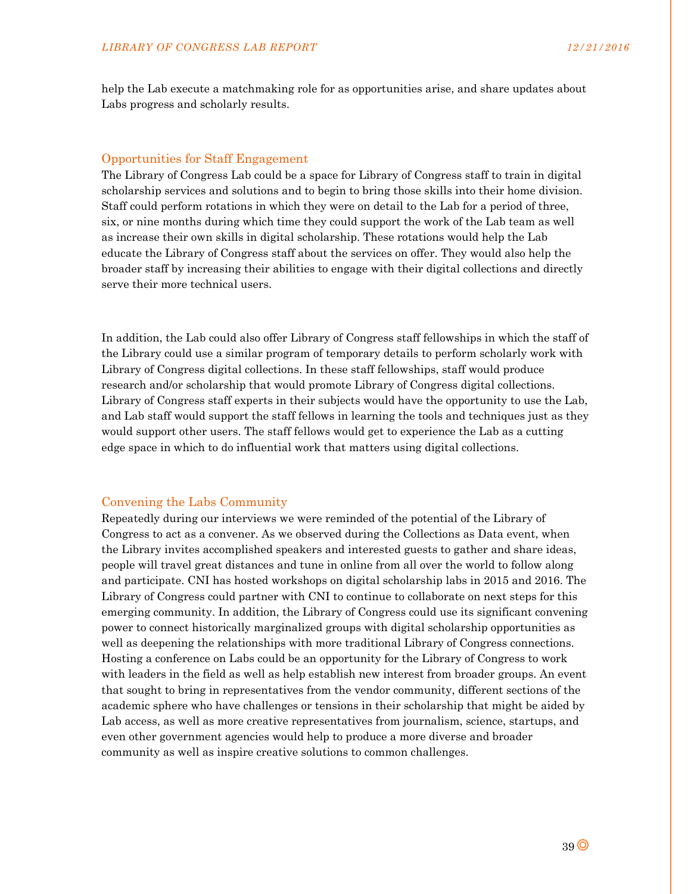help the Lab execute a matchmaking role for as opportunities arise, and share updates about Labs progress and scholarly results.

## Opportunities for Staff Engagement

The Library of Congress Lab could be a space for Library of Congress staff to train in digital scholarship services and solutions and to begin to bring those skills into their home division. Staff could perform rotations in which they were on detail to the Lab for a period of three, six, or nine months during which time they could support the work of the Lab team as well as increase their own skills in digital scholarship. These rotations would help the Lab educate the Library of Congress staff about the services on offer. They would also help the broader staff by increasing their abilities to engage with their digital collections and directly serve their more technical users.

In addition, the Lab could also offer Library of Congress staff fellowships in which the staff of the Library could use a similar program of temporary details to perform scholarly work with Library of Congress digital collections. In these staff fellowships, staff would produce research and/or scholarship that would promote Library of Congress digital collections. Library of Congress staff experts in their subjects would have the opportunity to use the Lab, and Lab staff would support the staff fellows in learning the tools and techniques just as they would support other users. The staff fellows would get to experience the Lab as a cutting edge space in which to do influential work that matters using digital collections.

## Convening the Labs Community

Repeatedly during our interviews we were reminded of the potential of the Library of Congress to act as a convener. As we observed during the Collections as Data event, when the Library invites accomplished speakers and interested guests to gather and share ideas, people will travel great distances and tune in online from all over the world to follow along and participate. CNI has hosted workshops on digital scholarship labs in 2015 and 2016. The Library of Congress could partner with CNI to continue to collaborate on next steps for this emerging community. In addition, the Library of Congress could use its significant convening power to connect historically marginalized groups with digital scholarship opportunities as well as deepening the relationships with more traditional Library of Congress connections. Hosting a conference on Labs could be an opportunity for the Library of Congress to work with leaders in the field as well as help establish new interest from broader groups. An event that sought to bring in representatives from the vendor community, different sections of the academic sphere who have challenges or tensions in their scholarship that might be aided by Lab access, as well as more creative representatives from journalism, science, startups, and even other government agencies would help to produce a more diverse and broader community as well as inspire creative solutions to common challenges.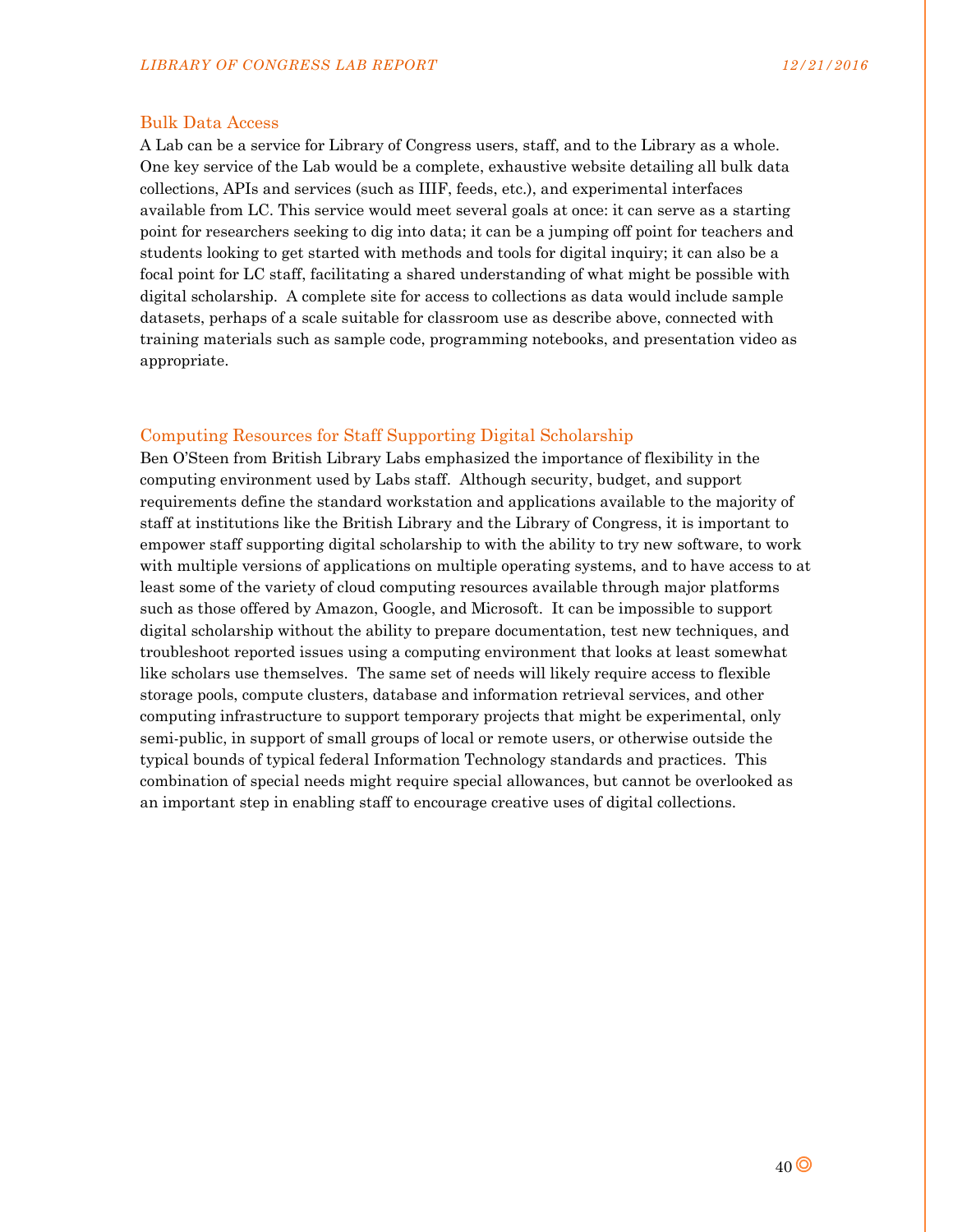## Bulk Data Access

A Lab can be a service for Library of Congress users, staff, and to the Library as a whole. One key service of the Lab would be a complete, exhaustive website detailing all bulk data collections, APIs and services (such as IIIF, feeds, etc.), and experimental interfaces available from LC. This service would meet several goals at once: it can serve as a starting point for researchers seeking to dig into data; it can be a jumping off point for teachers and students looking to get started with methods and tools for digital inquiry; it can also be a focal point for LC staff, facilitating a shared understanding of what might be possible with digital scholarship. A complete site for access to collections as data would include sample datasets, perhaps of a scale suitable for classroom use as describe above, connected with training materials such as sample code, programming notebooks, and presentation video as appropriate.

## Computing Resources for Staff Supporting Digital Scholarship

Ben O'Steen from British Library Labs emphasized the importance of flexibility in the computing environment used by Labs staff. Although security, budget, and support requirements define the standard workstation and applications available to the majority of staff at institutions like the British Library and the Library of Congress, it is important to empower staff supporting digital scholarship to with the ability to try new software, to work with multiple versions of applications on multiple operating systems, and to have access to at least some of the variety of cloud computing resources available through major platforms such as those offered by Amazon, Google, and Microsoft. It can be impossible to support digital scholarship without the ability to prepare documentation, test new techniques, and troubleshoot reported issues using a computing environment that looks at least somewhat like scholars use themselves. The same set of needs will likely require access to flexible storage pools, compute clusters, database and information retrieval services, and other computing infrastructure to support temporary projects that might be experimental, only semi-public, in support of small groups of local or remote users, or otherwise outside the typical bounds of typical federal Information Technology standards and practices. This combination of special needs might require special allowances, but cannot be overlooked as an important step in enabling staff to encourage creative uses of digital collections.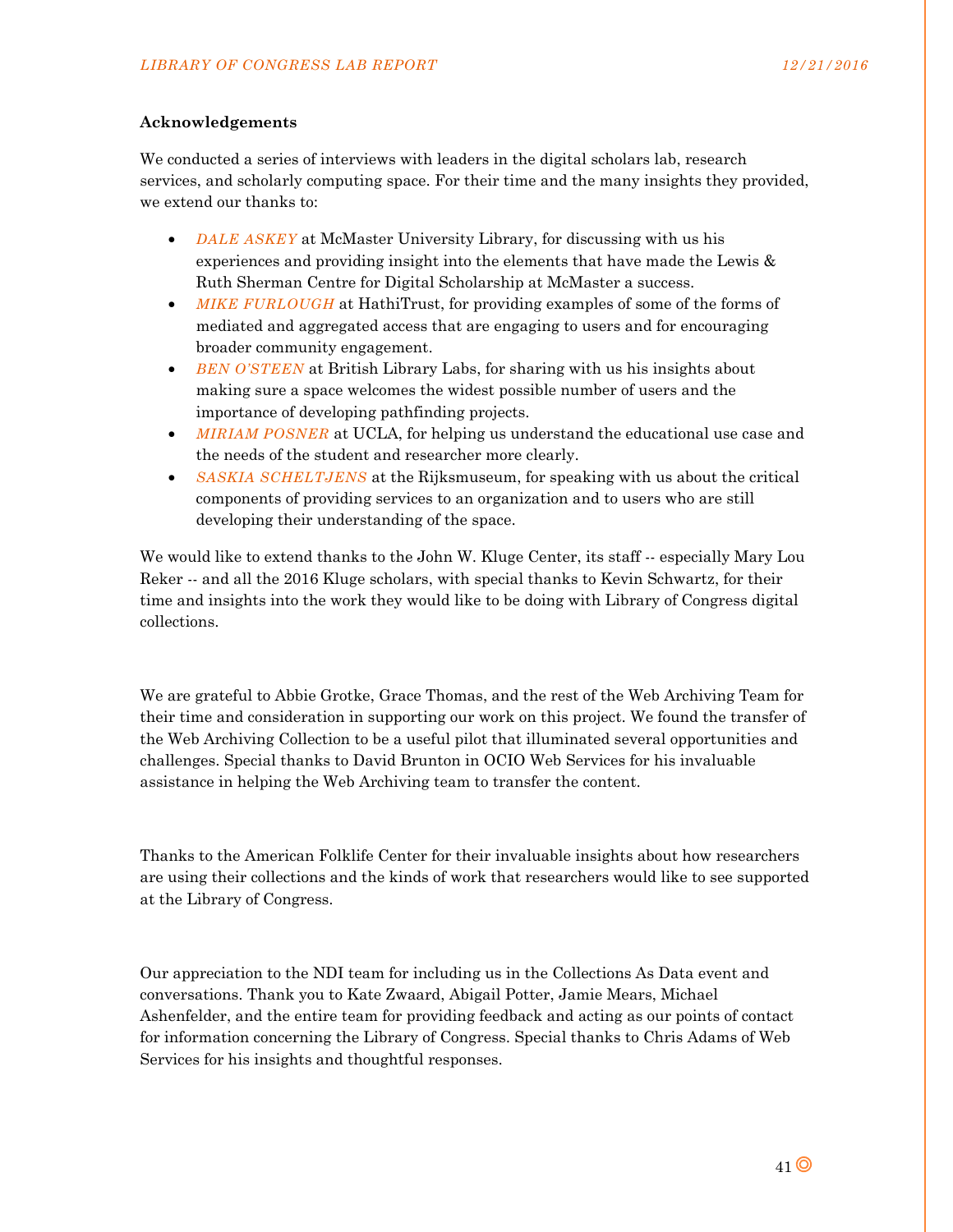**Acknowledgements**

We conducted a series of interviews with leaders in the digital scholars lab, research services, and scholarly computing space. For their time and the many insights they provided, we extend our thanks to:

- *DALE ASKEY* at McMaster University Library, for discussing with us his experiences and providing insight into the elements that have made the Lewis & Ruth Sherman Centre for Digital Scholarship at McMaster a success.
- *MIKE FURLOUGH* at HathiTrust, for providing examples of some of the forms of mediated and aggregated access that are engaging to users and for encouraging broader community engagement.
- *BEN O'STEEN* at British Library Labs, for sharing with us his insights about making sure a space welcomes the widest possible number of users and the importance of developing pathfinding projects.
- *MIRIAM POSNER* at UCLA, for helping us understand the educational use case and the needs of the student and researcher more clearly.
- *SASKIA SCHELTJENS* at the Rijksmuseum, for speaking with us about the critical components of providing services to an organization and to users who are still developing their understanding of the space.

We would like to extend thanks to the John W. Kluge Center, its staff -- especially Mary Lou Reker -- and all the 2016 Kluge scholars, with special thanks to Kevin Schwartz, for their time and insights into the work they would like to be doing with Library of Congress digital collections.

We are grateful to Abbie Grotke, Grace Thomas, and the rest of the Web Archiving Team for their time and consideration in supporting our work on this project. We found the transfer of the Web Archiving Collection to be a useful pilot that illuminated several opportunities and challenges. Special thanks to David Brunton in OCIO Web Services for his invaluable assistance in helping the Web Archiving team to transfer the content.

Thanks to the American Folklife Center for their invaluable insights about how researchers are using their collections and the kinds of work that researchers would like to see supported at the Library of Congress.

Our appreciation to the NDI team for including us in the Collections As Data event and conversations. Thank you to Kate Zwaard, Abigail Potter, Jamie Mears, Michael Ashenfelder, and the entire team for providing feedback and acting as our points of contact for information concerning the Library of Congress. Special thanks to Chris Adams of Web Services for his insights and thoughtful responses.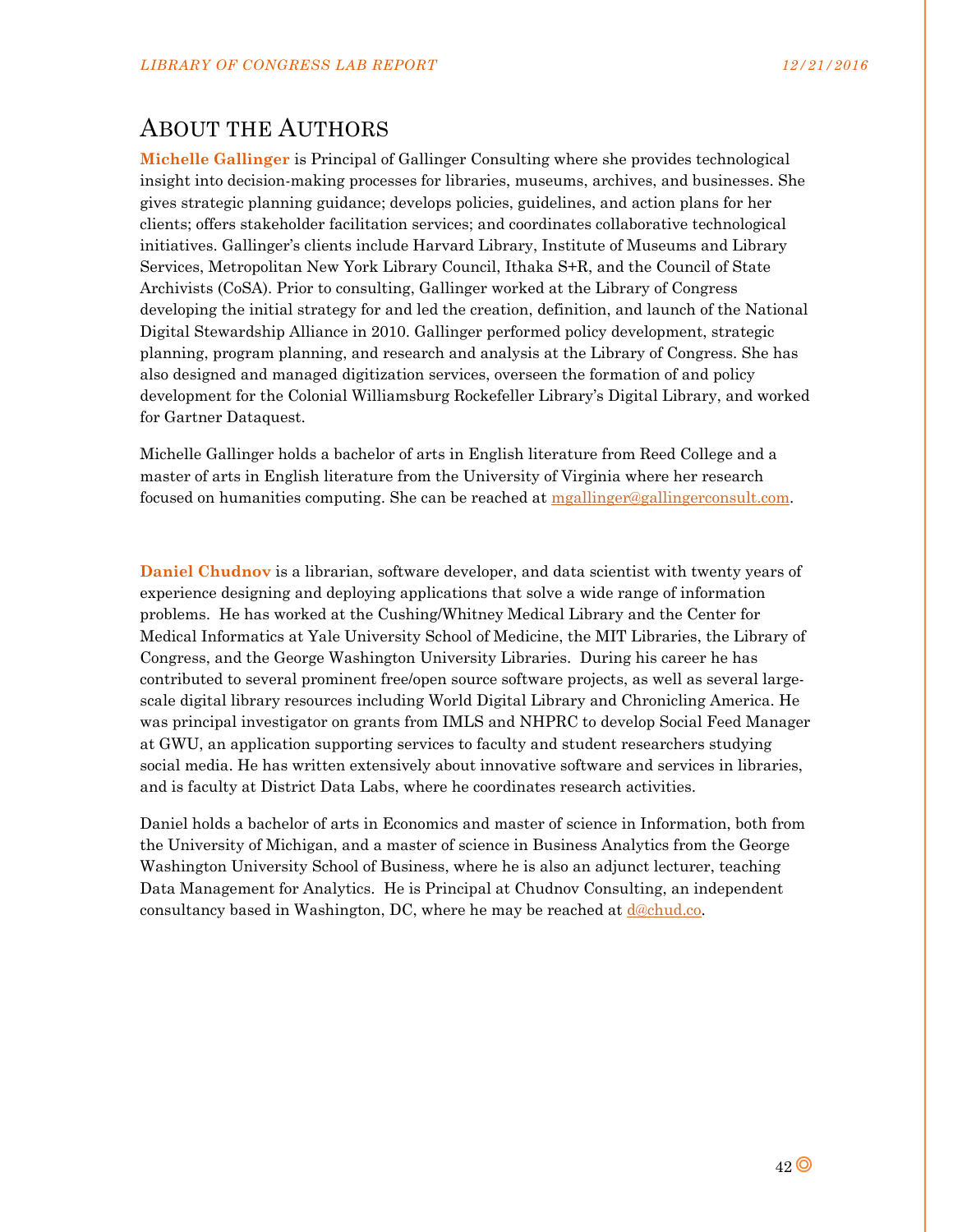# About the Authors

**Michelle Gallinger** is Principal of Gallinger Consulting where she provides technological insight into decision-making processes for libraries, museums, archives, and businesses. She gives strategic planning guidance; develops policies, guidelines, and action plans for her clients; offers stakeholder facilitation services; and coordinates collaborative technological initiatives. Gallinger's clients include Harvard Library, Institute of Museums and Library Services, Metropolitan New York Library Council, Ithaka S+R, and the Council of State Archivists (CoSA). Prior to consulting, Gallinger worked at the Library of Congress developing the initial strategy for and led the creation, definition, and launch of the National Digital Stewardship Alliance in 2010. Gallinger performed policy development, strategic planning, program planning, and research and analysis at the Library of Congress. She has also designed and managed digitization services, overseen the formation of and policy development for the Colonial Williamsburg Rockefeller Library's Digital Library, and worked for Gartner Dataquest.

Michelle Gallinger holds a bachelor of arts in English literature from Reed College and a master of arts in English literature from the University of Virginia where her research focused on humanities computing. She can be reached at mgallinger@gallingerconsult.com.

**Daniel Chudnov** is a librarian, software developer, and data scientist with twenty years of experience designing and deploying applications that solve a wide range of information problems. He has worked at the Cushing/Whitney Medical Library and the Center for Medical Informatics at Yale University School of Medicine, the MIT Libraries, the Library of Congress, and the George Washington University Libraries. During his career he has contributed to several prominent free/open source software projects, as well as several large-scale digital library resources including World Digital Library and Chronicling America. He was principal investigator on grants from IMLS and NHPRC to develop Social Feed Manager at GWU, an application supporting services to faculty and student researchers studying social media. He has written extensively about innovative software and services in libraries, and is faculty at District Data Labs, where he coordinates research activities.

Daniel holds a bachelor of arts in Economics and master of science in Information, both from the University of Michigan, and a master of science in Business Analytics from the George Washington University School of Business, where he is also an adjunct lecturer, teaching Data Management for Analytics. He is Principal at Chudnov Consulting, an independent consultancy based in Washington, DC, where he may be reached at d@chud.co.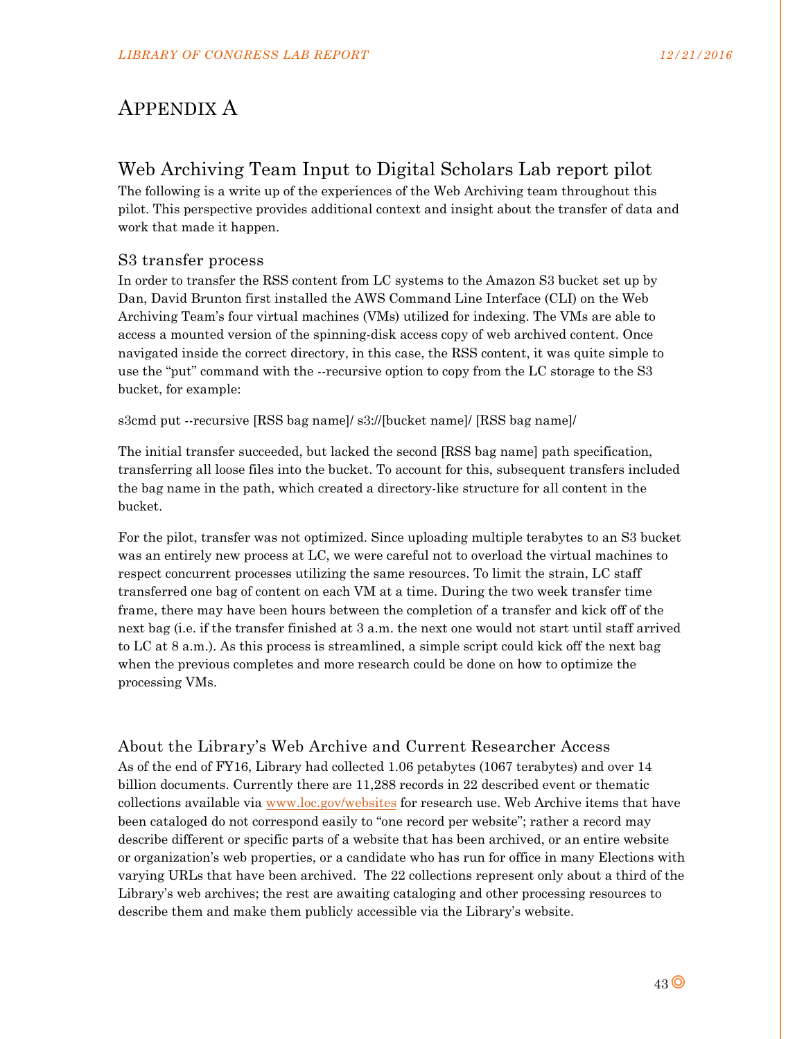# Appendix A

## Web Archiving Team Input to Digital Scholars Lab report pilot

The following is a write up of the experiences of the Web Archiving team throughout this pilot. This perspective provides additional context and insight about the transfer of data and work that made it happen.

### S3 transfer process

In order to transfer the RSS content from LC systems to the Amazon S3 bucket set up by Dan, David Brunton first installed the AWS Command Line Interface (CLI) on the Web Archiving Team's four virtual machines (VMs) utilized for indexing. The VMs are able to access a mounted version of the spinning-disk access copy of web archived content. Once navigated inside the correct directory, in this case, the RSS content, it was quite simple to use the "put" command with the --recursive option to copy from the LC storage to the S3 bucket, for example:

```
s3cmd put --recursive [RSS bag name]/ s3://[bucket name]/ [RSS bag name]/
```

The initial transfer succeeded, but lacked the second [RSS bag name] path specification, transferring all loose files into the bucket. To account for this, subsequent transfers included the bag name in the path, which created a directory-like structure for all content in the bucket.

For the pilot, transfer was not optimized. Since uploading multiple terabytes to an S3 bucket was an entirely new process at LC, we were careful not to overload the virtual machines to respect concurrent processes utilizing the same resources. To limit the strain, LC staff transferred one bag of content on each VM at a time. During the two week transfer time frame, there may have been hours between the completion of a transfer and kick off of the next bag (i.e. if the transfer finished at 3 a.m. the next one would not start until staff arrived to LC at 8 a.m.). As this process is streamlined, a simple script could kick off the next bag when the previous completes and more research could be done on how to optimize the processing VMs.

### About the Library's Web Archive and Current Researcher Access

As of the end of FY16, Library had collected 1.06 petabytes (1067 terabytes) and over 14 billion documents. Currently there are 11,288 records in 22 described event or thematic collections available via [www.loc.gov/websites](www.loc.gov/websites) for research use. Web Archive items that have been cataloged do not correspond easily to "one record per website"; rather a record may describe different or specific parts of a website that has been archived, or an entire website or organization's web properties, or a candidate who has run for office in many Elections with varying URLs that have been archived. The 22 collections represent only about a third of the Library's web archives; the rest are awaiting cataloging and other processing resources to describe them and make them publicly accessible via the Library's website.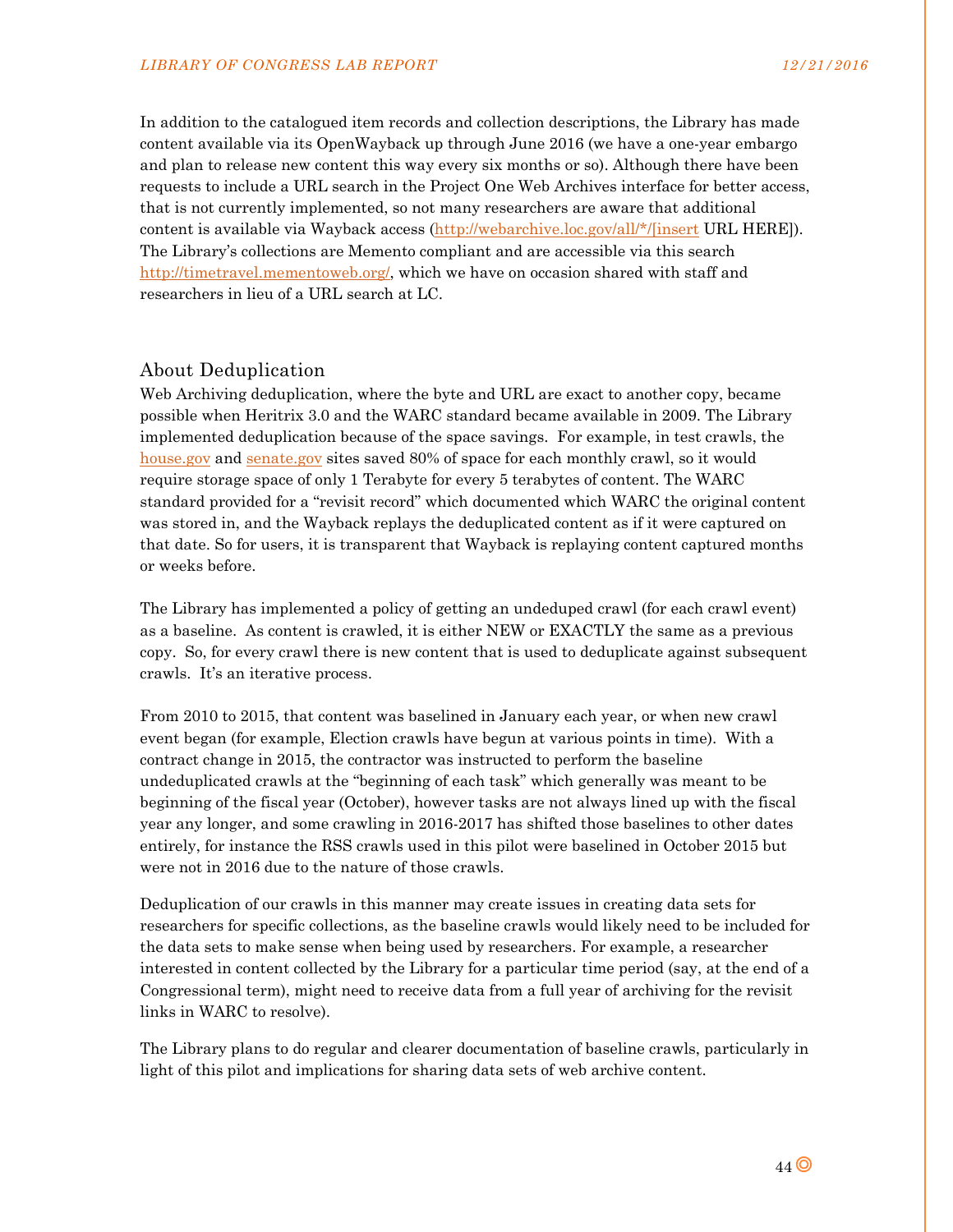In addition to the catalogued item records and collection descriptions, the Library has made content available via its OpenWayback up through June 2016 (we have a one-year embargo and plan to release new content this way every six months or so). Although there have been requests to include a URL search in the Project One Web Archives interface for better access, that is not currently implemented, so not many researchers are aware that additional content is available via Wayback access (http://webarchive.loc.gov/all/*/[insert URL HERE]). The Library's collections are Memento compliant and are accessible via this search http://timetravel.mementoweb.org/, which we have on occasion shared with staff and researchers in lieu of a URL search at LC.

## About Deduplication

Web Archiving deduplication, where the byte and URL are exact to another copy, became possible when Heritrix 3.0 and the WARC standard became available in 2009. The Library implemented deduplication because of the space savings. For example, in test crawls, the house.gov and senate.gov sites saved 80% of space for each monthly crawl, so it would require storage space of only 1 Terabyte for every 5 terabytes of content. The WARC standard provided for a "revisit record" which documented which WARC the original content was stored in, and the Wayback replays the deduplicated content as if it were captured on that date. So for users, it is transparent that Wayback is replaying content captured months or weeks before.

The Library has implemented a policy of getting an undeduped crawl (for each crawl event) as a baseline. As content is crawled, it is either NEW or EXACTLY the same as a previous copy. So, for every crawl there is new content that is used to deduplicate against subsequent crawls. It's an iterative process.

From 2010 to 2015, that content was baselined in January each year, or when new crawl event began (for example, Election crawls have begun at various points in time). With a contract change in 2015, the contractor was instructed to perform the baseline undeduplicated crawls at the "beginning of each task" which generally was meant to be beginning of the fiscal year (October), however tasks are not always lined up with the fiscal year any longer, and some crawling in 2016-2017 has shifted those baselines to other dates entirely, for instance the RSS crawls used in this pilot were baselined in October 2015 but were not in 2016 due to the nature of those crawls.

Deduplication of our crawls in this manner may create issues in creating data sets for researchers for specific collections, as the baseline crawls would likely need to be included for the data sets to make sense when being used by researchers. For example, a researcher interested in content collected by the Library for a particular time period (say, at the end of a Congressional term), might need to receive data from a full year of archiving for the revisit links in WARC to resolve).

The Library plans to do regular and clearer documentation of baseline crawls, particularly in light of this pilot and implications for sharing data sets of web archive content.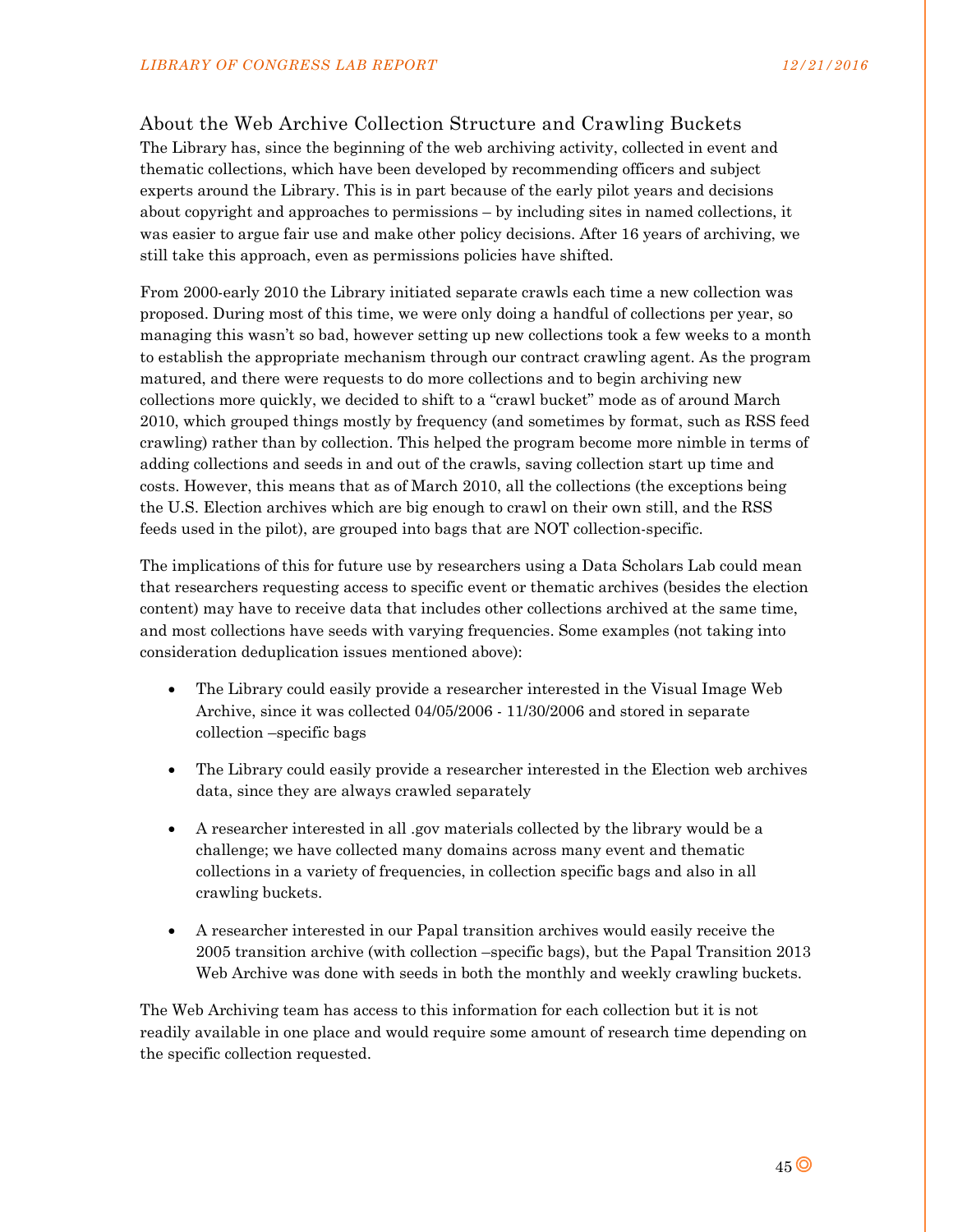## About the Web Archive Collection Structure and Crawling Buckets

The Library has, since the beginning of the web archiving activity, collected in event and thematic collections, which have been developed by recommending officers and subject experts around the Library. This is in part because of the early pilot years and decisions about copyright and approaches to permissions – by including sites in named collections, it was easier to argue fair use and make other policy decisions. After 16 years of archiving, we still take this approach, even as permissions policies have shifted.

From 2000-early 2010 the Library initiated separate crawls each time a new collection was proposed. During most of this time, we were only doing a handful of collections per year, so managing this wasn't so bad, however setting up new collections took a few weeks to a month to establish the appropriate mechanism through our contract crawling agent. As the program matured, and there were requests to do more collections and to begin archiving new collections more quickly, we decided to shift to a "crawl bucket" mode as of around March 2010, which grouped things mostly by frequency (and sometimes by format, such as RSS feed crawling) rather than by collection. This helped the program become more nimble in terms of adding collections and seeds in and out of the crawls, saving collection start up time and costs. However, this means that as of March 2010, all the collections (the exceptions being the U.S. Election archives which are big enough to crawl on their own still, and the RSS feeds used in the pilot), are grouped into bags that are NOT collection-specific.

The implications of this for future use by researchers using a Data Scholars Lab could mean that researchers requesting access to specific event or thematic archives (besides the election content) may have to receive data that includes other collections archived at the same time, and most collections have seeds with varying frequencies. Some examples (not taking into consideration deduplication issues mentioned above):

- The Library could easily provide a researcher interested in the Visual Image Web Archive, since it was collected 04/05/2006 - 11/30/2006 and stored in separate collection –specific bags
- The Library could easily provide a researcher interested in the Election web archives data, since they are always crawled separately
- A researcher interested in all .gov materials collected by the library would be a challenge; we have collected many domains across many event and thematic collections in a variety of frequencies, in collection specific bags and also in all crawling buckets.
- A researcher interested in our Papal transition archives would easily receive the 2005 transition archive (with collection –specific bags), but the Papal Transition 2013 Web Archive was done with seeds in both the monthly and weekly crawling buckets.

The Web Archiving team has access to this information for each collection but it is not readily available in one place and would require some amount of research time depending on the specific collection requested.